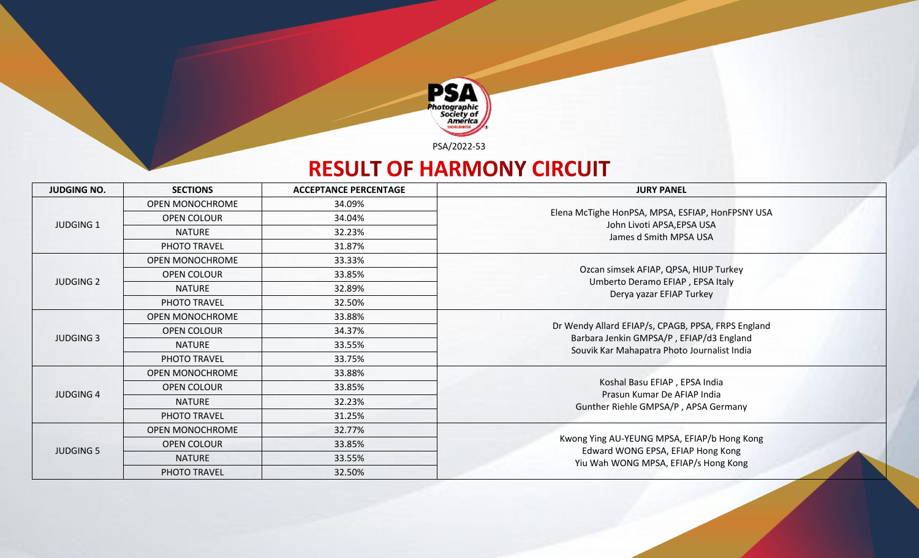PSA/2022-53

# RESULT OF HARMONY CIRCUIT

| JUDGING NO. | SECTIONS | ACCEPTANCE PERCENTAGE | JURY PANEL |
|---|---|---|---|
| JUDGING 1 | OPEN MONOCHROME | 34.09% | Elena McTighe HonPSA, MPSA, ESFIAP, HonFPSNY USA<br>John Livoti APSA,EPSA USA<br>James d Smith MPSA USA |
| | OPEN COLOUR | 34.04% | |
| | NATURE | 32.23% | |
| | PHOTO TRAVEL | 31.87% | |
| JUDGING 2 | OPEN MONOCHROME | 33.33% | Ozcan simsek AFIAP, QPSA, HIUP Turkey<br>Umberto Deramo EFIAP , EPSA Italy<br>Derya yazar EFIAP Turkey |
| | OPEN COLOUR | 33.85% | |
| | NATURE | 32.89% | |
| | PHOTO TRAVEL | 32.50% | |
| JUDGING 3 | OPEN MONOCHROME | 33.88% | Dr Wendy Allard EFIAP/s, CPAGB, PPSA, FRPS England<br>Barbara Jenkin GMPSA/P , EFIAP/d3 England<br>Souvik Kar Mahapatra Photo Journalist India |
| | OPEN COLOUR | 34.37% | |
| | NATURE | 33.55% | |
| | PHOTO TRAVEL | 33.75% | |
| JUDGING 4 | OPEN MONOCHROME | 33.88% | Koshal Basu EFIAP , EPSA India<br>Prasun Kumar De AFIAP India<br>Gunther Riehle GMPSA/P , APSA Germany |
| | OPEN COLOUR | 33.85% | |
| | NATURE | 32.23% | |
| | PHOTO TRAVEL | 31.25% | |
| JUDGING 5 | OPEN MONOCHROME | 32.77% | Kwong Ying AU-YEUNG MPSA, EFIAP/b Hong Kong<br>Edward WONG EPSA, EFIAP Hong Kong<br>Yiu Wah WONG MPSA, EFIAP/s Hong Kong |
| | OPEN COLOUR | 33.85% | |
| | NATURE | 33.55% | |
| | PHOTO TRAVEL | 32.50% | |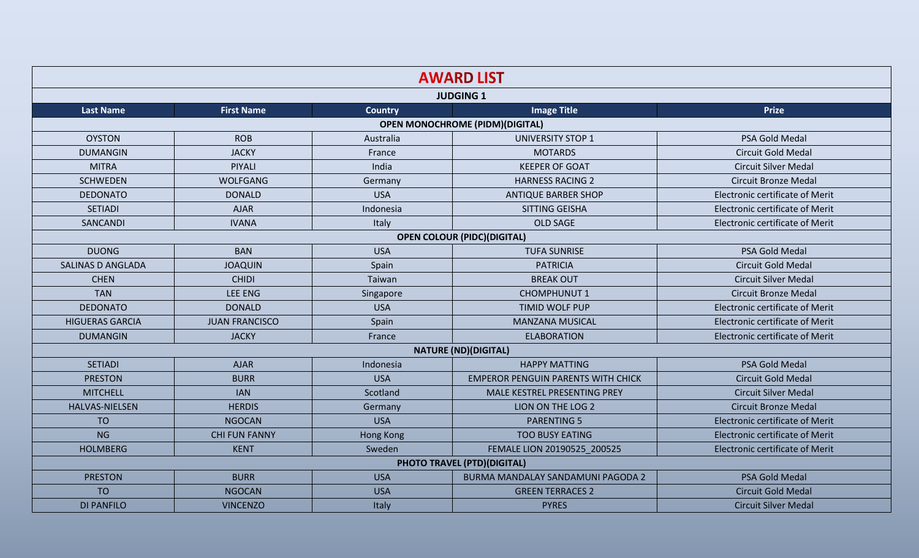# AWARD LIST

## JUDGING 1

| Last Name | First Name | Country | Image Title | Prize |
|---|---|---|---|---|
| **OPEN MONOCHROME (PIDM)(DIGITAL)** | | | | |
| OYSTON | ROB | Australia | UNIVERSITY STOP 1 | PSA Gold Medal |
| DUMANGIN | JACKY | France | MOTARDS | Circuit Gold Medal |
| MITRA | PIYALI | India | KEEPER OF GOAT | Circuit Silver Medal |
| SCHWEDEN | WOLFGANG | Germany | HARNESS RACING 2 | Circuit Bronze Medal |
| DEDONATO | DONALD | USA | ANTIQUE BARBER SHOP | Electronic certificate of Merit |
| SETIADI | AJAR | Indonesia | SITTING GEISHA | Electronic certificate of Merit |
| SANCANDI | IVANA | Italy | OLD SAGE | Electronic certificate of Merit |
| **OPEN COLOUR (PIDC)(DIGITAL)** | | | | |
| DUONG | BAN | USA | TUFA SUNRISE | PSA Gold Medal |
| SALINAS D ANGLADA | JOAQUIN | Spain | PATRICIA | Circuit Gold Medal |
| CHEN | CHIDI | Taiwan | BREAK OUT | Circuit Silver Medal |
| TAN | LEE ENG | Singapore | CHOMPHUNUT 1 | Circuit Bronze Medal |
| DEDONATO | DONALD | USA | TIMID WOLF PUP | Electronic certificate of Merit |
| HIGUERAS GARCIA | JUAN FRANCISCO | Spain | MANZANA MUSICAL | Electronic certificate of Merit |
| DUMANGIN | JACKY | France | ELABORATION | Electronic certificate of Merit |
| **NATURE (ND)(DIGITAL)** | | | | |
| SETIADI | AJAR | Indonesia | HAPPY MATTING | PSA Gold Medal |
| PRESTON | BURR | USA | EMPEROR PENGUIN PARENTS WITH CHICK | Circuit Gold Medal |
| MITCHELL | IAN | Scotland | MALE KESTREL PRESENTING PREY | Circuit Silver Medal |
| HALVAS-NIELSEN | HERDIS | Germany | LION ON THE LOG 2 | Circuit Bronze Medal |
| TO | NGOCAN | USA | PARENTING 5 | Electronic certificate of Merit |
| NG | CHI FUN FANNY | Hong Kong | TOO BUSY EATING | Electronic certificate of Merit |
| HOLMBERG | KENT | Sweden | FEMALE LION 20190525_200525 | Electronic certificate of Merit |
| **PHOTO TRAVEL (PTD)(DIGITAL)** | | | | |
| PRESTON | BURR | USA | BURMA MANDALAY SANDAMUNI PAGODA 2 | PSA Gold Medal |
| TO | NGOCAN | USA | GREEN TERRACES 2 | Circuit Gold Medal |
| DI PANFILO | VINCENZO | Italy | PYRES | Circuit Silver Medal |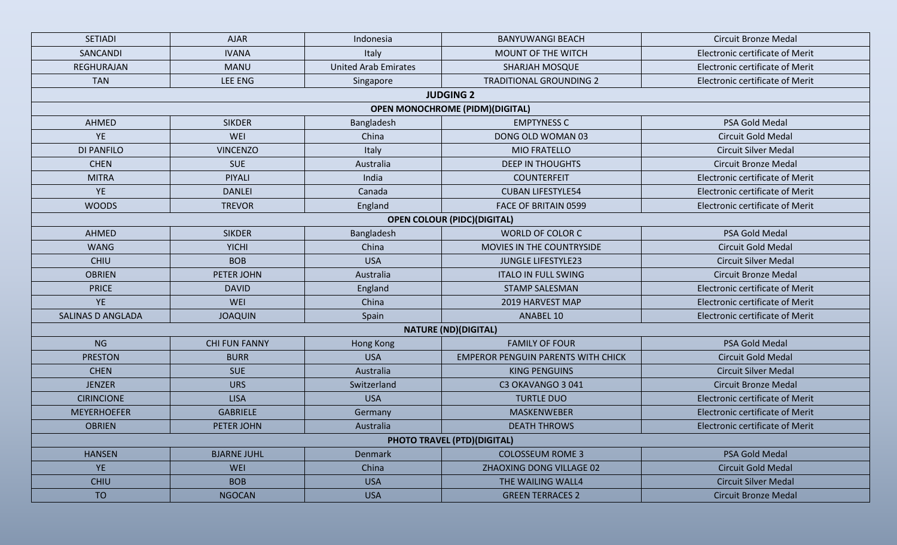| | | | | |
|---|---|---|---|---|
| SETIADI | AJAR | Indonesia | BANYUWANGI BEACH | Circuit Bronze Medal |
| SANCANDI | IVANA | Italy | MOUNT OF THE WITCH | Electronic certificate of Merit |
| REGHURAJAN | MANU | United Arab Emirates | SHARJAH MOSQUE | Electronic certificate of Merit |
| TAN | LEE ENG | Singapore | TRADITIONAL GROUNDING 2 | Electronic certificate of Merit |
| **JUDGING 2** | | | | |
| **OPEN MONOCHROME (PIDM)(DIGITAL)** | | | | |
| AHMED | SIKDER | Bangladesh | EMPTYNESS C | PSA Gold Medal |
| YE | WEI | China | DONG OLD WOMAN 03 | Circuit Gold Medal |
| DI PANFILO | VINCENZO | Italy | MIO FRATELLO | Circuit Silver Medal |
| CHEN | SUE | Australia | DEEP IN THOUGHTS | Circuit Bronze Medal |
| MITRA | PIYALI | India | COUNTERFEIT | Electronic certificate of Merit |
| YE | DANLEI | Canada | CUBAN LIFESTYLE54 | Electronic certificate of Merit |
| WOODS | TREVOR | England | FACE OF BRITAIN 0599 | Electronic certificate of Merit |
| **OPEN COLOUR (PIDC)(DIGITAL)** | | | | |
| AHMED | SIKDER | Bangladesh | WORLD OF COLOR C | PSA Gold Medal |
| WANG | YICHI | China | MOVIES IN THE COUNTRYSIDE | Circuit Gold Medal |
| CHIU | BOB | USA | JUNGLE LIFESTYLE23 | Circuit Silver Medal |
| OBRIEN | PETER JOHN | Australia | ITALO IN FULL SWING | Circuit Bronze Medal |
| PRICE | DAVID | England | STAMP SALESMAN | Electronic certificate of Merit |
| YE | WEI | China | 2019 HARVEST MAP | Electronic certificate of Merit |
| SALINAS D ANGLADA | JOAQUIN | Spain | ANABEL 10 | Electronic certificate of Merit |
| **NATURE (ND)(DIGITAL)** | | | | |
| NG | CHI FUN FANNY | Hong Kong | FAMILY OF FOUR | PSA Gold Medal |
| PRESTON | BURR | USA | EMPEROR PENGUIN PARENTS WITH CHICK | Circuit Gold Medal |
| CHEN | SUE | Australia | KING PENGUINS | Circuit Silver Medal |
| JENZER | URS | Switzerland | C3 OKAVANGO 3 041 | Circuit Bronze Medal |
| CIRINCIONE | LISA | USA | TURTLE DUO | Electronic certificate of Merit |
| MEYERHOEFER | GABRIELE | Germany | MASKENWEBER | Electronic certificate of Merit |
| OBRIEN | PETER JOHN | Australia | DEATH THROWS | Electronic certificate of Merit |
| **PHOTO TRAVEL (PTD)(DIGITAL)** | | | | |
| HANSEN | BJARNE JUHL | Denmark | COLOSSEUM ROME 3 | PSA Gold Medal |
| YE | WEI | China | ZHAOXING DONG VILLAGE 02 | Circuit Gold Medal |
| CHIU | BOB | USA | THE WAILING WALL4 | Circuit Silver Medal |
| TO | NGOCAN | USA | GREEN TERRACES 2 | Circuit Bronze Medal |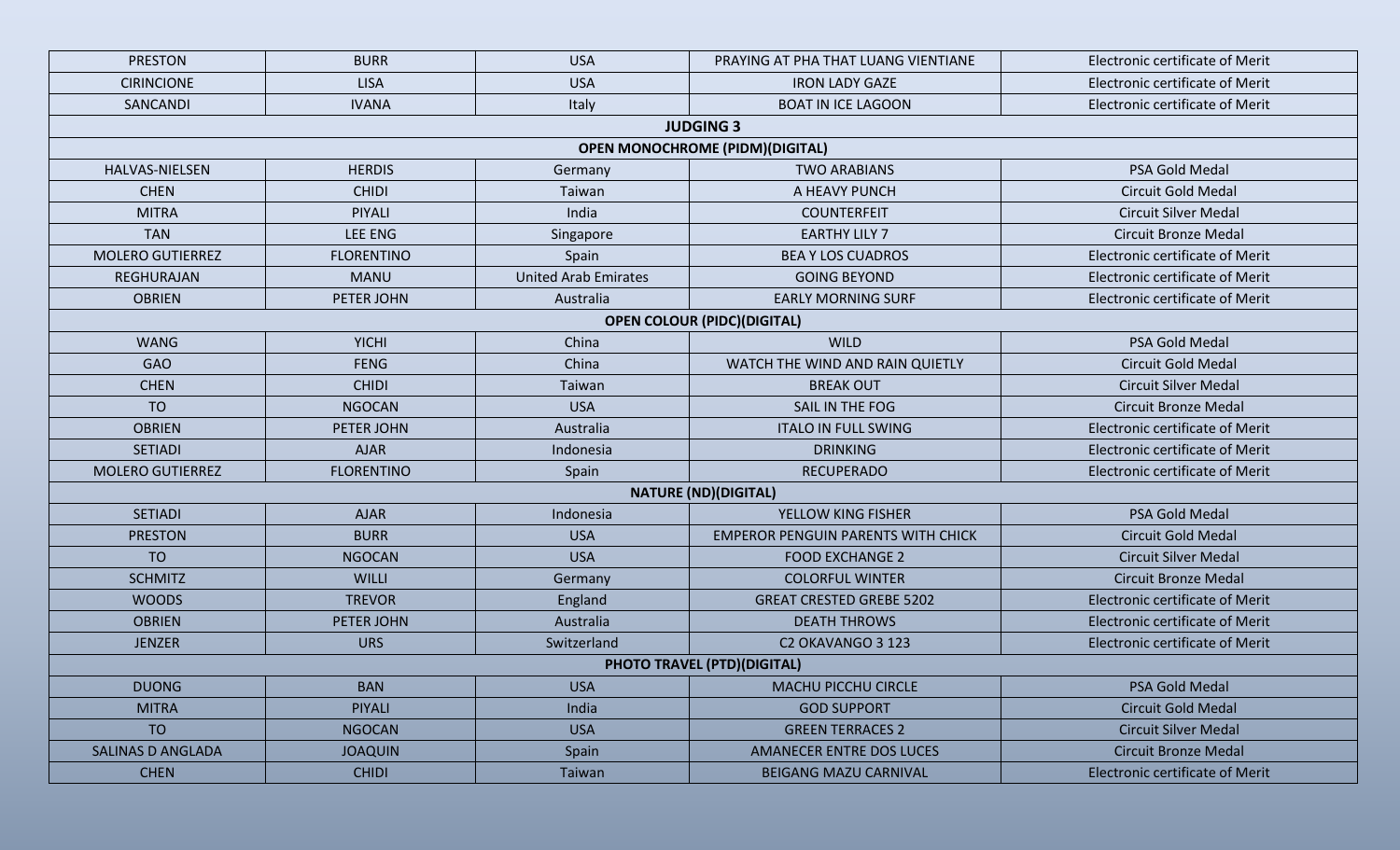| | | | | |
|---|---|---|---|---|
| PRESTON | BURR | USA | PRAYING AT PHA THAT LUANG VIENTIANE | Electronic certificate of Merit |
| CIRINCIONE | LISA | USA | IRON LADY GAZE | Electronic certificate of Merit |
| SANCANDI | IVANA | Italy | BOAT IN ICE LAGOON | Electronic certificate of Merit |
| **JUDGING 3** | | | | |
| **OPEN MONOCHROME (PIDM)(DIGITAL)** | | | | |
| HALVAS-NIELSEN | HERDIS | Germany | TWO ARABIANS | PSA Gold Medal |
| CHEN | CHIDI | Taiwan | A HEAVY PUNCH | Circuit Gold Medal |
| MITRA | PIYALI | India | COUNTERFEIT | Circuit Silver Medal |
| TAN | LEE ENG | Singapore | EARTHY LILY 7 | Circuit Bronze Medal |
| MOLERO GUTIERREZ | FLORENTINO | Spain | BEA Y LOS CUADROS | Electronic certificate of Merit |
| REGHURAJAN | MANU | United Arab Emirates | GOING BEYOND | Electronic certificate of Merit |
| OBRIEN | PETER JOHN | Australia | EARLY MORNING SURF | Electronic certificate of Merit |
| **OPEN COLOUR (PIDC)(DIGITAL)** | | | | |
| WANG | YICHI | China | WILD | PSA Gold Medal |
| GAO | FENG | China | WATCH THE WIND AND RAIN QUIETLY | Circuit Gold Medal |
| CHEN | CHIDI | Taiwan | BREAK OUT | Circuit Silver Medal |
| TO | NGOCAN | USA | SAIL IN THE FOG | Circuit Bronze Medal |
| OBRIEN | PETER JOHN | Australia | ITALO IN FULL SWING | Electronic certificate of Merit |
| SETIADI | AJAR | Indonesia | DRINKING | Electronic certificate of Merit |
| MOLERO GUTIERREZ | FLORENTINO | Spain | RECUPERADO | Electronic certificate of Merit |
| **NATURE (ND)(DIGITAL)** | | | | |
| SETIADI | AJAR | Indonesia | YELLOW KING FISHER | PSA Gold Medal |
| PRESTON | BURR | USA | EMPEROR PENGUIN PARENTS WITH CHICK | Circuit Gold Medal |
| TO | NGOCAN | USA | FOOD EXCHANGE 2 | Circuit Silver Medal |
| SCHMITZ | WILLI | Germany | COLORFUL WINTER | Circuit Bronze Medal |
| WOODS | TREVOR | England | GREAT CRESTED GREBE 5202 | Electronic certificate of Merit |
| OBRIEN | PETER JOHN | Australia | DEATH THROWS | Electronic certificate of Merit |
| JENZER | URS | Switzerland | C2 OKAVANGO 3 123 | Electronic certificate of Merit |
| **PHOTO TRAVEL (PTD)(DIGITAL)** | | | | |
| DUONG | BAN | USA | MACHU PICCHU CIRCLE | PSA Gold Medal |
| MITRA | PIYALI | India | GOD SUPPORT | Circuit Gold Medal |
| TO | NGOCAN | USA | GREEN TERRACES 2 | Circuit Silver Medal |
| SALINAS D ANGLADA | JOAQUIN | Spain | AMANECER ENTRE DOS LUCES | Circuit Bronze Medal |
| CHEN | CHIDI | Taiwan | BEIGANG MAZU CARNIVAL | Electronic certificate of Merit |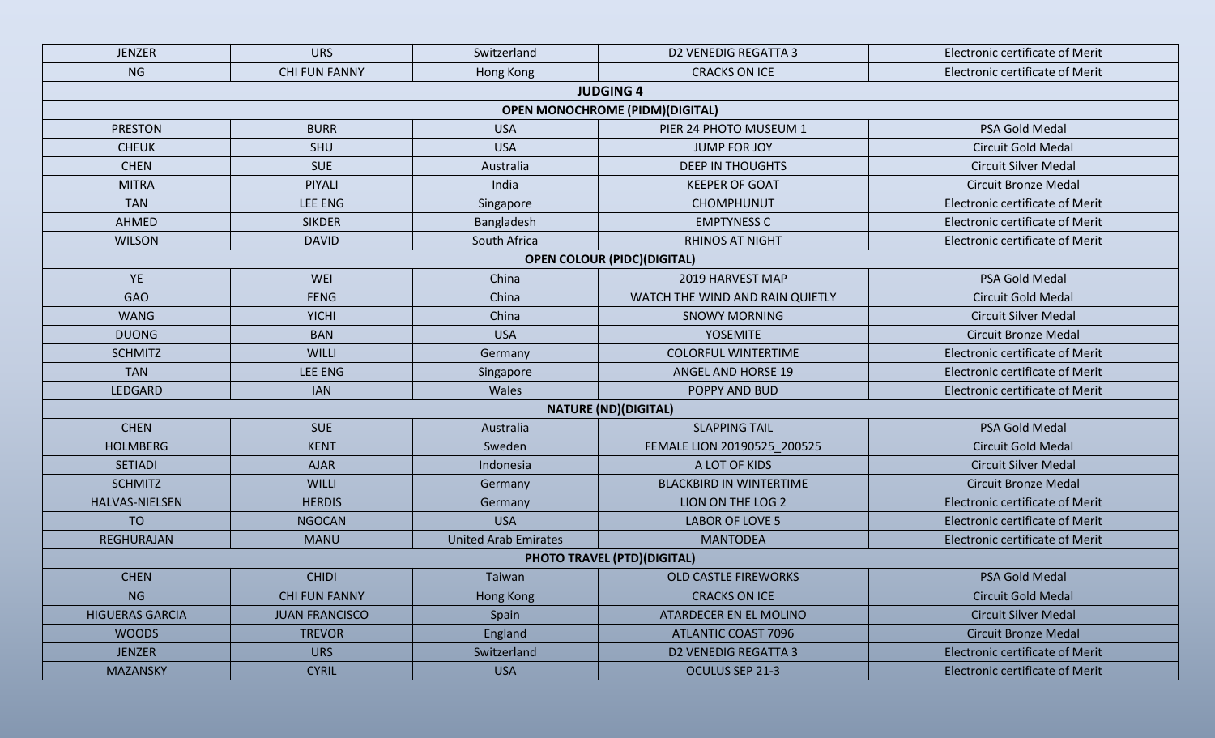| | | | | |
|---|---|---|---|---|
| JENZER | URS | Switzerland | D2 VENEDIG REGATTA 3 | Electronic certificate of Merit |
| NG | CHI FUN FANNY | Hong Kong | CRACKS ON ICE | Electronic certificate of Merit |
| **JUDGING 4** | | | | |
| **OPEN MONOCHROME (PIDM)(DIGITAL)** | | | | |
| PRESTON | BURR | USA | PIER 24 PHOTO MUSEUM 1 | PSA Gold Medal |
| CHEUK | SHU | USA | JUMP FOR JOY | Circuit Gold Medal |
| CHEN | SUE | Australia | DEEP IN THOUGHTS | Circuit Silver Medal |
| MITRA | PIYALI | India | KEEPER OF GOAT | Circuit Bronze Medal |
| TAN | LEE ENG | Singapore | CHOMPHUNUT | Electronic certificate of Merit |
| AHMED | SIKDER | Bangladesh | EMPTYNESS C | Electronic certificate of Merit |
| WILSON | DAVID | South Africa | RHINOS AT NIGHT | Electronic certificate of Merit |
| **OPEN COLOUR (PIDC)(DIGITAL)** | | | | |
| YE | WEI | China | 2019 HARVEST MAP | PSA Gold Medal |
| GAO | FENG | China | WATCH THE WIND AND RAIN QUIETLY | Circuit Gold Medal |
| WANG | YICHI | China | SNOWY MORNING | Circuit Silver Medal |
| DUONG | BAN | USA | YOSEMITE | Circuit Bronze Medal |
| SCHMITZ | WILLI | Germany | COLORFUL WINTERTIME | Electronic certificate of Merit |
| TAN | LEE ENG | Singapore | ANGEL AND HORSE 19 | Electronic certificate of Merit |
| LEDGARD | IAN | Wales | POPPY AND BUD | Electronic certificate of Merit |
| **NATURE (ND)(DIGITAL)** | | | | |
| CHEN | SUE | Australia | SLAPPING TAIL | PSA Gold Medal |
| HOLMBERG | KENT | Sweden | FEMALE LION 20190525_200525 | Circuit Gold Medal |
| SETIADI | AJAR | Indonesia | A LOT OF KIDS | Circuit Silver Medal |
| SCHMITZ | WILLI | Germany | BLACKBIRD IN WINTERTIME | Circuit Bronze Medal |
| HALVAS-NIELSEN | HERDIS | Germany | LION ON THE LOG 2 | Electronic certificate of Merit |
| TO | NGOCAN | USA | LABOR OF LOVE 5 | Electronic certificate of Merit |
| REGHURAJAN | MANU | United Arab Emirates | MANTODEA | Electronic certificate of Merit |
| **PHOTO TRAVEL (PTD)(DIGITAL)** | | | | |
| CHEN | CHIDI | Taiwan | OLD CASTLE FIREWORKS | PSA Gold Medal |
| NG | CHI FUN FANNY | Hong Kong | CRACKS ON ICE | Circuit Gold Medal |
| HIGUERAS GARCIA | JUAN FRANCISCO | Spain | ATARDECER EN EL MOLINO | Circuit Silver Medal |
| WOODS | TREVOR | England | ATLANTIC COAST 7096 | Circuit Bronze Medal |
| JENZER | URS | Switzerland | D2 VENEDIG REGATTA 3 | Electronic certificate of Merit |
| MAZANSKY | CYRIL | USA | OCULUS SEP 21-3 | Electronic certificate of Merit |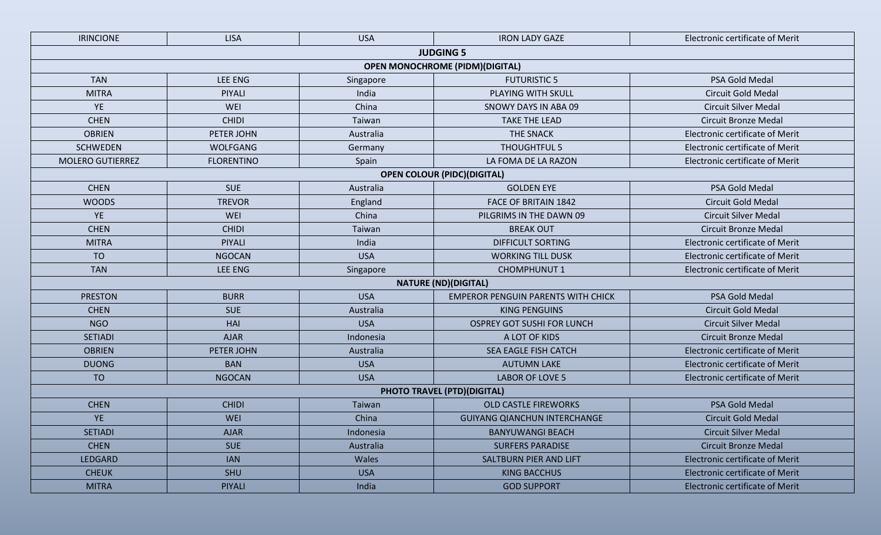| IRINCIONE | LISA | USA | IRON LADY GAZE | Electronic certificate of Merit |
|---|---|---|---|---|
| **JUDGING 5** | | | | |
| **OPEN MONOCHROME (PIDM)(DIGITAL)** | | | | |
| TAN | LEE ENG | Singapore | FUTURISTIC 5 | PSA Gold Medal |
| MITRA | PIYALI | India | PLAYING WITH SKULL | Circuit Gold Medal |
| YE | WEI | China | SNOWY DAYS IN ABA 09 | Circuit Silver Medal |
| CHEN | CHIDI | Taiwan | TAKE THE LEAD | Circuit Bronze Medal |
| OBRIEN | PETER JOHN | Australia | THE SNACK | Electronic certificate of Merit |
| SCHWEDEN | WOLFGANG | Germany | THOUGHTFUL 5 | Electronic certificate of Merit |
| MOLERO GUTIERREZ | FLORENTINO | Spain | LA FOMA DE LA RAZON | Electronic certificate of Merit |
| **OPEN COLOUR (PIDC)(DIGITAL)** | | | | |
| CHEN | SUE | Australia | GOLDEN EYE | PSA Gold Medal |
| WOODS | TREVOR | England | FACE OF BRITAIN 1842 | Circuit Gold Medal |
| YE | WEI | China | PILGRIMS IN THE DAWN 09 | Circuit Silver Medal |
| CHEN | CHIDI | Taiwan | BREAK OUT | Circuit Bronze Medal |
| MITRA | PIYALI | India | DIFFICULT SORTING | Electronic certificate of Merit |
| TO | NGOCAN | USA | WORKING TILL DUSK | Electronic certificate of Merit |
| TAN | LEE ENG | Singapore | CHOMPHUNUT 1 | Electronic certificate of Merit |
| **NATURE (ND)(DIGITAL)** | | | | |
| PRESTON | BURR | USA | EMPEROR PENGUIN PARENTS WITH CHICK | PSA Gold Medal |
| CHEN | SUE | Australia | KING PENGUINS | Circuit Gold Medal |
| NGO | HAI | USA | OSPREY GOT SUSHI FOR LUNCH | Circuit Silver Medal |
| SETIADI | AJAR | Indonesia | A LOT OF KIDS | Circuit Bronze Medal |
| OBRIEN | PETER JOHN | Australia | SEA EAGLE FISH CATCH | Electronic certificate of Merit |
| DUONG | BAN | USA | AUTUMN LAKE | Electronic certificate of Merit |
| TO | NGOCAN | USA | LABOR OF LOVE 5 | Electronic certificate of Merit |
| **PHOTO TRAVEL (PTD)(DIGITAL)** | | | | |
| CHEN | CHIDI | Taiwan | OLD CASTLE FIREWORKS | PSA Gold Medal |
| YE | WEI | China | GUIYANG QIANCHUN INTERCHANGE | Circuit Gold Medal |
| SETIADI | AJAR | Indonesia | BANYUWANGI BEACH | Circuit Silver Medal |
| CHEN | SUE | Australia | SURFERS PARADISE | Circuit Bronze Medal |
| LEDGARD | IAN | Wales | SALTBURN PIER AND LIFT | Electronic certificate of Merit |
| CHEUK | SHU | USA | KING BACCHUS | Electronic certificate of Merit |
| MITRA | PIYALI | India | GOD SUPPORT | Electronic certificate of Merit |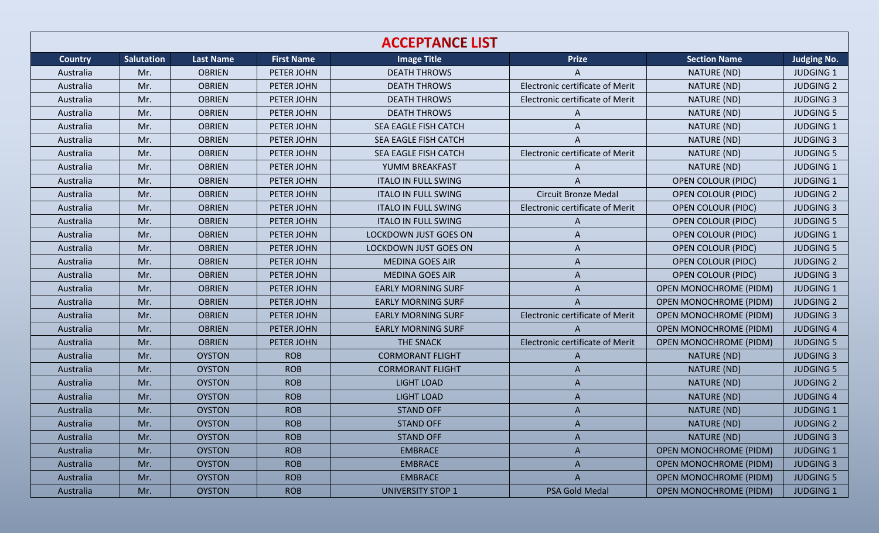# ACCEPTANCE LIST

| Country | Salutation | Last Name | First Name | Image Title | Prize | Section Name | Judging No. |
|---|---|---|---|---|---|---|---|
| Australia | Mr. | OBRIEN | PETER JOHN | DEATH THROWS | A | NATURE (ND) | JUDGING 1 |
| Australia | Mr. | OBRIEN | PETER JOHN | DEATH THROWS | Electronic certificate of Merit | NATURE (ND) | JUDGING 2 |
| Australia | Mr. | OBRIEN | PETER JOHN | DEATH THROWS | Electronic certificate of Merit | NATURE (ND) | JUDGING 3 |
| Australia | Mr. | OBRIEN | PETER JOHN | DEATH THROWS | A | NATURE (ND) | JUDGING 5 |
| Australia | Mr. | OBRIEN | PETER JOHN | SEA EAGLE FISH CATCH | A | NATURE (ND) | JUDGING 1 |
| Australia | Mr. | OBRIEN | PETER JOHN | SEA EAGLE FISH CATCH | A | NATURE (ND) | JUDGING 3 |
| Australia | Mr. | OBRIEN | PETER JOHN | SEA EAGLE FISH CATCH | Electronic certificate of Merit | NATURE (ND) | JUDGING 5 |
| Australia | Mr. | OBRIEN | PETER JOHN | YUMM BREAKFAST | A | NATURE (ND) | JUDGING 1 |
| Australia | Mr. | OBRIEN | PETER JOHN | ITALO IN FULL SWING | A | OPEN COLOUR (PIDC) | JUDGING 1 |
| Australia | Mr. | OBRIEN | PETER JOHN | ITALO IN FULL SWING | Circuit Bronze Medal | OPEN COLOUR (PIDC) | JUDGING 2 |
| Australia | Mr. | OBRIEN | PETER JOHN | ITALO IN FULL SWING | Electronic certificate of Merit | OPEN COLOUR (PIDC) | JUDGING 3 |
| Australia | Mr. | OBRIEN | PETER JOHN | ITALO IN FULL SWING | A | OPEN COLOUR (PIDC) | JUDGING 5 |
| Australia | Mr. | OBRIEN | PETER JOHN | LOCKDOWN JUST GOES ON | A | OPEN COLOUR (PIDC) | JUDGING 1 |
| Australia | Mr. | OBRIEN | PETER JOHN | LOCKDOWN JUST GOES ON | A | OPEN COLOUR (PIDC) | JUDGING 5 |
| Australia | Mr. | OBRIEN | PETER JOHN | MEDINA GOES AIR | A | OPEN COLOUR (PIDC) | JUDGING 2 |
| Australia | Mr. | OBRIEN | PETER JOHN | MEDINA GOES AIR | A | OPEN COLOUR (PIDC) | JUDGING 3 |
| Australia | Mr. | OBRIEN | PETER JOHN | EARLY MORNING SURF | A | OPEN MONOCHROME (PIDM) | JUDGING 1 |
| Australia | Mr. | OBRIEN | PETER JOHN | EARLY MORNING SURF | A | OPEN MONOCHROME (PIDM) | JUDGING 2 |
| Australia | Mr. | OBRIEN | PETER JOHN | EARLY MORNING SURF | Electronic certificate of Merit | OPEN MONOCHROME (PIDM) | JUDGING 3 |
| Australia | Mr. | OBRIEN | PETER JOHN | EARLY MORNING SURF | A | OPEN MONOCHROME (PIDM) | JUDGING 4 |
| Australia | Mr. | OBRIEN | PETER JOHN | THE SNACK | Electronic certificate of Merit | OPEN MONOCHROME (PIDM) | JUDGING 5 |
| Australia | Mr. | OYSTON | ROB | CORMORANT FLIGHT | A | NATURE (ND) | JUDGING 3 |
| Australia | Mr. | OYSTON | ROB | CORMORANT FLIGHT | A | NATURE (ND) | JUDGING 5 |
| Australia | Mr. | OYSTON | ROB | LIGHT LOAD | A | NATURE (ND) | JUDGING 2 |
| Australia | Mr. | OYSTON | ROB | LIGHT LOAD | A | NATURE (ND) | JUDGING 4 |
| Australia | Mr. | OYSTON | ROB | STAND OFF | A | NATURE (ND) | JUDGING 1 |
| Australia | Mr. | OYSTON | ROB | STAND OFF | A | NATURE (ND) | JUDGING 2 |
| Australia | Mr. | OYSTON | ROB | STAND OFF | A | NATURE (ND) | JUDGING 3 |
| Australia | Mr. | OYSTON | ROB | EMBRACE | A | OPEN MONOCHROME (PIDM) | JUDGING 1 |
| Australia | Mr. | OYSTON | ROB | EMBRACE | A | OPEN MONOCHROME (PIDM) | JUDGING 3 |
| Australia | Mr. | OYSTON | ROB | EMBRACE | A | OPEN MONOCHROME (PIDM) | JUDGING 5 |
| Australia | Mr. | OYSTON | ROB | UNIVERSITY STOP 1 | PSA Gold Medal | OPEN MONOCHROME (PIDM) | JUDGING 1 |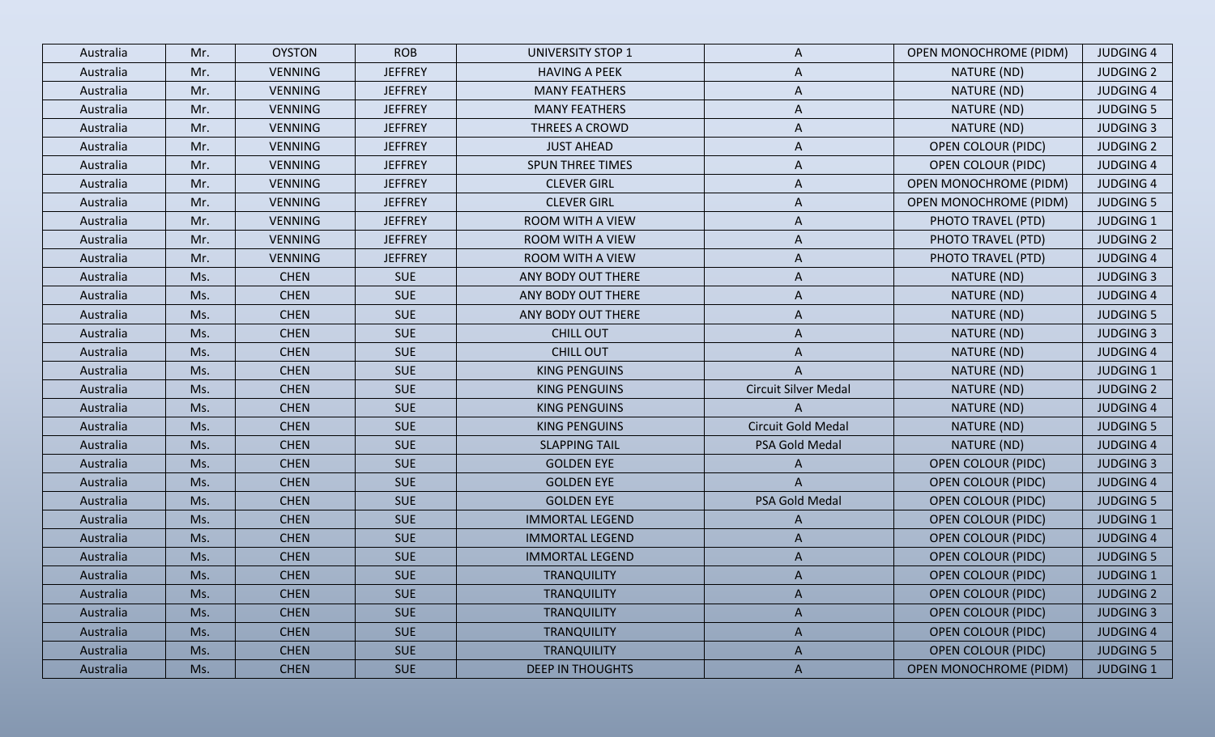| Australia | Mr. | OYSTON | ROB | UNIVERSITY STOP 1 | A | OPEN MONOCHROME (PIDM) | JUDGING 4 |
|---|---|---|---|---|---|---|---|
| Australia | Mr. | VENNING | JEFFREY | HAVING A PEEK | A | NATURE (ND) | JUDGING 2 |
| Australia | Mr. | VENNING | JEFFREY | MANY FEATHERS | A | NATURE (ND) | JUDGING 4 |
| Australia | Mr. | VENNING | JEFFREY | MANY FEATHERS | A | NATURE (ND) | JUDGING 5 |
| Australia | Mr. | VENNING | JEFFREY | THREES A CROWD | A | NATURE (ND) | JUDGING 3 |
| Australia | Mr. | VENNING | JEFFREY | JUST AHEAD | A | OPEN COLOUR (PIDC) | JUDGING 2 |
| Australia | Mr. | VENNING | JEFFREY | SPUN THREE TIMES | A | OPEN COLOUR (PIDC) | JUDGING 4 |
| Australia | Mr. | VENNING | JEFFREY | CLEVER GIRL | A | OPEN MONOCHROME (PIDM) | JUDGING 4 |
| Australia | Mr. | VENNING | JEFFREY | CLEVER GIRL | A | OPEN MONOCHROME (PIDM) | JUDGING 5 |
| Australia | Mr. | VENNING | JEFFREY | ROOM WITH A VIEW | A | PHOTO TRAVEL (PTD) | JUDGING 1 |
| Australia | Mr. | VENNING | JEFFREY | ROOM WITH A VIEW | A | PHOTO TRAVEL (PTD) | JUDGING 2 |
| Australia | Mr. | VENNING | JEFFREY | ROOM WITH A VIEW | A | PHOTO TRAVEL (PTD) | JUDGING 4 |
| Australia | Ms. | CHEN | SUE | ANY BODY OUT THERE | A | NATURE (ND) | JUDGING 3 |
| Australia | Ms. | CHEN | SUE | ANY BODY OUT THERE | A | NATURE (ND) | JUDGING 4 |
| Australia | Ms. | CHEN | SUE | ANY BODY OUT THERE | A | NATURE (ND) | JUDGING 5 |
| Australia | Ms. | CHEN | SUE | CHILL OUT | A | NATURE (ND) | JUDGING 3 |
| Australia | Ms. | CHEN | SUE | CHILL OUT | A | NATURE (ND) | JUDGING 4 |
| Australia | Ms. | CHEN | SUE | KING PENGUINS | A | NATURE (ND) | JUDGING 1 |
| Australia | Ms. | CHEN | SUE | KING PENGUINS | Circuit Silver Medal | NATURE (ND) | JUDGING 2 |
| Australia | Ms. | CHEN | SUE | KING PENGUINS | A | NATURE (ND) | JUDGING 4 |
| Australia | Ms. | CHEN | SUE | KING PENGUINS | Circuit Gold Medal | NATURE (ND) | JUDGING 5 |
| Australia | Ms. | CHEN | SUE | SLAPPING TAIL | PSA Gold Medal | NATURE (ND) | JUDGING 4 |
| Australia | Ms. | CHEN | SUE | GOLDEN EYE | A | OPEN COLOUR (PIDC) | JUDGING 3 |
| Australia | Ms. | CHEN | SUE | GOLDEN EYE | A | OPEN COLOUR (PIDC) | JUDGING 4 |
| Australia | Ms. | CHEN | SUE | GOLDEN EYE | PSA Gold Medal | OPEN COLOUR (PIDC) | JUDGING 5 |
| Australia | Ms. | CHEN | SUE | IMMORTAL LEGEND | A | OPEN COLOUR (PIDC) | JUDGING 1 |
| Australia | Ms. | CHEN | SUE | IMMORTAL LEGEND | A | OPEN COLOUR (PIDC) | JUDGING 4 |
| Australia | Ms. | CHEN | SUE | IMMORTAL LEGEND | A | OPEN COLOUR (PIDC) | JUDGING 5 |
| Australia | Ms. | CHEN | SUE | TRANQUILITY | A | OPEN COLOUR (PIDC) | JUDGING 1 |
| Australia | Ms. | CHEN | SUE | TRANQUILITY | A | OPEN COLOUR (PIDC) | JUDGING 2 |
| Australia | Ms. | CHEN | SUE | TRANQUILITY | A | OPEN COLOUR (PIDC) | JUDGING 3 |
| Australia | Ms. | CHEN | SUE | TRANQUILITY | A | OPEN COLOUR (PIDC) | JUDGING 4 |
| Australia | Ms. | CHEN | SUE | TRANQUILITY | A | OPEN COLOUR (PIDC) | JUDGING 5 |
| Australia | Ms. | CHEN | SUE | DEEP IN THOUGHTS | A | OPEN MONOCHROME (PIDM) | JUDGING 1 |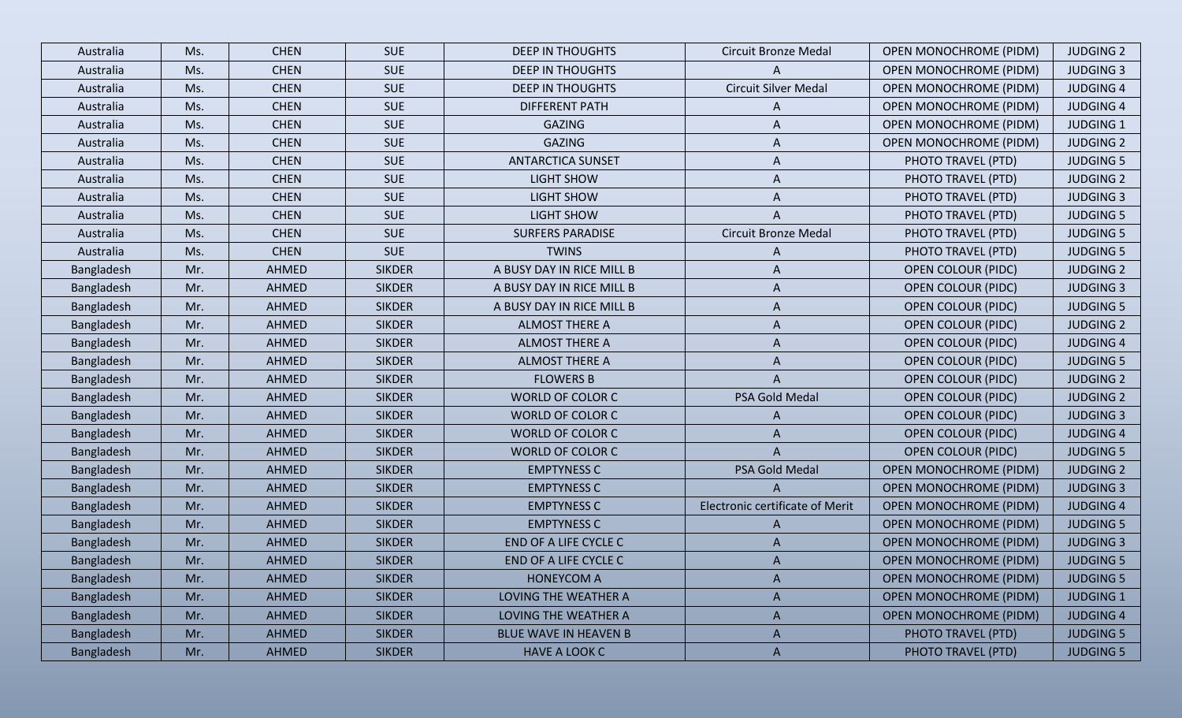| Australia | Ms. | CHEN | SUE | DEEP IN THOUGHTS | Circuit Bronze Medal | OPEN MONOCHROME (PIDM) | JUDGING 2 |
|---|---|---|---|---|---|---|---|
| Australia | Ms. | CHEN | SUE | DEEP IN THOUGHTS | A | OPEN MONOCHROME (PIDM) | JUDGING 3 |
| Australia | Ms. | CHEN | SUE | DEEP IN THOUGHTS | Circuit Silver Medal | OPEN MONOCHROME (PIDM) | JUDGING 4 |
| Australia | Ms. | CHEN | SUE | DIFFERENT PATH | A | OPEN MONOCHROME (PIDM) | JUDGING 4 |
| Australia | Ms. | CHEN | SUE | GAZING | A | OPEN MONOCHROME (PIDM) | JUDGING 1 |
| Australia | Ms. | CHEN | SUE | GAZING | A | OPEN MONOCHROME (PIDM) | JUDGING 2 |
| Australia | Ms. | CHEN | SUE | ANTARCTICA SUNSET | A | PHOTO TRAVEL (PTD) | JUDGING 5 |
| Australia | Ms. | CHEN | SUE | LIGHT SHOW | A | PHOTO TRAVEL (PTD) | JUDGING 2 |
| Australia | Ms. | CHEN | SUE | LIGHT SHOW | A | PHOTO TRAVEL (PTD) | JUDGING 3 |
| Australia | Ms. | CHEN | SUE | LIGHT SHOW | A | PHOTO TRAVEL (PTD) | JUDGING 5 |
| Australia | Ms. | CHEN | SUE | SURFERS PARADISE | Circuit Bronze Medal | PHOTO TRAVEL (PTD) | JUDGING 5 |
| Australia | Ms. | CHEN | SUE | TWINS | A | PHOTO TRAVEL (PTD) | JUDGING 5 |
| Bangladesh | Mr. | AHMED | SIKDER | A BUSY DAY IN RICE MILL B | A | OPEN COLOUR (PIDC) | JUDGING 2 |
| Bangladesh | Mr. | AHMED | SIKDER | A BUSY DAY IN RICE MILL B | A | OPEN COLOUR (PIDC) | JUDGING 3 |
| Bangladesh | Mr. | AHMED | SIKDER | A BUSY DAY IN RICE MILL B | A | OPEN COLOUR (PIDC) | JUDGING 5 |
| Bangladesh | Mr. | AHMED | SIKDER | ALMOST THERE A | A | OPEN COLOUR (PIDC) | JUDGING 2 |
| Bangladesh | Mr. | AHMED | SIKDER | ALMOST THERE A | A | OPEN COLOUR (PIDC) | JUDGING 4 |
| Bangladesh | Mr. | AHMED | SIKDER | ALMOST THERE A | A | OPEN COLOUR (PIDC) | JUDGING 5 |
| Bangladesh | Mr. | AHMED | SIKDER | FLOWERS B | A | OPEN COLOUR (PIDC) | JUDGING 2 |
| Bangladesh | Mr. | AHMED | SIKDER | WORLD OF COLOR C | PSA Gold Medal | OPEN COLOUR (PIDC) | JUDGING 2 |
| Bangladesh | Mr. | AHMED | SIKDER | WORLD OF COLOR C | A | OPEN COLOUR (PIDC) | JUDGING 3 |
| Bangladesh | Mr. | AHMED | SIKDER | WORLD OF COLOR C | A | OPEN COLOUR (PIDC) | JUDGING 4 |
| Bangladesh | Mr. | AHMED | SIKDER | WORLD OF COLOR C | A | OPEN COLOUR (PIDC) | JUDGING 5 |
| Bangladesh | Mr. | AHMED | SIKDER | EMPTYNESS C | PSA Gold Medal | OPEN MONOCHROME (PIDM) | JUDGING 2 |
| Bangladesh | Mr. | AHMED | SIKDER | EMPTYNESS C | A | OPEN MONOCHROME (PIDM) | JUDGING 3 |
| Bangladesh | Mr. | AHMED | SIKDER | EMPTYNESS C | Electronic certificate of Merit | OPEN MONOCHROME (PIDM) | JUDGING 4 |
| Bangladesh | Mr. | AHMED | SIKDER | EMPTYNESS C | A | OPEN MONOCHROME (PIDM) | JUDGING 5 |
| Bangladesh | Mr. | AHMED | SIKDER | END OF A LIFE CYCLE C | A | OPEN MONOCHROME (PIDM) | JUDGING 3 |
| Bangladesh | Mr. | AHMED | SIKDER | END OF A LIFE CYCLE C | A | OPEN MONOCHROME (PIDM) | JUDGING 5 |
| Bangladesh | Mr. | AHMED | SIKDER | HONEYCOM A | A | OPEN MONOCHROME (PIDM) | JUDGING 5 |
| Bangladesh | Mr. | AHMED | SIKDER | LOVING THE WEATHER A | A | OPEN MONOCHROME (PIDM) | JUDGING 1 |
| Bangladesh | Mr. | AHMED | SIKDER | LOVING THE WEATHER A | A | OPEN MONOCHROME (PIDM) | JUDGING 4 |
| Bangladesh | Mr. | AHMED | SIKDER | BLUE WAVE IN HEAVEN B | A | PHOTO TRAVEL (PTD) | JUDGING 5 |
| Bangladesh | Mr. | AHMED | SIKDER | HAVE A LOOK C | A | PHOTO TRAVEL (PTD) | JUDGING 5 |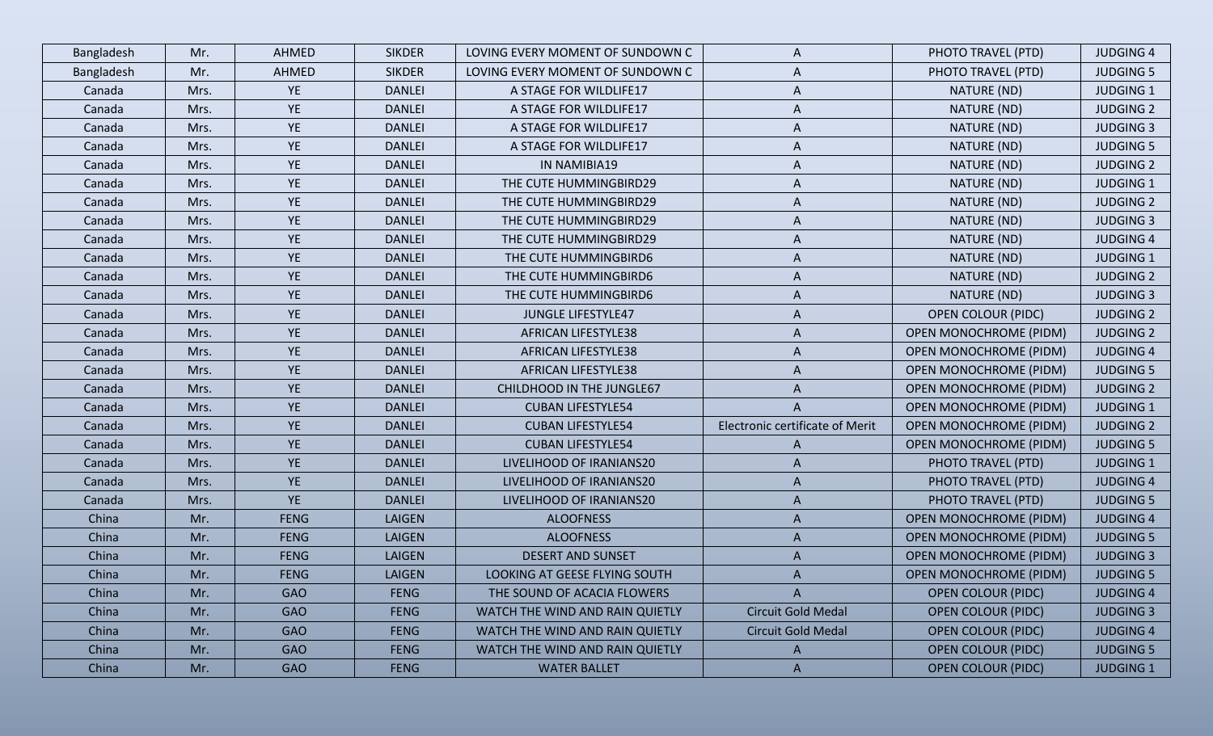| Bangladesh | Mr. | AHMED | SIKDER | LOVING EVERY MOMENT OF SUNDOWN C | A | PHOTO TRAVEL (PTD) | JUDGING 4 |
|---|---|---|---|---|---|---|---|
| Bangladesh | Mr. | AHMED | SIKDER | LOVING EVERY MOMENT OF SUNDOWN C | A | PHOTO TRAVEL (PTD) | JUDGING 5 |
| Canada | Mrs. | YE | DANLEI | A STAGE FOR WILDLIFE17 | A | NATURE (ND) | JUDGING 1 |
| Canada | Mrs. | YE | DANLEI | A STAGE FOR WILDLIFE17 | A | NATURE (ND) | JUDGING 2 |
| Canada | Mrs. | YE | DANLEI | A STAGE FOR WILDLIFE17 | A | NATURE (ND) | JUDGING 3 |
| Canada | Mrs. | YE | DANLEI | A STAGE FOR WILDLIFE17 | A | NATURE (ND) | JUDGING 5 |
| Canada | Mrs. | YE | DANLEI | IN NAMIBIA19 | A | NATURE (ND) | JUDGING 2 |
| Canada | Mrs. | YE | DANLEI | THE CUTE HUMMINGBIRD29 | A | NATURE (ND) | JUDGING 1 |
| Canada | Mrs. | YE | DANLEI | THE CUTE HUMMINGBIRD29 | A | NATURE (ND) | JUDGING 2 |
| Canada | Mrs. | YE | DANLEI | THE CUTE HUMMINGBIRD29 | A | NATURE (ND) | JUDGING 3 |
| Canada | Mrs. | YE | DANLEI | THE CUTE HUMMINGBIRD29 | A | NATURE (ND) | JUDGING 4 |
| Canada | Mrs. | YE | DANLEI | THE CUTE HUMMINGBIRD6 | A | NATURE (ND) | JUDGING 1 |
| Canada | Mrs. | YE | DANLEI | THE CUTE HUMMINGBIRD6 | A | NATURE (ND) | JUDGING 2 |
| Canada | Mrs. | YE | DANLEI | THE CUTE HUMMINGBIRD6 | A | NATURE (ND) | JUDGING 3 |
| Canada | Mrs. | YE | DANLEI | JUNGLE LIFESTYLE47 | A | OPEN COLOUR (PIDC) | JUDGING 2 |
| Canada | Mrs. | YE | DANLEI | AFRICAN LIFESTYLE38 | A | OPEN MONOCHROME (PIDM) | JUDGING 2 |
| Canada | Mrs. | YE | DANLEI | AFRICAN LIFESTYLE38 | A | OPEN MONOCHROME (PIDM) | JUDGING 4 |
| Canada | Mrs. | YE | DANLEI | AFRICAN LIFESTYLE38 | A | OPEN MONOCHROME (PIDM) | JUDGING 5 |
| Canada | Mrs. | YE | DANLEI | CHILDHOOD IN THE JUNGLE67 | A | OPEN MONOCHROME (PIDM) | JUDGING 2 |
| Canada | Mrs. | YE | DANLEI | CUBAN LIFESTYLE54 | A | OPEN MONOCHROME (PIDM) | JUDGING 1 |
| Canada | Mrs. | YE | DANLEI | CUBAN LIFESTYLE54 | Electronic certificate of Merit | OPEN MONOCHROME (PIDM) | JUDGING 2 |
| Canada | Mrs. | YE | DANLEI | CUBAN LIFESTYLE54 | A | OPEN MONOCHROME (PIDM) | JUDGING 5 |
| Canada | Mrs. | YE | DANLEI | LIVELIHOOD OF IRANIANS20 | A | PHOTO TRAVEL (PTD) | JUDGING 1 |
| Canada | Mrs. | YE | DANLEI | LIVELIHOOD OF IRANIANS20 | A | PHOTO TRAVEL (PTD) | JUDGING 4 |
| Canada | Mrs. | YE | DANLEI | LIVELIHOOD OF IRANIANS20 | A | PHOTO TRAVEL (PTD) | JUDGING 5 |
| China | Mr. | FENG | LAIGEN | ALOOFNESS | A | OPEN MONOCHROME (PIDM) | JUDGING 4 |
| China | Mr. | FENG | LAIGEN | ALOOFNESS | A | OPEN MONOCHROME (PIDM) | JUDGING 5 |
| China | Mr. | FENG | LAIGEN | DESERT AND SUNSET | A | OPEN MONOCHROME (PIDM) | JUDGING 3 |
| China | Mr. | FENG | LAIGEN | LOOKING AT GEESE FLYING SOUTH | A | OPEN MONOCHROME (PIDM) | JUDGING 5 |
| China | Mr. | GAO | FENG | THE SOUND OF ACACIA FLOWERS | A | OPEN COLOUR (PIDC) | JUDGING 4 |
| China | Mr. | GAO | FENG | WATCH THE WIND AND RAIN QUIETLY | Circuit Gold Medal | OPEN COLOUR (PIDC) | JUDGING 3 |
| China | Mr. | GAO | FENG | WATCH THE WIND AND RAIN QUIETLY | Circuit Gold Medal | OPEN COLOUR (PIDC) | JUDGING 4 |
| China | Mr. | GAO | FENG | WATCH THE WIND AND RAIN QUIETLY | A | OPEN COLOUR (PIDC) | JUDGING 5 |
| China | Mr. | GAO | FENG | WATER BALLET | A | OPEN COLOUR (PIDC) | JUDGING 1 |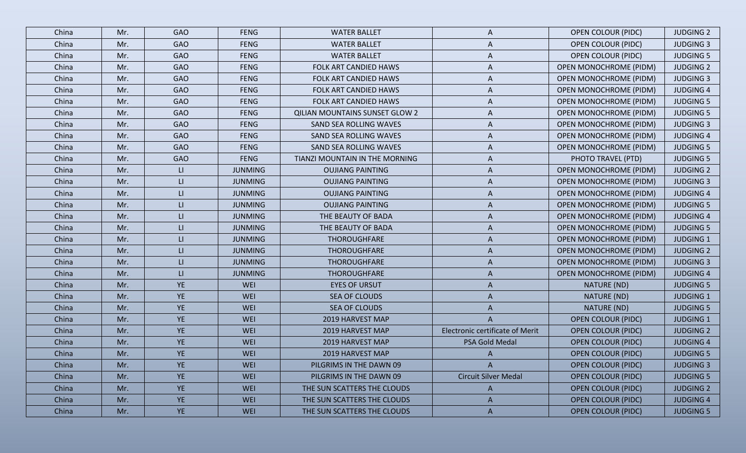| China | Mr. | GAO | FENG | WATER BALLET | A | OPEN COLOUR (PIDC) | JUDGING 2 |
|---|---|---|---|---|---|---|---|
| China | Mr. | GAO | FENG | WATER BALLET | A | OPEN COLOUR (PIDC) | JUDGING 3 |
| China | Mr. | GAO | FENG | WATER BALLET | A | OPEN COLOUR (PIDC) | JUDGING 5 |
| China | Mr. | GAO | FENG | FOLK ART CANDIED HAWS | A | OPEN MONOCHROME (PIDM) | JUDGING 2 |
| China | Mr. | GAO | FENG | FOLK ART CANDIED HAWS | A | OPEN MONOCHROME (PIDM) | JUDGING 3 |
| China | Mr. | GAO | FENG | FOLK ART CANDIED HAWS | A | OPEN MONOCHROME (PIDM) | JUDGING 4 |
| China | Mr. | GAO | FENG | FOLK ART CANDIED HAWS | A | OPEN MONOCHROME (PIDM) | JUDGING 5 |
| China | Mr. | GAO | FENG | QILIAN MOUNTAINS SUNSET GLOW 2 | A | OPEN MONOCHROME (PIDM) | JUDGING 5 |
| China | Mr. | GAO | FENG | SAND SEA ROLLING WAVES | A | OPEN MONOCHROME (PIDM) | JUDGING 3 |
| China | Mr. | GAO | FENG | SAND SEA ROLLING WAVES | A | OPEN MONOCHROME (PIDM) | JUDGING 4 |
| China | Mr. | GAO | FENG | SAND SEA ROLLING WAVES | A | OPEN MONOCHROME (PIDM) | JUDGING 5 |
| China | Mr. | GAO | FENG | TIANZI MOUNTAIN IN THE MORNING | A | PHOTO TRAVEL (PTD) | JUDGING 5 |
| China | Mr. | LI | JUNMING | OUJIANG PAINTING | A | OPEN MONOCHROME (PIDM) | JUDGING 2 |
| China | Mr. | LI | JUNMING | OUJIANG PAINTING | A | OPEN MONOCHROME (PIDM) | JUDGING 3 |
| China | Mr. | LI | JUNMING | OUJIANG PAINTING | A | OPEN MONOCHROME (PIDM) | JUDGING 4 |
| China | Mr. | LI | JUNMING | OUJIANG PAINTING | A | OPEN MONOCHROME (PIDM) | JUDGING 5 |
| China | Mr. | LI | JUNMING | THE BEAUTY OF BADA | A | OPEN MONOCHROME (PIDM) | JUDGING 4 |
| China | Mr. | LI | JUNMING | THE BEAUTY OF BADA | A | OPEN MONOCHROME (PIDM) | JUDGING 5 |
| China | Mr. | LI | JUNMING | THOROUGHFARE | A | OPEN MONOCHROME (PIDM) | JUDGING 1 |
| China | Mr. | LI | JUNMING | THOROUGHFARE | A | OPEN MONOCHROME (PIDM) | JUDGING 2 |
| China | Mr. | LI | JUNMING | THOROUGHFARE | A | OPEN MONOCHROME (PIDM) | JUDGING 3 |
| China | Mr. | LI | JUNMING | THOROUGHFARE | A | OPEN MONOCHROME (PIDM) | JUDGING 4 |
| China | Mr. | YE | WEI | EYES OF URSUT | A | NATURE (ND) | JUDGING 5 |
| China | Mr. | YE | WEI | SEA OF CLOUDS | A | NATURE (ND) | JUDGING 1 |
| China | Mr. | YE | WEI | SEA OF CLOUDS | A | NATURE (ND) | JUDGING 5 |
| China | Mr. | YE | WEI | 2019 HARVEST MAP | A | OPEN COLOUR (PIDC) | JUDGING 1 |
| China | Mr. | YE | WEI | 2019 HARVEST MAP | Electronic certificate of Merit | OPEN COLOUR (PIDC) | JUDGING 2 |
| China | Mr. | YE | WEI | 2019 HARVEST MAP | PSA Gold Medal | OPEN COLOUR (PIDC) | JUDGING 4 |
| China | Mr. | YE | WEI | 2019 HARVEST MAP | A | OPEN COLOUR (PIDC) | JUDGING 5 |
| China | Mr. | YE | WEI | PILGRIMS IN THE DAWN 09 | A | OPEN COLOUR (PIDC) | JUDGING 3 |
| China | Mr. | YE | WEI | PILGRIMS IN THE DAWN 09 | Circuit Silver Medal | OPEN COLOUR (PIDC) | JUDGING 5 |
| China | Mr. | YE | WEI | THE SUN SCATTERS THE CLOUDS | A | OPEN COLOUR (PIDC) | JUDGING 2 |
| China | Mr. | YE | WEI | THE SUN SCATTERS THE CLOUDS | A | OPEN COLOUR (PIDC) | JUDGING 4 |
| China | Mr. | YE | WEI | THE SUN SCATTERS THE CLOUDS | A | OPEN COLOUR (PIDC) | JUDGING 5 |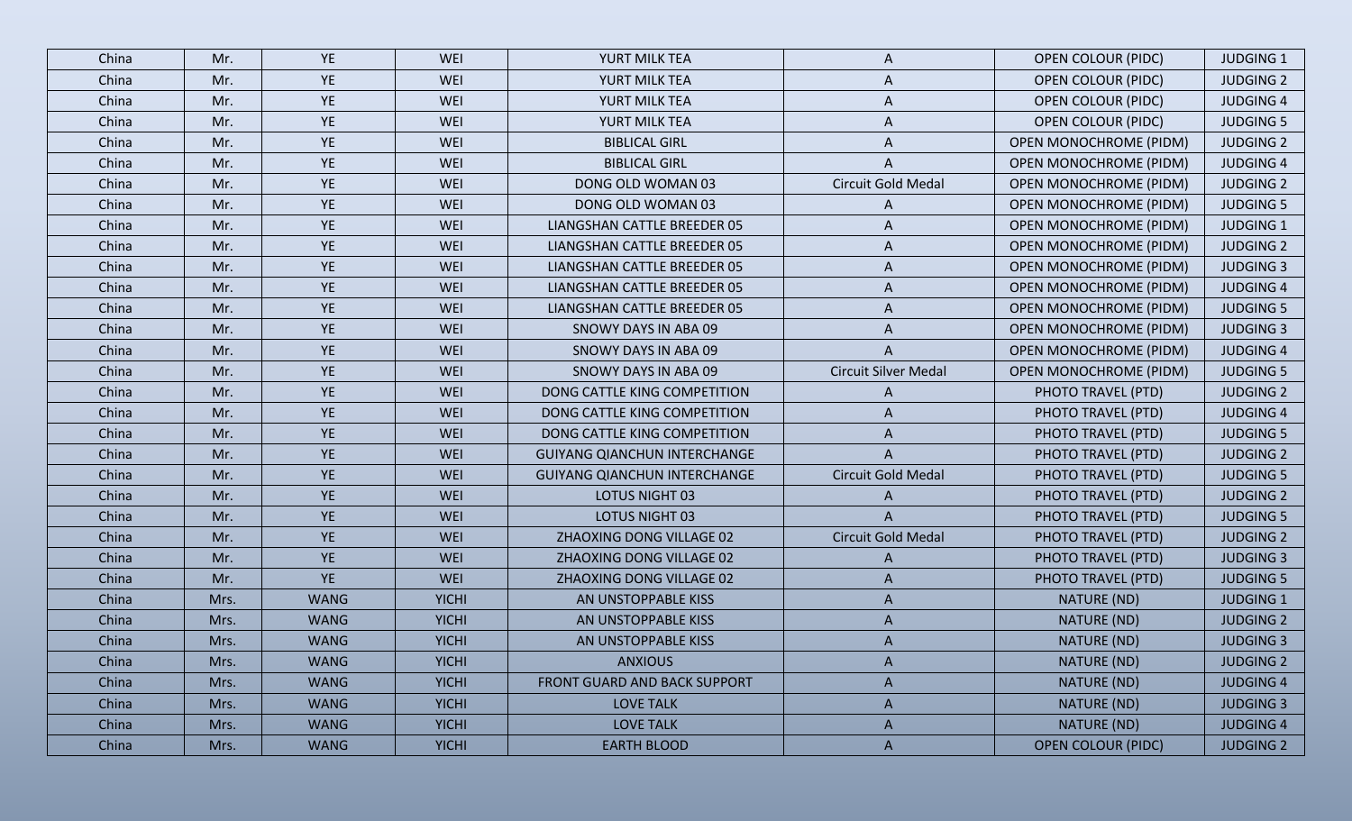| China | Mr. | YE | WEI | YURT MILK TEA | A | OPEN COLOUR (PIDC) | JUDGING 1 |
|---|---|---|---|---|---|---|---|
| China | Mr. | YE | WEI | YURT MILK TEA | A | OPEN COLOUR (PIDC) | JUDGING 2 |
| China | Mr. | YE | WEI | YURT MILK TEA | A | OPEN COLOUR (PIDC) | JUDGING 4 |
| China | Mr. | YE | WEI | YURT MILK TEA | A | OPEN COLOUR (PIDC) | JUDGING 5 |
| China | Mr. | YE | WEI | BIBLICAL GIRL | A | OPEN MONOCHROME (PIDM) | JUDGING 2 |
| China | Mr. | YE | WEI | BIBLICAL GIRL | A | OPEN MONOCHROME (PIDM) | JUDGING 4 |
| China | Mr. | YE | WEI | DONG OLD WOMAN 03 | Circuit Gold Medal | OPEN MONOCHROME (PIDM) | JUDGING 2 |
| China | Mr. | YE | WEI | DONG OLD WOMAN 03 | A | OPEN MONOCHROME (PIDM) | JUDGING 5 |
| China | Mr. | YE | WEI | LIANGSHAN CATTLE BREEDER 05 | A | OPEN MONOCHROME (PIDM) | JUDGING 1 |
| China | Mr. | YE | WEI | LIANGSHAN CATTLE BREEDER 05 | A | OPEN MONOCHROME (PIDM) | JUDGING 2 |
| China | Mr. | YE | WEI | LIANGSHAN CATTLE BREEDER 05 | A | OPEN MONOCHROME (PIDM) | JUDGING 3 |
| China | Mr. | YE | WEI | LIANGSHAN CATTLE BREEDER 05 | A | OPEN MONOCHROME (PIDM) | JUDGING 4 |
| China | Mr. | YE | WEI | LIANGSHAN CATTLE BREEDER 05 | A | OPEN MONOCHROME (PIDM) | JUDGING 5 |
| China | Mr. | YE | WEI | SNOWY DAYS IN ABA 09 | A | OPEN MONOCHROME (PIDM) | JUDGING 3 |
| China | Mr. | YE | WEI | SNOWY DAYS IN ABA 09 | A | OPEN MONOCHROME (PIDM) | JUDGING 4 |
| China | Mr. | YE | WEI | SNOWY DAYS IN ABA 09 | Circuit Silver Medal | OPEN MONOCHROME (PIDM) | JUDGING 5 |
| China | Mr. | YE | WEI | DONG CATTLE KING COMPETITION | A | PHOTO TRAVEL (PTD) | JUDGING 2 |
| China | Mr. | YE | WEI | DONG CATTLE KING COMPETITION | A | PHOTO TRAVEL (PTD) | JUDGING 4 |
| China | Mr. | YE | WEI | DONG CATTLE KING COMPETITION | A | PHOTO TRAVEL (PTD) | JUDGING 5 |
| China | Mr. | YE | WEI | GUIYANG QIANCHUN INTERCHANGE | A | PHOTO TRAVEL (PTD) | JUDGING 2 |
| China | Mr. | YE | WEI | GUIYANG QIANCHUN INTERCHANGE | Circuit Gold Medal | PHOTO TRAVEL (PTD) | JUDGING 5 |
| China | Mr. | YE | WEI | LOTUS NIGHT 03 | A | PHOTO TRAVEL (PTD) | JUDGING 2 |
| China | Mr. | YE | WEI | LOTUS NIGHT 03 | A | PHOTO TRAVEL (PTD) | JUDGING 5 |
| China | Mr. | YE | WEI | ZHAOXING DONG VILLAGE 02 | Circuit Gold Medal | PHOTO TRAVEL (PTD) | JUDGING 2 |
| China | Mr. | YE | WEI | ZHAOXING DONG VILLAGE 02 | A | PHOTO TRAVEL (PTD) | JUDGING 3 |
| China | Mr. | YE | WEI | ZHAOXING DONG VILLAGE 02 | A | PHOTO TRAVEL (PTD) | JUDGING 5 |
| China | Mrs. | WANG | YICHI | AN UNSTOPPABLE KISS | A | NATURE (ND) | JUDGING 1 |
| China | Mrs. | WANG | YICHI | AN UNSTOPPABLE KISS | A | NATURE (ND) | JUDGING 2 |
| China | Mrs. | WANG | YICHI | AN UNSTOPPABLE KISS | A | NATURE (ND) | JUDGING 3 |
| China | Mrs. | WANG | YICHI | ANXIOUS | A | NATURE (ND) | JUDGING 2 |
| China | Mrs. | WANG | YICHI | FRONT GUARD AND BACK SUPPORT | A | NATURE (ND) | JUDGING 4 |
| China | Mrs. | WANG | YICHI | LOVE TALK | A | NATURE (ND) | JUDGING 3 |
| China | Mrs. | WANG | YICHI | LOVE TALK | A | NATURE (ND) | JUDGING 4 |
| China | Mrs. | WANG | YICHI | EARTH BLOOD | A | OPEN COLOUR (PIDC) | JUDGING 2 |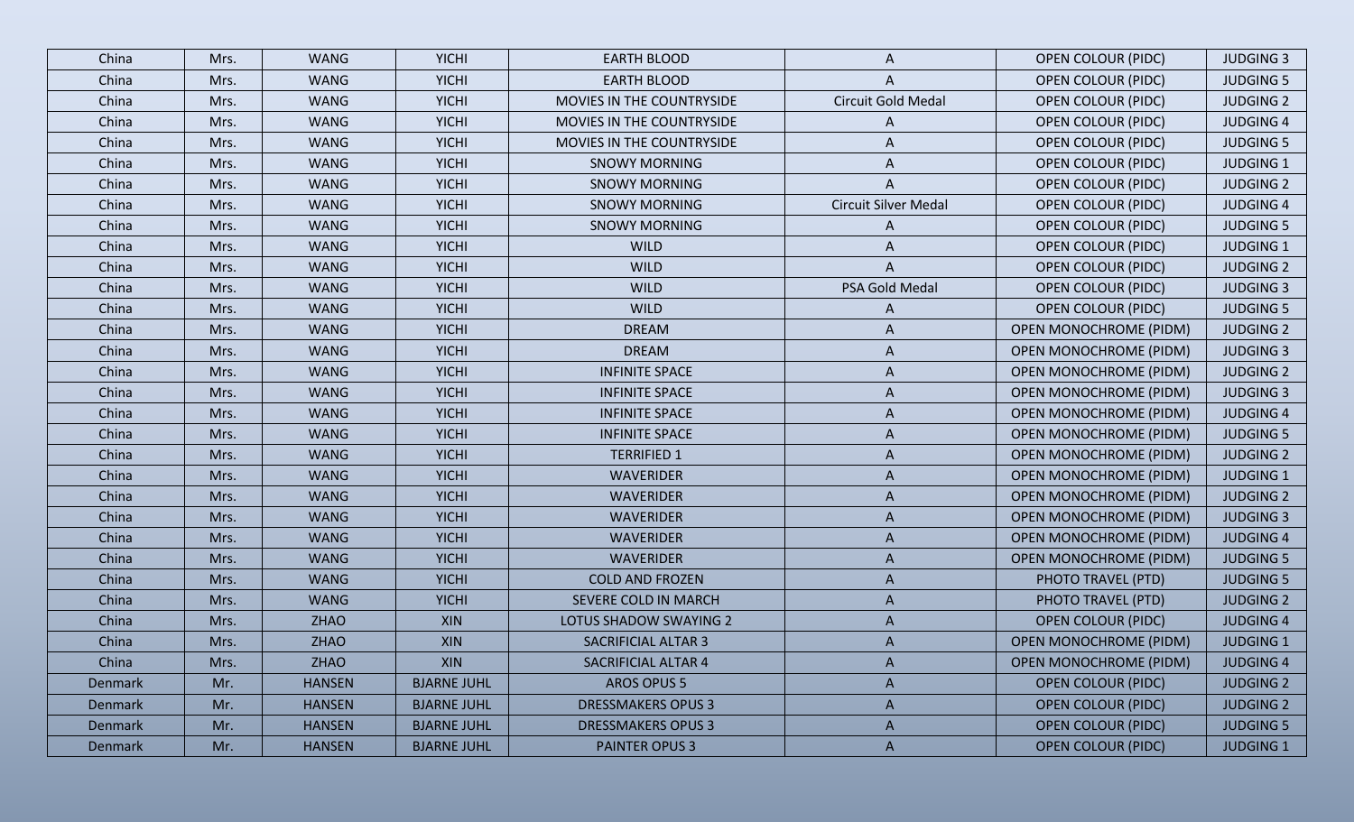| China | Mrs. | WANG | YICHI | EARTH BLOOD | A | OPEN COLOUR (PIDC) | JUDGING 3 |
|---|---|---|---|---|---|---|---|
| China | Mrs. | WANG | YICHI | EARTH BLOOD | A | OPEN COLOUR (PIDC) | JUDGING 5 |
| China | Mrs. | WANG | YICHI | MOVIES IN THE COUNTRYSIDE | Circuit Gold Medal | OPEN COLOUR (PIDC) | JUDGING 2 |
| China | Mrs. | WANG | YICHI | MOVIES IN THE COUNTRYSIDE | A | OPEN COLOUR (PIDC) | JUDGING 4 |
| China | Mrs. | WANG | YICHI | MOVIES IN THE COUNTRYSIDE | A | OPEN COLOUR (PIDC) | JUDGING 5 |
| China | Mrs. | WANG | YICHI | SNOWY MORNING | A | OPEN COLOUR (PIDC) | JUDGING 1 |
| China | Mrs. | WANG | YICHI | SNOWY MORNING | A | OPEN COLOUR (PIDC) | JUDGING 2 |
| China | Mrs. | WANG | YICHI | SNOWY MORNING | Circuit Silver Medal | OPEN COLOUR (PIDC) | JUDGING 4 |
| China | Mrs. | WANG | YICHI | SNOWY MORNING | A | OPEN COLOUR (PIDC) | JUDGING 5 |
| China | Mrs. | WANG | YICHI | WILD | A | OPEN COLOUR (PIDC) | JUDGING 1 |
| China | Mrs. | WANG | YICHI | WILD | A | OPEN COLOUR (PIDC) | JUDGING 2 |
| China | Mrs. | WANG | YICHI | WILD | PSA Gold Medal | OPEN COLOUR (PIDC) | JUDGING 3 |
| China | Mrs. | WANG | YICHI | WILD | A | OPEN COLOUR (PIDC) | JUDGING 5 |
| China | Mrs. | WANG | YICHI | DREAM | A | OPEN MONOCHROME (PIDM) | JUDGING 2 |
| China | Mrs. | WANG | YICHI | DREAM | A | OPEN MONOCHROME (PIDM) | JUDGING 3 |
| China | Mrs. | WANG | YICHI | INFINITE SPACE | A | OPEN MONOCHROME (PIDM) | JUDGING 2 |
| China | Mrs. | WANG | YICHI | INFINITE SPACE | A | OPEN MONOCHROME (PIDM) | JUDGING 3 |
| China | Mrs. | WANG | YICHI | INFINITE SPACE | A | OPEN MONOCHROME (PIDM) | JUDGING 4 |
| China | Mrs. | WANG | YICHI | INFINITE SPACE | A | OPEN MONOCHROME (PIDM) | JUDGING 5 |
| China | Mrs. | WANG | YICHI | TERRIFIED 1 | A | OPEN MONOCHROME (PIDM) | JUDGING 2 |
| China | Mrs. | WANG | YICHI | WAVERIDER | A | OPEN MONOCHROME (PIDM) | JUDGING 1 |
| China | Mrs. | WANG | YICHI | WAVERIDER | A | OPEN MONOCHROME (PIDM) | JUDGING 2 |
| China | Mrs. | WANG | YICHI | WAVERIDER | A | OPEN MONOCHROME (PIDM) | JUDGING 3 |
| China | Mrs. | WANG | YICHI | WAVERIDER | A | OPEN MONOCHROME (PIDM) | JUDGING 4 |
| China | Mrs. | WANG | YICHI | WAVERIDER | A | OPEN MONOCHROME (PIDM) | JUDGING 5 |
| China | Mrs. | WANG | YICHI | COLD AND FROZEN | A | PHOTO TRAVEL (PTD) | JUDGING 5 |
| China | Mrs. | WANG | YICHI | SEVERE COLD IN MARCH | A | PHOTO TRAVEL (PTD) | JUDGING 2 |
| China | Mrs. | ZHAO | XIN | LOTUS SHADOW SWAYING 2 | A | OPEN COLOUR (PIDC) | JUDGING 4 |
| China | Mrs. | ZHAO | XIN | SACRIFICIAL ALTAR 3 | A | OPEN MONOCHROME (PIDM) | JUDGING 1 |
| China | Mrs. | ZHAO | XIN | SACRIFICIAL ALTAR 4 | A | OPEN MONOCHROME (PIDM) | JUDGING 4 |
| Denmark | Mr. | HANSEN | BJARNE JUHL | AROS OPUS 5 | A | OPEN COLOUR (PIDC) | JUDGING 2 |
| Denmark | Mr. | HANSEN | BJARNE JUHL | DRESSMAKERS OPUS 3 | A | OPEN COLOUR (PIDC) | JUDGING 2 |
| Denmark | Mr. | HANSEN | BJARNE JUHL | DRESSMAKERS OPUS 3 | A | OPEN COLOUR (PIDC) | JUDGING 5 |
| Denmark | Mr. | HANSEN | BJARNE JUHL | PAINTER OPUS 3 | A | OPEN COLOUR (PIDC) | JUDGING 1 |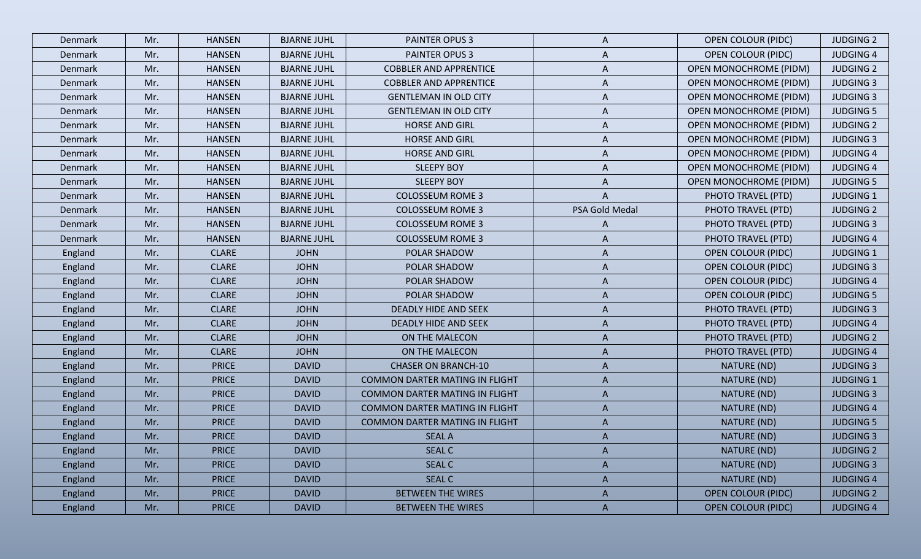| Denmark | Mr. | HANSEN | BJARNE JUHL | PAINTER OPUS 3 | A | OPEN COLOUR (PIDC) | JUDGING 2 |
|---|---|---|---|---|---|---|---|
| Denmark | Mr. | HANSEN | BJARNE JUHL | PAINTER OPUS 3 | A | OPEN COLOUR (PIDC) | JUDGING 4 |
| Denmark | Mr. | HANSEN | BJARNE JUHL | COBBLER AND APPRENTICE | A | OPEN MONOCHROME (PIDM) | JUDGING 2 |
| Denmark | Mr. | HANSEN | BJARNE JUHL | COBBLER AND APPRENTICE | A | OPEN MONOCHROME (PIDM) | JUDGING 3 |
| Denmark | Mr. | HANSEN | BJARNE JUHL | GENTLEMAN IN OLD CITY | A | OPEN MONOCHROME (PIDM) | JUDGING 3 |
| Denmark | Mr. | HANSEN | BJARNE JUHL | GENTLEMAN IN OLD CITY | A | OPEN MONOCHROME (PIDM) | JUDGING 5 |
| Denmark | Mr. | HANSEN | BJARNE JUHL | HORSE AND GIRL | A | OPEN MONOCHROME (PIDM) | JUDGING 2 |
| Denmark | Mr. | HANSEN | BJARNE JUHL | HORSE AND GIRL | A | OPEN MONOCHROME (PIDM) | JUDGING 3 |
| Denmark | Mr. | HANSEN | BJARNE JUHL | HORSE AND GIRL | A | OPEN MONOCHROME (PIDM) | JUDGING 4 |
| Denmark | Mr. | HANSEN | BJARNE JUHL | SLEEPY BOY | A | OPEN MONOCHROME (PIDM) | JUDGING 4 |
| Denmark | Mr. | HANSEN | BJARNE JUHL | SLEEPY BOY | A | OPEN MONOCHROME (PIDM) | JUDGING 5 |
| Denmark | Mr. | HANSEN | BJARNE JUHL | COLOSSEUM ROME 3 | A | PHOTO TRAVEL (PTD) | JUDGING 1 |
| Denmark | Mr. | HANSEN | BJARNE JUHL | COLOSSEUM ROME 3 | PSA Gold Medal | PHOTO TRAVEL (PTD) | JUDGING 2 |
| Denmark | Mr. | HANSEN | BJARNE JUHL | COLOSSEUM ROME 3 | A | PHOTO TRAVEL (PTD) | JUDGING 3 |
| Denmark | Mr. | HANSEN | BJARNE JUHL | COLOSSEUM ROME 3 | A | PHOTO TRAVEL (PTD) | JUDGING 4 |
| England | Mr. | CLARE | JOHN | POLAR SHADOW | A | OPEN COLOUR (PIDC) | JUDGING 1 |
| England | Mr. | CLARE | JOHN | POLAR SHADOW | A | OPEN COLOUR (PIDC) | JUDGING 3 |
| England | Mr. | CLARE | JOHN | POLAR SHADOW | A | OPEN COLOUR (PIDC) | JUDGING 4 |
| England | Mr. | CLARE | JOHN | POLAR SHADOW | A | OPEN COLOUR (PIDC) | JUDGING 5 |
| England | Mr. | CLARE | JOHN | DEADLY HIDE AND SEEK | A | PHOTO TRAVEL (PTD) | JUDGING 3 |
| England | Mr. | CLARE | JOHN | DEADLY HIDE AND SEEK | A | PHOTO TRAVEL (PTD) | JUDGING 4 |
| England | Mr. | CLARE | JOHN | ON THE MALECON | A | PHOTO TRAVEL (PTD) | JUDGING 2 |
| England | Mr. | CLARE | JOHN | ON THE MALECON | A | PHOTO TRAVEL (PTD) | JUDGING 4 |
| England | Mr. | PRICE | DAVID | CHASER ON BRANCH-10 | A | NATURE (ND) | JUDGING 3 |
| England | Mr. | PRICE | DAVID | COMMON DARTER MATING IN FLIGHT | A | NATURE (ND) | JUDGING 1 |
| England | Mr. | PRICE | DAVID | COMMON DARTER MATING IN FLIGHT | A | NATURE (ND) | JUDGING 3 |
| England | Mr. | PRICE | DAVID | COMMON DARTER MATING IN FLIGHT | A | NATURE (ND) | JUDGING 4 |
| England | Mr. | PRICE | DAVID | COMMON DARTER MATING IN FLIGHT | A | NATURE (ND) | JUDGING 5 |
| England | Mr. | PRICE | DAVID | SEAL A | A | NATURE (ND) | JUDGING 3 |
| England | Mr. | PRICE | DAVID | SEAL C | A | NATURE (ND) | JUDGING 2 |
| England | Mr. | PRICE | DAVID | SEAL C | A | NATURE (ND) | JUDGING 3 |
| England | Mr. | PRICE | DAVID | SEAL C | A | NATURE (ND) | JUDGING 4 |
| England | Mr. | PRICE | DAVID | BETWEEN THE WIRES | A | OPEN COLOUR (PIDC) | JUDGING 2 |
| England | Mr. | PRICE | DAVID | BETWEEN THE WIRES | A | OPEN COLOUR (PIDC) | JUDGING 4 |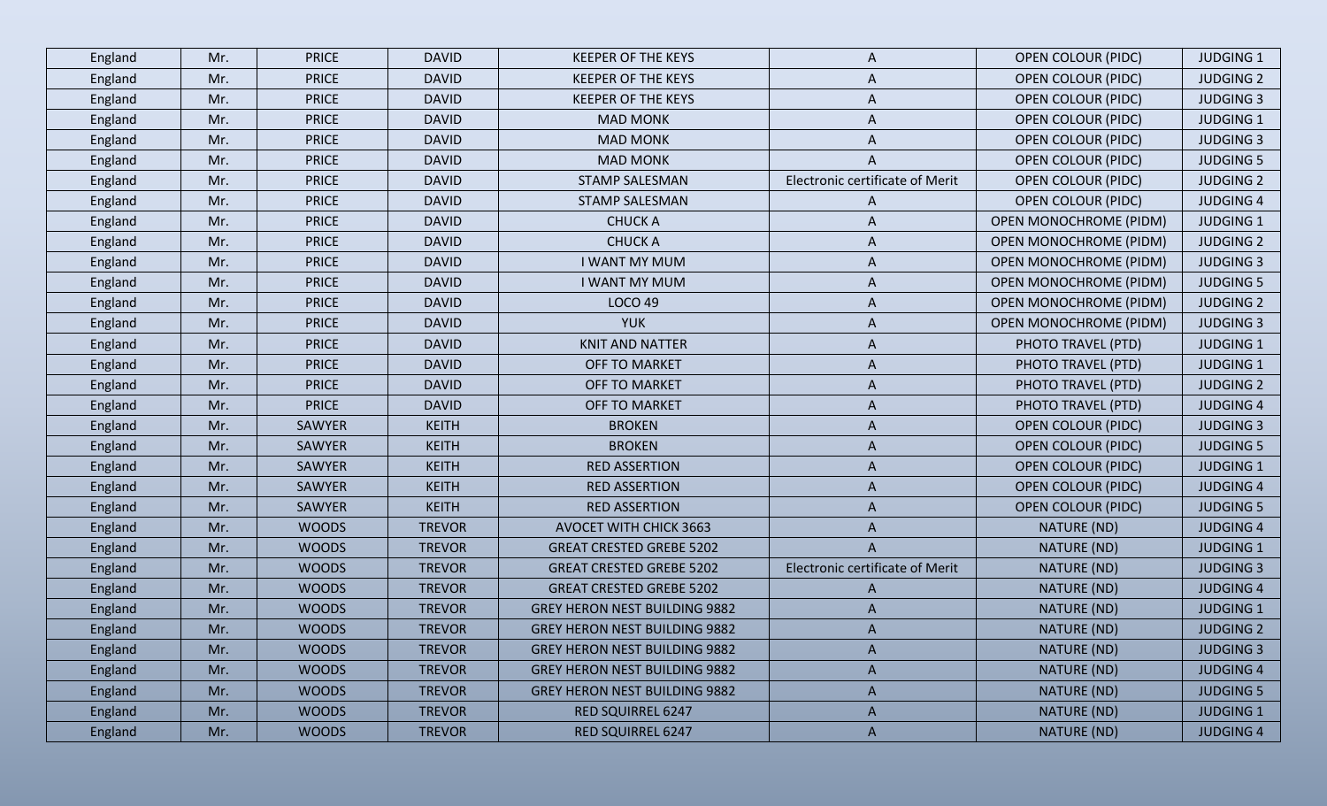| England | Mr. | PRICE | DAVID | KEEPER OF THE KEYS | A | OPEN COLOUR (PIDC) | JUDGING 1 |
|---|---|---|---|---|---|---|---|
| England | Mr. | PRICE | DAVID | KEEPER OF THE KEYS | A | OPEN COLOUR (PIDC) | JUDGING 2 |
| England | Mr. | PRICE | DAVID | KEEPER OF THE KEYS | A | OPEN COLOUR (PIDC) | JUDGING 3 |
| England | Mr. | PRICE | DAVID | MAD MONK | A | OPEN COLOUR (PIDC) | JUDGING 1 |
| England | Mr. | PRICE | DAVID | MAD MONK | A | OPEN COLOUR (PIDC) | JUDGING 3 |
| England | Mr. | PRICE | DAVID | MAD MONK | A | OPEN COLOUR (PIDC) | JUDGING 5 |
| England | Mr. | PRICE | DAVID | STAMP SALESMAN | Electronic certificate of Merit | OPEN COLOUR (PIDC) | JUDGING 2 |
| England | Mr. | PRICE | DAVID | STAMP SALESMAN | A | OPEN COLOUR (PIDC) | JUDGING 4 |
| England | Mr. | PRICE | DAVID | CHUCK A | A | OPEN MONOCHROME (PIDM) | JUDGING 1 |
| England | Mr. | PRICE | DAVID | CHUCK A | A | OPEN MONOCHROME (PIDM) | JUDGING 2 |
| England | Mr. | PRICE | DAVID | I WANT MY MUM | A | OPEN MONOCHROME (PIDM) | JUDGING 3 |
| England | Mr. | PRICE | DAVID | I WANT MY MUM | A | OPEN MONOCHROME (PIDM) | JUDGING 5 |
| England | Mr. | PRICE | DAVID | LOCO 49 | A | OPEN MONOCHROME (PIDM) | JUDGING 2 |
| England | Mr. | PRICE | DAVID | YUK | A | OPEN MONOCHROME (PIDM) | JUDGING 3 |
| England | Mr. | PRICE | DAVID | KNIT AND NATTER | A | PHOTO TRAVEL (PTD) | JUDGING 1 |
| England | Mr. | PRICE | DAVID | OFF TO MARKET | A | PHOTO TRAVEL (PTD) | JUDGING 1 |
| England | Mr. | PRICE | DAVID | OFF TO MARKET | A | PHOTO TRAVEL (PTD) | JUDGING 2 |
| England | Mr. | PRICE | DAVID | OFF TO MARKET | A | PHOTO TRAVEL (PTD) | JUDGING 4 |
| England | Mr. | SAWYER | KEITH | BROKEN | A | OPEN COLOUR (PIDC) | JUDGING 3 |
| England | Mr. | SAWYER | KEITH | BROKEN | A | OPEN COLOUR (PIDC) | JUDGING 5 |
| England | Mr. | SAWYER | KEITH | RED ASSERTION | A | OPEN COLOUR (PIDC) | JUDGING 1 |
| England | Mr. | SAWYER | KEITH | RED ASSERTION | A | OPEN COLOUR (PIDC) | JUDGING 4 |
| England | Mr. | SAWYER | KEITH | RED ASSERTION | A | OPEN COLOUR (PIDC) | JUDGING 5 |
| England | Mr. | WOODS | TREVOR | AVOCET WITH CHICK 3663 | A | NATURE (ND) | JUDGING 4 |
| England | Mr. | WOODS | TREVOR | GREAT CRESTED GREBE 5202 | A | NATURE (ND) | JUDGING 1 |
| England | Mr. | WOODS | TREVOR | GREAT CRESTED GREBE 5202 | Electronic certificate of Merit | NATURE (ND) | JUDGING 3 |
| England | Mr. | WOODS | TREVOR | GREAT CRESTED GREBE 5202 | A | NATURE (ND) | JUDGING 4 |
| England | Mr. | WOODS | TREVOR | GREY HERON NEST BUILDING 9882 | A | NATURE (ND) | JUDGING 1 |
| England | Mr. | WOODS | TREVOR | GREY HERON NEST BUILDING 9882 | A | NATURE (ND) | JUDGING 2 |
| England | Mr. | WOODS | TREVOR | GREY HERON NEST BUILDING 9882 | A | NATURE (ND) | JUDGING 3 |
| England | Mr. | WOODS | TREVOR | GREY HERON NEST BUILDING 9882 | A | NATURE (ND) | JUDGING 4 |
| England | Mr. | WOODS | TREVOR | GREY HERON NEST BUILDING 9882 | A | NATURE (ND) | JUDGING 5 |
| England | Mr. | WOODS | TREVOR | RED SQUIRREL 6247 | A | NATURE (ND) | JUDGING 1 |
| England | Mr. | WOODS | TREVOR | RED SQUIRREL 6247 | A | NATURE (ND) | JUDGING 4 |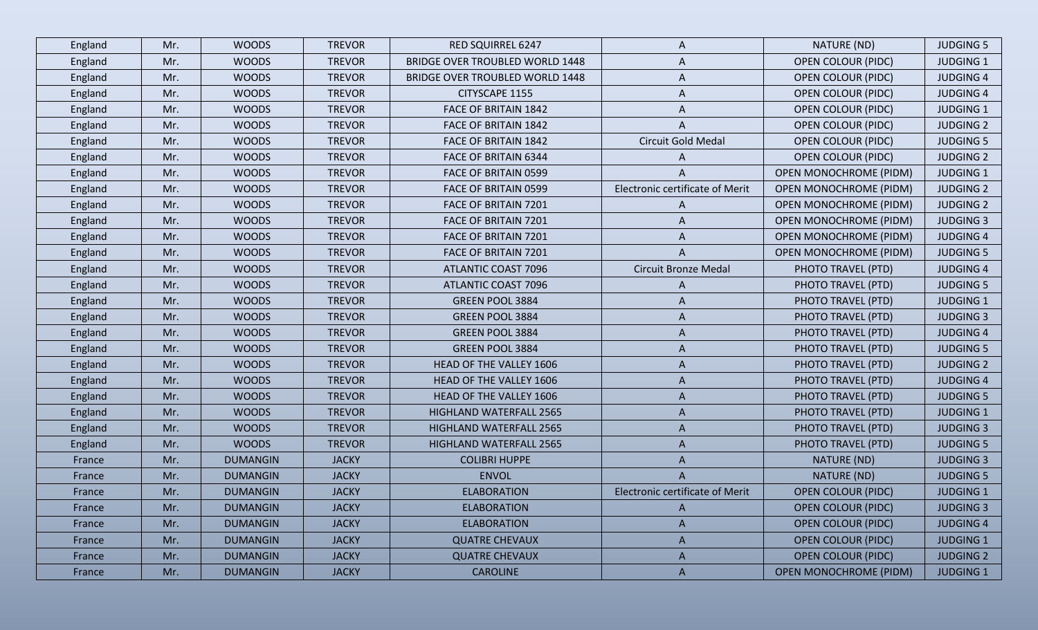| England | Mr. | WOODS | TREVOR | RED SQUIRREL 6247 | A | NATURE (ND) | JUDGING 5 |
|---|---|---|---|---|---|---|---|
| England | Mr. | WOODS | TREVOR | BRIDGE OVER TROUBLED WORLD 1448 | A | OPEN COLOUR (PIDC) | JUDGING 1 |
| England | Mr. | WOODS | TREVOR | BRIDGE OVER TROUBLED WORLD 1448 | A | OPEN COLOUR (PIDC) | JUDGING 4 |
| England | Mr. | WOODS | TREVOR | CITYSCAPE 1155 | A | OPEN COLOUR (PIDC) | JUDGING 4 |
| England | Mr. | WOODS | TREVOR | FACE OF BRITAIN 1842 | A | OPEN COLOUR (PIDC) | JUDGING 1 |
| England | Mr. | WOODS | TREVOR | FACE OF BRITAIN 1842 | A | OPEN COLOUR (PIDC) | JUDGING 2 |
| England | Mr. | WOODS | TREVOR | FACE OF BRITAIN 1842 | Circuit Gold Medal | OPEN COLOUR (PIDC) | JUDGING 5 |
| England | Mr. | WOODS | TREVOR | FACE OF BRITAIN 6344 | A | OPEN COLOUR (PIDC) | JUDGING 2 |
| England | Mr. | WOODS | TREVOR | FACE OF BRITAIN 0599 | A | OPEN MONOCHROME (PIDM) | JUDGING 1 |
| England | Mr. | WOODS | TREVOR | FACE OF BRITAIN 0599 | Electronic certificate of Merit | OPEN MONOCHROME (PIDM) | JUDGING 2 |
| England | Mr. | WOODS | TREVOR | FACE OF BRITAIN 7201 | A | OPEN MONOCHROME (PIDM) | JUDGING 2 |
| England | Mr. | WOODS | TREVOR | FACE OF BRITAIN 7201 | A | OPEN MONOCHROME (PIDM) | JUDGING 3 |
| England | Mr. | WOODS | TREVOR | FACE OF BRITAIN 7201 | A | OPEN MONOCHROME (PIDM) | JUDGING 4 |
| England | Mr. | WOODS | TREVOR | FACE OF BRITAIN 7201 | A | OPEN MONOCHROME (PIDM) | JUDGING 5 |
| England | Mr. | WOODS | TREVOR | ATLANTIC COAST 7096 | Circuit Bronze Medal | PHOTO TRAVEL (PTD) | JUDGING 4 |
| England | Mr. | WOODS | TREVOR | ATLANTIC COAST 7096 | A | PHOTO TRAVEL (PTD) | JUDGING 5 |
| England | Mr. | WOODS | TREVOR | GREEN POOL 3884 | A | PHOTO TRAVEL (PTD) | JUDGING 1 |
| England | Mr. | WOODS | TREVOR | GREEN POOL 3884 | A | PHOTO TRAVEL (PTD) | JUDGING 3 |
| England | Mr. | WOODS | TREVOR | GREEN POOL 3884 | A | PHOTO TRAVEL (PTD) | JUDGING 4 |
| England | Mr. | WOODS | TREVOR | GREEN POOL 3884 | A | PHOTO TRAVEL (PTD) | JUDGING 5 |
| England | Mr. | WOODS | TREVOR | HEAD OF THE VALLEY 1606 | A | PHOTO TRAVEL (PTD) | JUDGING 2 |
| England | Mr. | WOODS | TREVOR | HEAD OF THE VALLEY 1606 | A | PHOTO TRAVEL (PTD) | JUDGING 4 |
| England | Mr. | WOODS | TREVOR | HEAD OF THE VALLEY 1606 | A | PHOTO TRAVEL (PTD) | JUDGING 5 |
| England | Mr. | WOODS | TREVOR | HIGHLAND WATERFALL 2565 | A | PHOTO TRAVEL (PTD) | JUDGING 1 |
| England | Mr. | WOODS | TREVOR | HIGHLAND WATERFALL 2565 | A | PHOTO TRAVEL (PTD) | JUDGING 3 |
| England | Mr. | WOODS | TREVOR | HIGHLAND WATERFALL 2565 | A | PHOTO TRAVEL (PTD) | JUDGING 5 |
| France | Mr. | DUMANGIN | JACKY | COLIBRI HUPPE | A | NATURE (ND) | JUDGING 3 |
| France | Mr. | DUMANGIN | JACKY | ENVOL | A | NATURE (ND) | JUDGING 5 |
| France | Mr. | DUMANGIN | JACKY | ELABORATION | Electronic certificate of Merit | OPEN COLOUR (PIDC) | JUDGING 1 |
| France | Mr. | DUMANGIN | JACKY | ELABORATION | A | OPEN COLOUR (PIDC) | JUDGING 3 |
| France | Mr. | DUMANGIN | JACKY | ELABORATION | A | OPEN COLOUR (PIDC) | JUDGING 4 |
| France | Mr. | DUMANGIN | JACKY | QUATRE CHEVAUX | A | OPEN COLOUR (PIDC) | JUDGING 1 |
| France | Mr. | DUMANGIN | JACKY | QUATRE CHEVAUX | A | OPEN COLOUR (PIDC) | JUDGING 2 |
| France | Mr. | DUMANGIN | JACKY | CAROLINE | A | OPEN MONOCHROME (PIDM) | JUDGING 1 |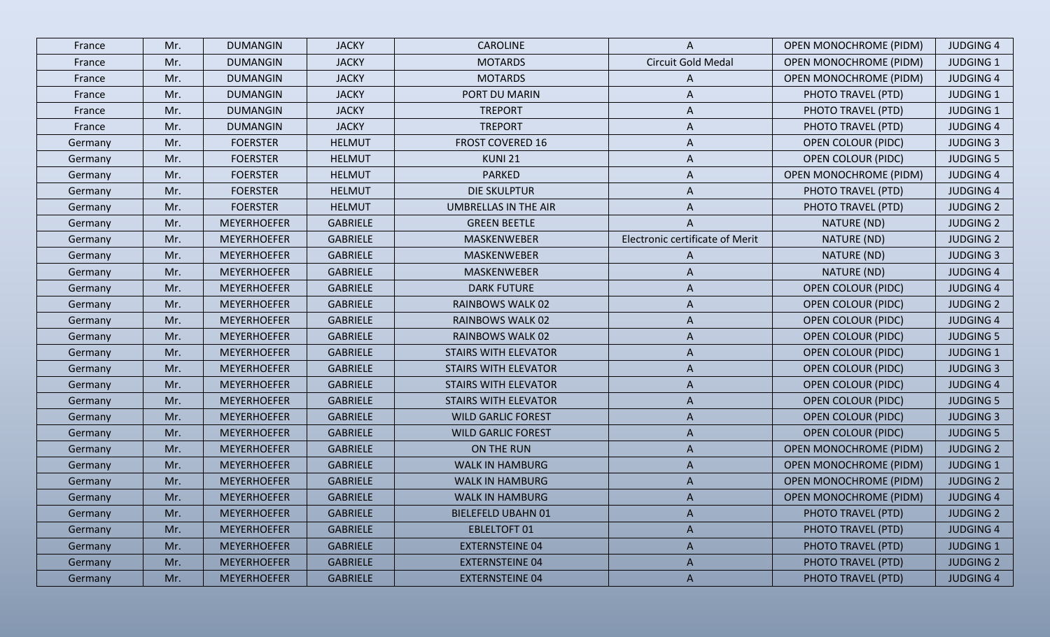| France | Mr. | DUMANGIN | JACKY | CAROLINE | A | OPEN MONOCHROME (PIDM) | JUDGING 4 |
|---|---|---|---|---|---|---|---|
| France | Mr. | DUMANGIN | JACKY | MOTARDS | Circuit Gold Medal | OPEN MONOCHROME (PIDM) | JUDGING 1 |
| France | Mr. | DUMANGIN | JACKY | MOTARDS | A | OPEN MONOCHROME (PIDM) | JUDGING 4 |
| France | Mr. | DUMANGIN | JACKY | PORT DU MARIN | A | PHOTO TRAVEL (PTD) | JUDGING 1 |
| France | Mr. | DUMANGIN | JACKY | TREPORT | A | PHOTO TRAVEL (PTD) | JUDGING 1 |
| France | Mr. | DUMANGIN | JACKY | TREPORT | A | PHOTO TRAVEL (PTD) | JUDGING 4 |
| Germany | Mr. | FOERSTER | HELMUT | FROST COVERED 16 | A | OPEN COLOUR (PIDC) | JUDGING 3 |
| Germany | Mr. | FOERSTER | HELMUT | KUNI 21 | A | OPEN COLOUR (PIDC) | JUDGING 5 |
| Germany | Mr. | FOERSTER | HELMUT | PARKED | A | OPEN MONOCHROME (PIDM) | JUDGING 4 |
| Germany | Mr. | FOERSTER | HELMUT | DIE SKULPTUR | A | PHOTO TRAVEL (PTD) | JUDGING 4 |
| Germany | Mr. | FOERSTER | HELMUT | UMBRELLAS IN THE AIR | A | PHOTO TRAVEL (PTD) | JUDGING 2 |
| Germany | Mr. | MEYERHOEFER | GABRIELE | GREEN BEETLE | A | NATURE (ND) | JUDGING 2 |
| Germany | Mr. | MEYERHOEFER | GABRIELE | MASKENWEBER | Electronic certificate of Merit | NATURE (ND) | JUDGING 2 |
| Germany | Mr. | MEYERHOEFER | GABRIELE | MASKENWEBER | A | NATURE (ND) | JUDGING 3 |
| Germany | Mr. | MEYERHOEFER | GABRIELE | MASKENWEBER | A | NATURE (ND) | JUDGING 4 |
| Germany | Mr. | MEYERHOEFER | GABRIELE | DARK FUTURE | A | OPEN COLOUR (PIDC) | JUDGING 4 |
| Germany | Mr. | MEYERHOEFER | GABRIELE | RAINBOWS WALK 02 | A | OPEN COLOUR (PIDC) | JUDGING 2 |
| Germany | Mr. | MEYERHOEFER | GABRIELE | RAINBOWS WALK 02 | A | OPEN COLOUR (PIDC) | JUDGING 4 |
| Germany | Mr. | MEYERHOEFER | GABRIELE | RAINBOWS WALK 02 | A | OPEN COLOUR (PIDC) | JUDGING 5 |
| Germany | Mr. | MEYERHOEFER | GABRIELE | STAIRS WITH ELEVATOR | A | OPEN COLOUR (PIDC) | JUDGING 1 |
| Germany | Mr. | MEYERHOEFER | GABRIELE | STAIRS WITH ELEVATOR | A | OPEN COLOUR (PIDC) | JUDGING 3 |
| Germany | Mr. | MEYERHOEFER | GABRIELE | STAIRS WITH ELEVATOR | A | OPEN COLOUR (PIDC) | JUDGING 4 |
| Germany | Mr. | MEYERHOEFER | GABRIELE | STAIRS WITH ELEVATOR | A | OPEN COLOUR (PIDC) | JUDGING 5 |
| Germany | Mr. | MEYERHOEFER | GABRIELE | WILD GARLIC FOREST | A | OPEN COLOUR (PIDC) | JUDGING 3 |
| Germany | Mr. | MEYERHOEFER | GABRIELE | WILD GARLIC FOREST | A | OPEN COLOUR (PIDC) | JUDGING 5 |
| Germany | Mr. | MEYERHOEFER | GABRIELE | ON THE RUN | A | OPEN MONOCHROME (PIDM) | JUDGING 2 |
| Germany | Mr. | MEYERHOEFER | GABRIELE | WALK IN HAMBURG | A | OPEN MONOCHROME (PIDM) | JUDGING 1 |
| Germany | Mr. | MEYERHOEFER | GABRIELE | WALK IN HAMBURG | A | OPEN MONOCHROME (PIDM) | JUDGING 2 |
| Germany | Mr. | MEYERHOEFER | GABRIELE | WALK IN HAMBURG | A | OPEN MONOCHROME (PIDM) | JUDGING 4 |
| Germany | Mr. | MEYERHOEFER | GABRIELE | BIELEFELD UBAHN 01 | A | PHOTO TRAVEL (PTD) | JUDGING 2 |
| Germany | Mr. | MEYERHOEFER | GABRIELE | EBELTOFT 01 | A | PHOTO TRAVEL (PTD) | JUDGING 4 |
| Germany | Mr. | MEYERHOEFER | GABRIELE | EXTERNSTEINE 04 | A | PHOTO TRAVEL (PTD) | JUDGING 1 |
| Germany | Mr. | MEYERHOEFER | GABRIELE | EXTERNSTEINE 04 | A | PHOTO TRAVEL (PTD) | JUDGING 2 |
| Germany | Mr. | MEYERHOEFER | GABRIELE | EXTERNSTEINE 04 | A | PHOTO TRAVEL (PTD) | JUDGING 4 |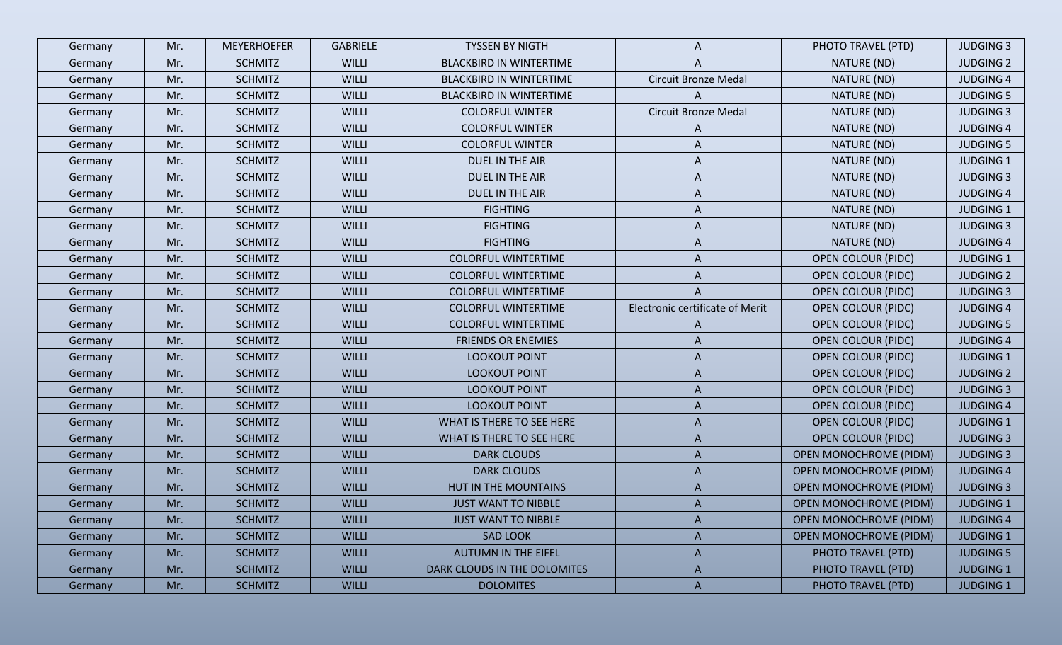| | | | | | | | |
|---|---|---|---|---|---|---|---|
| Germany | Mr. | MEYERHOEFER | GABRIELE | TYSSEN BY NIGTH | A | PHOTO TRAVEL (PTD) | JUDGING 3 |
| Germany | Mr. | SCHMITZ | WILLI | BLACKBIRD IN WINTERTIME | A | NATURE (ND) | JUDGING 2 |
| Germany | Mr. | SCHMITZ | WILLI | BLACKBIRD IN WINTERTIME | Circuit Bronze Medal | NATURE (ND) | JUDGING 4 |
| Germany | Mr. | SCHMITZ | WILLI | BLACKBIRD IN WINTERTIME | A | NATURE (ND) | JUDGING 5 |
| Germany | Mr. | SCHMITZ | WILLI | COLORFUL WINTER | Circuit Bronze Medal | NATURE (ND) | JUDGING 3 |
| Germany | Mr. | SCHMITZ | WILLI | COLORFUL WINTER | A | NATURE (ND) | JUDGING 4 |
| Germany | Mr. | SCHMITZ | WILLI | COLORFUL WINTER | A | NATURE (ND) | JUDGING 5 |
| Germany | Mr. | SCHMITZ | WILLI | DUEL IN THE AIR | A | NATURE (ND) | JUDGING 1 |
| Germany | Mr. | SCHMITZ | WILLI | DUEL IN THE AIR | A | NATURE (ND) | JUDGING 3 |
| Germany | Mr. | SCHMITZ | WILLI | DUEL IN THE AIR | A | NATURE (ND) | JUDGING 4 |
| Germany | Mr. | SCHMITZ | WILLI | FIGHTING | A | NATURE (ND) | JUDGING 1 |
| Germany | Mr. | SCHMITZ | WILLI | FIGHTING | A | NATURE (ND) | JUDGING 3 |
| Germany | Mr. | SCHMITZ | WILLI | FIGHTING | A | NATURE (ND) | JUDGING 4 |
| Germany | Mr. | SCHMITZ | WILLI | COLORFUL WINTERTIME | A | OPEN COLOUR (PIDC) | JUDGING 1 |
| Germany | Mr. | SCHMITZ | WILLI | COLORFUL WINTERTIME | A | OPEN COLOUR (PIDC) | JUDGING 2 |
| Germany | Mr. | SCHMITZ | WILLI | COLORFUL WINTERTIME | A | OPEN COLOUR (PIDC) | JUDGING 3 |
| Germany | Mr. | SCHMITZ | WILLI | COLORFUL WINTERTIME | Electronic certificate of Merit | OPEN COLOUR (PIDC) | JUDGING 4 |
| Germany | Mr. | SCHMITZ | WILLI | COLORFUL WINTERTIME | A | OPEN COLOUR (PIDC) | JUDGING 5 |
| Germany | Mr. | SCHMITZ | WILLI | FRIENDS OR ENEMIES | A | OPEN COLOUR (PIDC) | JUDGING 4 |
| Germany | Mr. | SCHMITZ | WILLI | LOOKOUT POINT | A | OPEN COLOUR (PIDC) | JUDGING 1 |
| Germany | Mr. | SCHMITZ | WILLI | LOOKOUT POINT | A | OPEN COLOUR (PIDC) | JUDGING 2 |
| Germany | Mr. | SCHMITZ | WILLI | LOOKOUT POINT | A | OPEN COLOUR (PIDC) | JUDGING 3 |
| Germany | Mr. | SCHMITZ | WILLI | LOOKOUT POINT | A | OPEN COLOUR (PIDC) | JUDGING 4 |
| Germany | Mr. | SCHMITZ | WILLI | WHAT IS THERE TO SEE HERE | A | OPEN COLOUR (PIDC) | JUDGING 1 |
| Germany | Mr. | SCHMITZ | WILLI | WHAT IS THERE TO SEE HERE | A | OPEN COLOUR (PIDC) | JUDGING 3 |
| Germany | Mr. | SCHMITZ | WILLI | DARK CLOUDS | A | OPEN MONOCHROME (PIDM) | JUDGING 3 |
| Germany | Mr. | SCHMITZ | WILLI | DARK CLOUDS | A | OPEN MONOCHROME (PIDM) | JUDGING 4 |
| Germany | Mr. | SCHMITZ | WILLI | HUT IN THE MOUNTAINS | A | OPEN MONOCHROME (PIDM) | JUDGING 3 |
| Germany | Mr. | SCHMITZ | WILLI | JUST WANT TO NIBBLE | A | OPEN MONOCHROME (PIDM) | JUDGING 1 |
| Germany | Mr. | SCHMITZ | WILLI | JUST WANT TO NIBBLE | A | OPEN MONOCHROME (PIDM) | JUDGING 4 |
| Germany | Mr. | SCHMITZ | WILLI | SAD LOOK | A | OPEN MONOCHROME (PIDM) | JUDGING 1 |
| Germany | Mr. | SCHMITZ | WILLI | AUTUMN IN THE EIFEL | A | PHOTO TRAVEL (PTD) | JUDGING 5 |
| Germany | Mr. | SCHMITZ | WILLI | DARK CLOUDS IN THE DOLOMITES | A | PHOTO TRAVEL (PTD) | JUDGING 1 |
| Germany | Mr. | SCHMITZ | WILLI | DOLOMITES | A | PHOTO TRAVEL (PTD) | JUDGING 1 |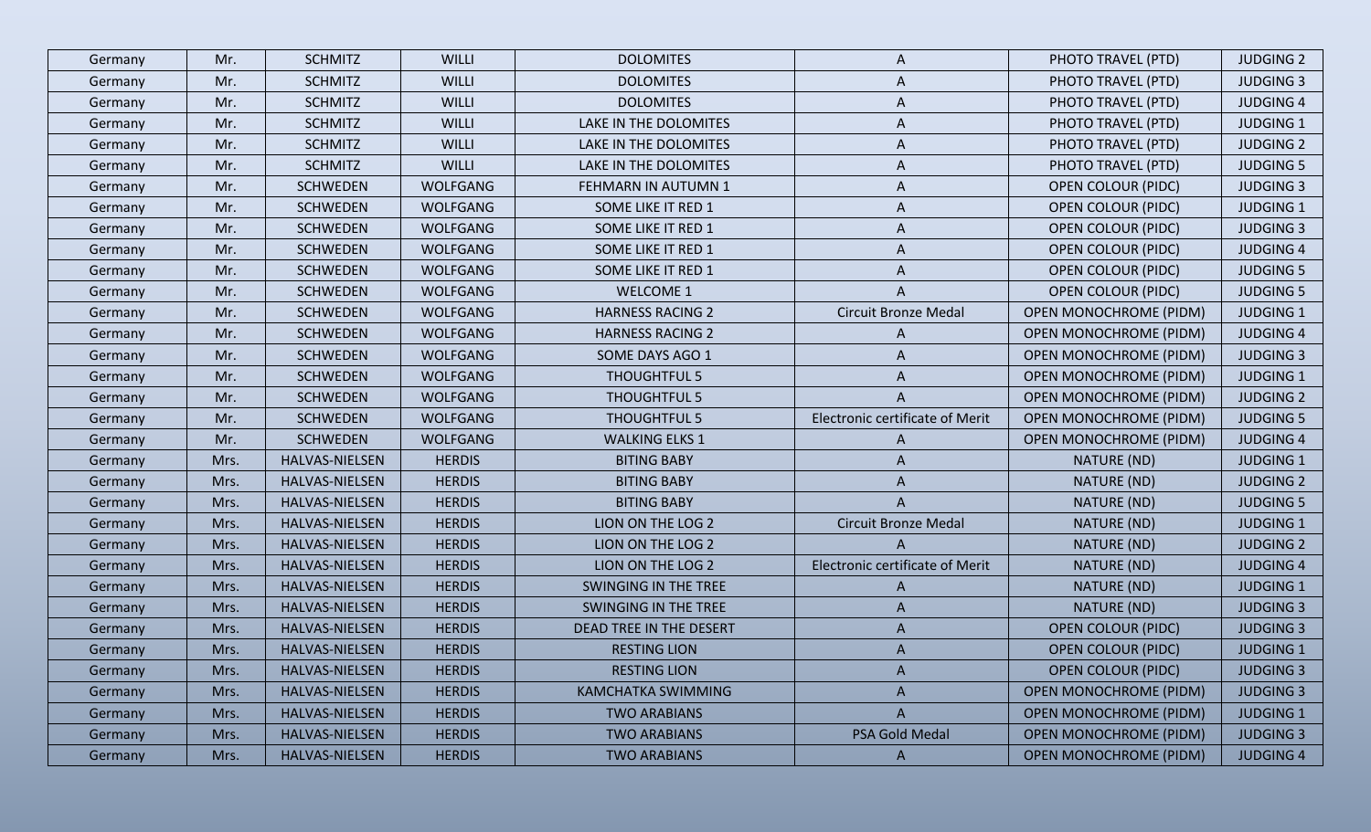| Germany | Mr. | SCHMITZ | WILLI | DOLOMITES | A | PHOTO TRAVEL (PTD) | JUDGING 2 |
|---|---|---|---|---|---|---|---|
| Germany | Mr. | SCHMITZ | WILLI | DOLOMITES | A | PHOTO TRAVEL (PTD) | JUDGING 3 |
| Germany | Mr. | SCHMITZ | WILLI | DOLOMITES | A | PHOTO TRAVEL (PTD) | JUDGING 4 |
| Germany | Mr. | SCHMITZ | WILLI | LAKE IN THE DOLOMITES | A | PHOTO TRAVEL (PTD) | JUDGING 1 |
| Germany | Mr. | SCHMITZ | WILLI | LAKE IN THE DOLOMITES | A | PHOTO TRAVEL (PTD) | JUDGING 2 |
| Germany | Mr. | SCHMITZ | WILLI | LAKE IN THE DOLOMITES | A | PHOTO TRAVEL (PTD) | JUDGING 5 |
| Germany | Mr. | SCHWEDEN | WOLFGANG | FEHMARN IN AUTUMN 1 | A | OPEN COLOUR (PIDC) | JUDGING 3 |
| Germany | Mr. | SCHWEDEN | WOLFGANG | SOME LIKE IT RED 1 | A | OPEN COLOUR (PIDC) | JUDGING 1 |
| Germany | Mr. | SCHWEDEN | WOLFGANG | SOME LIKE IT RED 1 | A | OPEN COLOUR (PIDC) | JUDGING 3 |
| Germany | Mr. | SCHWEDEN | WOLFGANG | SOME LIKE IT RED 1 | A | OPEN COLOUR (PIDC) | JUDGING 4 |
| Germany | Mr. | SCHWEDEN | WOLFGANG | SOME LIKE IT RED 1 | A | OPEN COLOUR (PIDC) | JUDGING 5 |
| Germany | Mr. | SCHWEDEN | WOLFGANG | WELCOME 1 | A | OPEN COLOUR (PIDC) | JUDGING 5 |
| Germany | Mr. | SCHWEDEN | WOLFGANG | HARNESS RACING 2 | Circuit Bronze Medal | OPEN MONOCHROME (PIDM) | JUDGING 1 |
| Germany | Mr. | SCHWEDEN | WOLFGANG | HARNESS RACING 2 | A | OPEN MONOCHROME (PIDM) | JUDGING 4 |
| Germany | Mr. | SCHWEDEN | WOLFGANG | SOME DAYS AGO 1 | A | OPEN MONOCHROME (PIDM) | JUDGING 3 |
| Germany | Mr. | SCHWEDEN | WOLFGANG | THOUGHTFUL 5 | A | OPEN MONOCHROME (PIDM) | JUDGING 1 |
| Germany | Mr. | SCHWEDEN | WOLFGANG | THOUGHTFUL 5 | A | OPEN MONOCHROME (PIDM) | JUDGING 2 |
| Germany | Mr. | SCHWEDEN | WOLFGANG | THOUGHTFUL 5 | Electronic certificate of Merit | OPEN MONOCHROME (PIDM) | JUDGING 5 |
| Germany | Mr. | SCHWEDEN | WOLFGANG | WALKING ELKS 1 | A | OPEN MONOCHROME (PIDM) | JUDGING 4 |
| Germany | Mrs. | HALVAS-NIELSEN | HERDIS | BITING BABY | A | NATURE (ND) | JUDGING 1 |
| Germany | Mrs. | HALVAS-NIELSEN | HERDIS | BITING BABY | A | NATURE (ND) | JUDGING 2 |
| Germany | Mrs. | HALVAS-NIELSEN | HERDIS | BITING BABY | A | NATURE (ND) | JUDGING 5 |
| Germany | Mrs. | HALVAS-NIELSEN | HERDIS | LION ON THE LOG 2 | Circuit Bronze Medal | NATURE (ND) | JUDGING 1 |
| Germany | Mrs. | HALVAS-NIELSEN | HERDIS | LION ON THE LOG 2 | A | NATURE (ND) | JUDGING 2 |
| Germany | Mrs. | HALVAS-NIELSEN | HERDIS | LION ON THE LOG 2 | Electronic certificate of Merit | NATURE (ND) | JUDGING 4 |
| Germany | Mrs. | HALVAS-NIELSEN | HERDIS | SWINGING IN THE TREE | A | NATURE (ND) | JUDGING 1 |
| Germany | Mrs. | HALVAS-NIELSEN | HERDIS | SWINGING IN THE TREE | A | NATURE (ND) | JUDGING 3 |
| Germany | Mrs. | HALVAS-NIELSEN | HERDIS | DEAD TREE IN THE DESERT | A | OPEN COLOUR (PIDC) | JUDGING 3 |
| Germany | Mrs. | HALVAS-NIELSEN | HERDIS | RESTING LION | A | OPEN COLOUR (PIDC) | JUDGING 1 |
| Germany | Mrs. | HALVAS-NIELSEN | HERDIS | RESTING LION | A | OPEN COLOUR (PIDC) | JUDGING 3 |
| Germany | Mrs. | HALVAS-NIELSEN | HERDIS | KAMCHATKA SWIMMING | A | OPEN MONOCHROME (PIDM) | JUDGING 3 |
| Germany | Mrs. | HALVAS-NIELSEN | HERDIS | TWO ARABIANS | A | OPEN MONOCHROME (PIDM) | JUDGING 1 |
| Germany | Mrs. | HALVAS-NIELSEN | HERDIS | TWO ARABIANS | PSA Gold Medal | OPEN MONOCHROME (PIDM) | JUDGING 3 |
| Germany | Mrs. | HALVAS-NIELSEN | HERDIS | TWO ARABIANS | A | OPEN MONOCHROME (PIDM) | JUDGING 4 |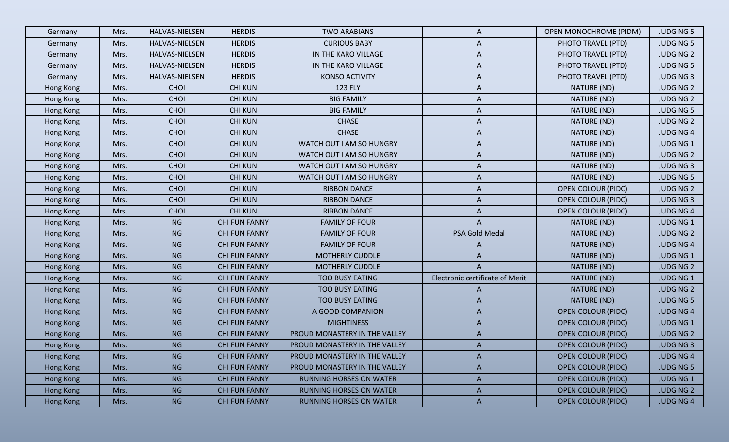| Germany | Mrs. | HALVAS-NIELSEN | HERDIS | TWO ARABIANS | A | OPEN MONOCHROME (PIDM) | JUDGING 5 |
|---|---|---|---|---|---|---|---|
| Germany | Mrs. | HALVAS-NIELSEN | HERDIS | CURIOUS BABY | A | PHOTO TRAVEL (PTD) | JUDGING 5 |
| Germany | Mrs. | HALVAS-NIELSEN | HERDIS | IN THE KARO VILLAGE | A | PHOTO TRAVEL (PTD) | JUDGING 2 |
| Germany | Mrs. | HALVAS-NIELSEN | HERDIS | IN THE KARO VILLAGE | A | PHOTO TRAVEL (PTD) | JUDGING 5 |
| Germany | Mrs. | HALVAS-NIELSEN | HERDIS | KONSO ACTIVITY | A | PHOTO TRAVEL (PTD) | JUDGING 3 |
| Hong Kong | Mrs. | CHOI | CHI KUN | 123 FLY | A | NATURE (ND) | JUDGING 2 |
| Hong Kong | Mrs. | CHOI | CHI KUN | BIG FAMILY | A | NATURE (ND) | JUDGING 2 |
| Hong Kong | Mrs. | CHOI | CHI KUN | BIG FAMILY | A | NATURE (ND) | JUDGING 5 |
| Hong Kong | Mrs. | CHOI | CHI KUN | CHASE | A | NATURE (ND) | JUDGING 2 |
| Hong Kong | Mrs. | CHOI | CHI KUN | CHASE | A | NATURE (ND) | JUDGING 4 |
| Hong Kong | Mrs. | CHOI | CHI KUN | WATCH OUT I AM SO HUNGRY | A | NATURE (ND) | JUDGING 1 |
| Hong Kong | Mrs. | CHOI | CHI KUN | WATCH OUT I AM SO HUNGRY | A | NATURE (ND) | JUDGING 2 |
| Hong Kong | Mrs. | CHOI | CHI KUN | WATCH OUT I AM SO HUNGRY | A | NATURE (ND) | JUDGING 3 |
| Hong Kong | Mrs. | CHOI | CHI KUN | WATCH OUT I AM SO HUNGRY | A | NATURE (ND) | JUDGING 5 |
| Hong Kong | Mrs. | CHOI | CHI KUN | RIBBON DANCE | A | OPEN COLOUR (PIDC) | JUDGING 2 |
| Hong Kong | Mrs. | CHOI | CHI KUN | RIBBON DANCE | A | OPEN COLOUR (PIDC) | JUDGING 3 |
| Hong Kong | Mrs. | CHOI | CHI KUN | RIBBON DANCE | A | OPEN COLOUR (PIDC) | JUDGING 4 |
| Hong Kong | Mrs. | NG | CHI FUN FANNY | FAMILY OF FOUR | A | NATURE (ND) | JUDGING 1 |
| Hong Kong | Mrs. | NG | CHI FUN FANNY | FAMILY OF FOUR | PSA Gold Medal | NATURE (ND) | JUDGING 2 |
| Hong Kong | Mrs. | NG | CHI FUN FANNY | FAMILY OF FOUR | A | NATURE (ND) | JUDGING 4 |
| Hong Kong | Mrs. | NG | CHI FUN FANNY | MOTHERLY CUDDLE | A | NATURE (ND) | JUDGING 1 |
| Hong Kong | Mrs. | NG | CHI FUN FANNY | MOTHERLY CUDDLE | A | NATURE (ND) | JUDGING 2 |
| Hong Kong | Mrs. | NG | CHI FUN FANNY | TOO BUSY EATING | Electronic certificate of Merit | NATURE (ND) | JUDGING 1 |
| Hong Kong | Mrs. | NG | CHI FUN FANNY | TOO BUSY EATING | A | NATURE (ND) | JUDGING 2 |
| Hong Kong | Mrs. | NG | CHI FUN FANNY | TOO BUSY EATING | A | NATURE (ND) | JUDGING 5 |
| Hong Kong | Mrs. | NG | CHI FUN FANNY | A GOOD COMPANION | A | OPEN COLOUR (PIDC) | JUDGING 4 |
| Hong Kong | Mrs. | NG | CHI FUN FANNY | MIGHTINESS | A | OPEN COLOUR (PIDC) | JUDGING 1 |
| Hong Kong | Mrs. | NG | CHI FUN FANNY | PROUD MONASTERY IN THE VALLEY | A | OPEN COLOUR (PIDC) | JUDGING 2 |
| Hong Kong | Mrs. | NG | CHI FUN FANNY | PROUD MONASTERY IN THE VALLEY | A | OPEN COLOUR (PIDC) | JUDGING 3 |
| Hong Kong | Mrs. | NG | CHI FUN FANNY | PROUD MONASTERY IN THE VALLEY | A | OPEN COLOUR (PIDC) | JUDGING 4 |
| Hong Kong | Mrs. | NG | CHI FUN FANNY | PROUD MONASTERY IN THE VALLEY | A | OPEN COLOUR (PIDC) | JUDGING 5 |
| Hong Kong | Mrs. | NG | CHI FUN FANNY | RUNNING HORSES ON WATER | A | OPEN COLOUR (PIDC) | JUDGING 1 |
| Hong Kong | Mrs. | NG | CHI FUN FANNY | RUNNING HORSES ON WATER | A | OPEN COLOUR (PIDC) | JUDGING 2 |
| Hong Kong | Mrs. | NG | CHI FUN FANNY | RUNNING HORSES ON WATER | A | OPEN COLOUR (PIDC) | JUDGING 4 |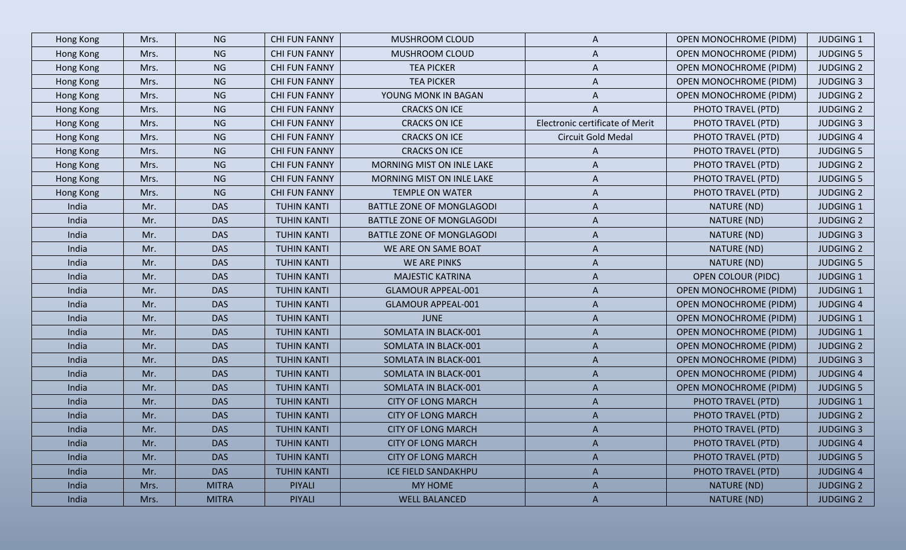| Hong Kong | Mrs. | NG | CHI FUN FANNY | MUSHROOM CLOUD | A | OPEN MONOCHROME (PIDM) | JUDGING 1 |
|---|---|---|---|---|---|---|---|
| Hong Kong | Mrs. | NG | CHI FUN FANNY | MUSHROOM CLOUD | A | OPEN MONOCHROME (PIDM) | JUDGING 5 |
| Hong Kong | Mrs. | NG | CHI FUN FANNY | TEA PICKER | A | OPEN MONOCHROME (PIDM) | JUDGING 2 |
| Hong Kong | Mrs. | NG | CHI FUN FANNY | TEA PICKER | A | OPEN MONOCHROME (PIDM) | JUDGING 3 |
| Hong Kong | Mrs. | NG | CHI FUN FANNY | YOUNG MONK IN BAGAN | A | OPEN MONOCHROME (PIDM) | JUDGING 2 |
| Hong Kong | Mrs. | NG | CHI FUN FANNY | CRACKS ON ICE | A | PHOTO TRAVEL (PTD) | JUDGING 2 |
| Hong Kong | Mrs. | NG | CHI FUN FANNY | CRACKS ON ICE | Electronic certificate of Merit | PHOTO TRAVEL (PTD) | JUDGING 3 |
| Hong Kong | Mrs. | NG | CHI FUN FANNY | CRACKS ON ICE | Circuit Gold Medal | PHOTO TRAVEL (PTD) | JUDGING 4 |
| Hong Kong | Mrs. | NG | CHI FUN FANNY | CRACKS ON ICE | A | PHOTO TRAVEL (PTD) | JUDGING 5 |
| Hong Kong | Mrs. | NG | CHI FUN FANNY | MORNING MIST ON INLE LAKE | A | PHOTO TRAVEL (PTD) | JUDGING 2 |
| Hong Kong | Mrs. | NG | CHI FUN FANNY | MORNING MIST ON INLE LAKE | A | PHOTO TRAVEL (PTD) | JUDGING 5 |
| Hong Kong | Mrs. | NG | CHI FUN FANNY | TEMPLE ON WATER | A | PHOTO TRAVEL (PTD) | JUDGING 2 |
| India | Mr. | DAS | TUHIN KANTI | BATTLE ZONE OF MONGLAGODI | A | NATURE (ND) | JUDGING 1 |
| India | Mr. | DAS | TUHIN KANTI | BATTLE ZONE OF MONGLAGODI | A | NATURE (ND) | JUDGING 2 |
| India | Mr. | DAS | TUHIN KANTI | BATTLE ZONE OF MONGLAGODI | A | NATURE (ND) | JUDGING 3 |
| India | Mr. | DAS | TUHIN KANTI | WE ARE ON SAME BOAT | A | NATURE (ND) | JUDGING 2 |
| India | Mr. | DAS | TUHIN KANTI | WE ARE PINKS | A | NATURE (ND) | JUDGING 5 |
| India | Mr. | DAS | TUHIN KANTI | MAJESTIC KATRINA | A | OPEN COLOUR (PIDC) | JUDGING 1 |
| India | Mr. | DAS | TUHIN KANTI | GLAMOUR APPEAL-001 | A | OPEN MONOCHROME (PIDM) | JUDGING 1 |
| India | Mr. | DAS | TUHIN KANTI | GLAMOUR APPEAL-001 | A | OPEN MONOCHROME (PIDM) | JUDGING 4 |
| India | Mr. | DAS | TUHIN KANTI | JUNE | A | OPEN MONOCHROME (PIDM) | JUDGING 1 |
| India | Mr. | DAS | TUHIN KANTI | SOMLATA IN BLACK-001 | A | OPEN MONOCHROME (PIDM) | JUDGING 1 |
| India | Mr. | DAS | TUHIN KANTI | SOMLATA IN BLACK-001 | A | OPEN MONOCHROME (PIDM) | JUDGING 2 |
| India | Mr. | DAS | TUHIN KANTI | SOMLATA IN BLACK-001 | A | OPEN MONOCHROME (PIDM) | JUDGING 3 |
| India | Mr. | DAS | TUHIN KANTI | SOMLATA IN BLACK-001 | A | OPEN MONOCHROME (PIDM) | JUDGING 4 |
| India | Mr. | DAS | TUHIN KANTI | SOMLATA IN BLACK-001 | A | OPEN MONOCHROME (PIDM) | JUDGING 5 |
| India | Mr. | DAS | TUHIN KANTI | CITY OF LONG MARCH | A | PHOTO TRAVEL (PTD) | JUDGING 1 |
| India | Mr. | DAS | TUHIN KANTI | CITY OF LONG MARCH | A | PHOTO TRAVEL (PTD) | JUDGING 2 |
| India | Mr. | DAS | TUHIN KANTI | CITY OF LONG MARCH | A | PHOTO TRAVEL (PTD) | JUDGING 3 |
| India | Mr. | DAS | TUHIN KANTI | CITY OF LONG MARCH | A | PHOTO TRAVEL (PTD) | JUDGING 4 |
| India | Mr. | DAS | TUHIN KANTI | CITY OF LONG MARCH | A | PHOTO TRAVEL (PTD) | JUDGING 5 |
| India | Mr. | DAS | TUHIN KANTI | ICE FIELD SANDAKHPU | A | PHOTO TRAVEL (PTD) | JUDGING 4 |
| India | Mrs. | MITRA | PIYALI | MY HOME | A | NATURE (ND) | JUDGING 2 |
| India | Mrs. | MITRA | PIYALI | WELL BALANCED | A | NATURE (ND) | JUDGING 2 |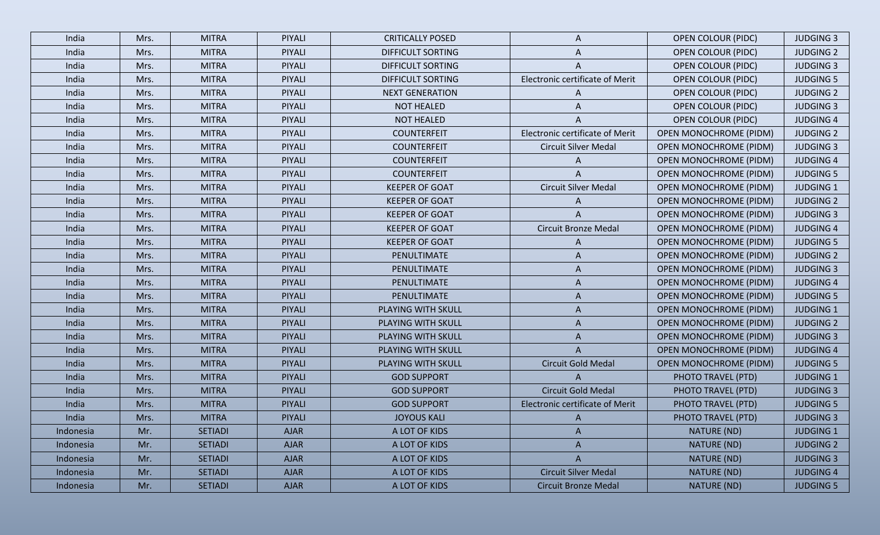| India | Mrs. | MITRA | PIYALI | CRITICALLY POSED | A | OPEN COLOUR (PIDC) | JUDGING 3 |
|---|---|---|---|---|---|---|---|
| India | Mrs. | MITRA | PIYALI | DIFFICULT SORTING | A | OPEN COLOUR (PIDC) | JUDGING 2 |
| India | Mrs. | MITRA | PIYALI | DIFFICULT SORTING | A | OPEN COLOUR (PIDC) | JUDGING 3 |
| India | Mrs. | MITRA | PIYALI | DIFFICULT SORTING | Electronic certificate of Merit | OPEN COLOUR (PIDC) | JUDGING 5 |
| India | Mrs. | MITRA | PIYALI | NEXT GENERATION | A | OPEN COLOUR (PIDC) | JUDGING 2 |
| India | Mrs. | MITRA | PIYALI | NOT HEALED | A | OPEN COLOUR (PIDC) | JUDGING 3 |
| India | Mrs. | MITRA | PIYALI | NOT HEALED | A | OPEN COLOUR (PIDC) | JUDGING 4 |
| India | Mrs. | MITRA | PIYALI | COUNTERFEIT | Electronic certificate of Merit | OPEN MONOCHROME (PIDM) | JUDGING 2 |
| India | Mrs. | MITRA | PIYALI | COUNTERFEIT | Circuit Silver Medal | OPEN MONOCHROME (PIDM) | JUDGING 3 |
| India | Mrs. | MITRA | PIYALI | COUNTERFEIT | A | OPEN MONOCHROME (PIDM) | JUDGING 4 |
| India | Mrs. | MITRA | PIYALI | COUNTERFEIT | A | OPEN MONOCHROME (PIDM) | JUDGING 5 |
| India | Mrs. | MITRA | PIYALI | KEEPER OF GOAT | Circuit Silver Medal | OPEN MONOCHROME (PIDM) | JUDGING 1 |
| India | Mrs. | MITRA | PIYALI | KEEPER OF GOAT | A | OPEN MONOCHROME (PIDM) | JUDGING 2 |
| India | Mrs. | MITRA | PIYALI | KEEPER OF GOAT | A | OPEN MONOCHROME (PIDM) | JUDGING 3 |
| India | Mrs. | MITRA | PIYALI | KEEPER OF GOAT | Circuit Bronze Medal | OPEN MONOCHROME (PIDM) | JUDGING 4 |
| India | Mrs. | MITRA | PIYALI | KEEPER OF GOAT | A | OPEN MONOCHROME (PIDM) | JUDGING 5 |
| India | Mrs. | MITRA | PIYALI | PENULTIMATE | A | OPEN MONOCHROME (PIDM) | JUDGING 2 |
| India | Mrs. | MITRA | PIYALI | PENULTIMATE | A | OPEN MONOCHROME (PIDM) | JUDGING 3 |
| India | Mrs. | MITRA | PIYALI | PENULTIMATE | A | OPEN MONOCHROME (PIDM) | JUDGING 4 |
| India | Mrs. | MITRA | PIYALI | PENULTIMATE | A | OPEN MONOCHROME (PIDM) | JUDGING 5 |
| India | Mrs. | MITRA | PIYALI | PLAYING WITH SKULL | A | OPEN MONOCHROME (PIDM) | JUDGING 1 |
| India | Mrs. | MITRA | PIYALI | PLAYING WITH SKULL | A | OPEN MONOCHROME (PIDM) | JUDGING 2 |
| India | Mrs. | MITRA | PIYALI | PLAYING WITH SKULL | A | OPEN MONOCHROME (PIDM) | JUDGING 3 |
| India | Mrs. | MITRA | PIYALI | PLAYING WITH SKULL | A | OPEN MONOCHROME (PIDM) | JUDGING 4 |
| India | Mrs. | MITRA | PIYALI | PLAYING WITH SKULL | Circuit Gold Medal | OPEN MONOCHROME (PIDM) | JUDGING 5 |
| India | Mrs. | MITRA | PIYALI | GOD SUPPORT | A | PHOTO TRAVEL (PTD) | JUDGING 1 |
| India | Mrs. | MITRA | PIYALI | GOD SUPPORT | Circuit Gold Medal | PHOTO TRAVEL (PTD) | JUDGING 3 |
| India | Mrs. | MITRA | PIYALI | GOD SUPPORT | Electronic certificate of Merit | PHOTO TRAVEL (PTD) | JUDGING 5 |
| India | Mrs. | MITRA | PIYALI | JOYOUS KALI | A | PHOTO TRAVEL (PTD) | JUDGING 3 |
| Indonesia | Mr. | SETIADI | AJAR | A LOT OF KIDS | A | NATURE (ND) | JUDGING 1 |
| Indonesia | Mr. | SETIADI | AJAR | A LOT OF KIDS | A | NATURE (ND) | JUDGING 2 |
| Indonesia | Mr. | SETIADI | AJAR | A LOT OF KIDS | A | NATURE (ND) | JUDGING 3 |
| Indonesia | Mr. | SETIADI | AJAR | A LOT OF KIDS | Circuit Silver Medal | NATURE (ND) | JUDGING 4 |
| Indonesia | Mr. | SETIADI | AJAR | A LOT OF KIDS | Circuit Bronze Medal | NATURE (ND) | JUDGING 5 |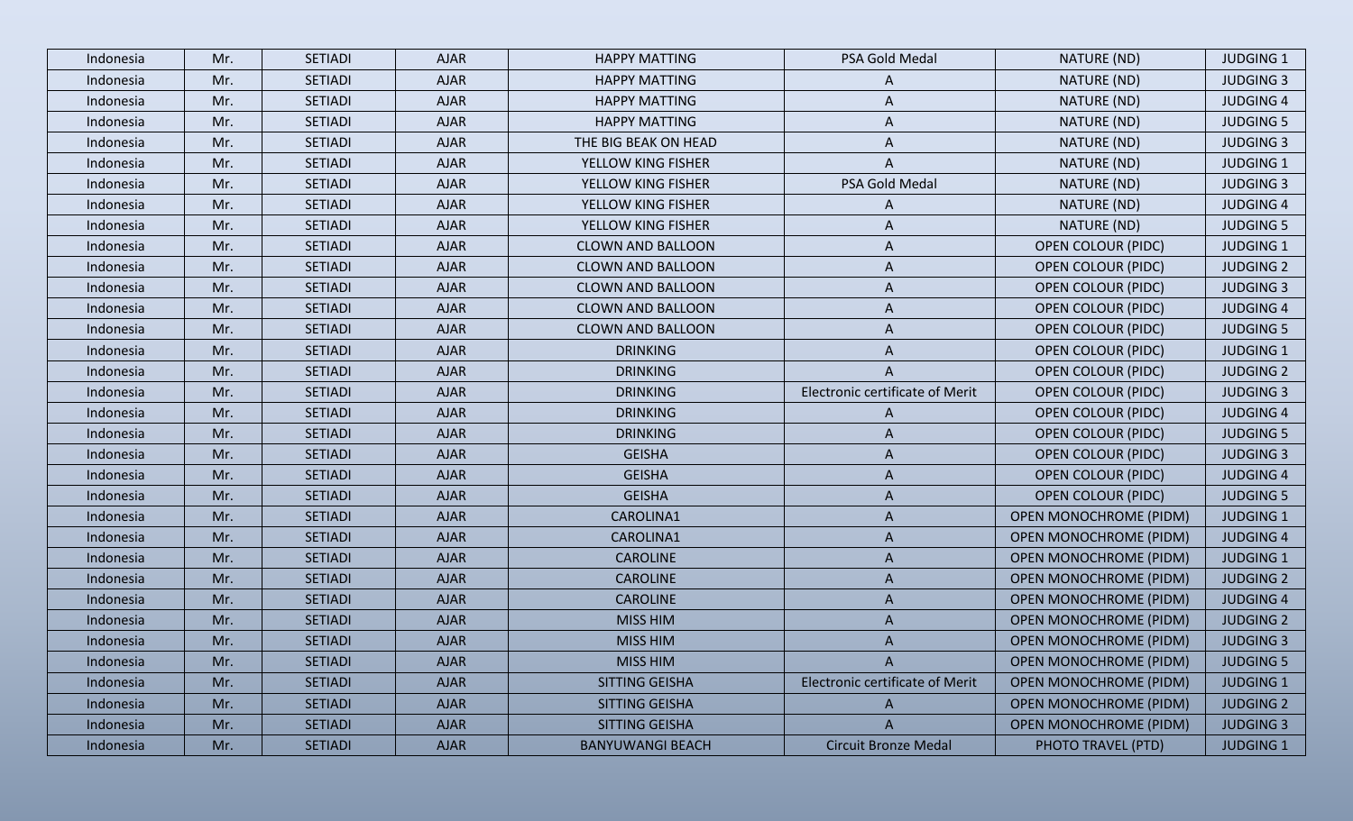| Indonesia | Mr. | SETIADI | AJAR | HAPPY MATTING | PSA Gold Medal | NATURE (ND) | JUDGING 1 |
|---|---|---|---|---|---|---|---|
| Indonesia | Mr. | SETIADI | AJAR | HAPPY MATTING | A | NATURE (ND) | JUDGING 3 |
| Indonesia | Mr. | SETIADI | AJAR | HAPPY MATTING | A | NATURE (ND) | JUDGING 4 |
| Indonesia | Mr. | SETIADI | AJAR | HAPPY MATTING | A | NATURE (ND) | JUDGING 5 |
| Indonesia | Mr. | SETIADI | AJAR | THE BIG BEAK ON HEAD | A | NATURE (ND) | JUDGING 3 |
| Indonesia | Mr. | SETIADI | AJAR | YELLOW KING FISHER | A | NATURE (ND) | JUDGING 1 |
| Indonesia | Mr. | SETIADI | AJAR | YELLOW KING FISHER | PSA Gold Medal | NATURE (ND) | JUDGING 3 |
| Indonesia | Mr. | SETIADI | AJAR | YELLOW KING FISHER | A | NATURE (ND) | JUDGING 4 |
| Indonesia | Mr. | SETIADI | AJAR | YELLOW KING FISHER | A | NATURE (ND) | JUDGING 5 |
| Indonesia | Mr. | SETIADI | AJAR | CLOWN AND BALLOON | A | OPEN COLOUR (PIDC) | JUDGING 1 |
| Indonesia | Mr. | SETIADI | AJAR | CLOWN AND BALLOON | A | OPEN COLOUR (PIDC) | JUDGING 2 |
| Indonesia | Mr. | SETIADI | AJAR | CLOWN AND BALLOON | A | OPEN COLOUR (PIDC) | JUDGING 3 |
| Indonesia | Mr. | SETIADI | AJAR | CLOWN AND BALLOON | A | OPEN COLOUR (PIDC) | JUDGING 4 |
| Indonesia | Mr. | SETIADI | AJAR | CLOWN AND BALLOON | A | OPEN COLOUR (PIDC) | JUDGING 5 |
| Indonesia | Mr. | SETIADI | AJAR | DRINKING | A | OPEN COLOUR (PIDC) | JUDGING 1 |
| Indonesia | Mr. | SETIADI | AJAR | DRINKING | A | OPEN COLOUR (PIDC) | JUDGING 2 |
| Indonesia | Mr. | SETIADI | AJAR | DRINKING | Electronic certificate of Merit | OPEN COLOUR (PIDC) | JUDGING 3 |
| Indonesia | Mr. | SETIADI | AJAR | DRINKING | A | OPEN COLOUR (PIDC) | JUDGING 4 |
| Indonesia | Mr. | SETIADI | AJAR | DRINKING | A | OPEN COLOUR (PIDC) | JUDGING 5 |
| Indonesia | Mr. | SETIADI | AJAR | GEISHA | A | OPEN COLOUR (PIDC) | JUDGING 3 |
| Indonesia | Mr. | SETIADI | AJAR | GEISHA | A | OPEN COLOUR (PIDC) | JUDGING 4 |
| Indonesia | Mr. | SETIADI | AJAR | GEISHA | A | OPEN COLOUR (PIDC) | JUDGING 5 |
| Indonesia | Mr. | SETIADI | AJAR | CAROLINA1 | A | OPEN MONOCHROME (PIDM) | JUDGING 1 |
| Indonesia | Mr. | SETIADI | AJAR | CAROLINA1 | A | OPEN MONOCHROME (PIDM) | JUDGING 4 |
| Indonesia | Mr. | SETIADI | AJAR | CAROLINE | A | OPEN MONOCHROME (PIDM) | JUDGING 1 |
| Indonesia | Mr. | SETIADI | AJAR | CAROLINE | A | OPEN MONOCHROME (PIDM) | JUDGING 2 |
| Indonesia | Mr. | SETIADI | AJAR | CAROLINE | A | OPEN MONOCHROME (PIDM) | JUDGING 4 |
| Indonesia | Mr. | SETIADI | AJAR | MISS HIM | A | OPEN MONOCHROME (PIDM) | JUDGING 2 |
| Indonesia | Mr. | SETIADI | AJAR | MISS HIM | A | OPEN MONOCHROME (PIDM) | JUDGING 3 |
| Indonesia | Mr. | SETIADI | AJAR | MISS HIM | A | OPEN MONOCHROME (PIDM) | JUDGING 5 |
| Indonesia | Mr. | SETIADI | AJAR | SITTING GEISHA | Electronic certificate of Merit | OPEN MONOCHROME (PIDM) | JUDGING 1 |
| Indonesia | Mr. | SETIADI | AJAR | SITTING GEISHA | A | OPEN MONOCHROME (PIDM) | JUDGING 2 |
| Indonesia | Mr. | SETIADI | AJAR | SITTING GEISHA | A | OPEN MONOCHROME (PIDM) | JUDGING 3 |
| Indonesia | Mr. | SETIADI | AJAR | BANYUWANGI BEACH | Circuit Bronze Medal | PHOTO TRAVEL (PTD) | JUDGING 1 |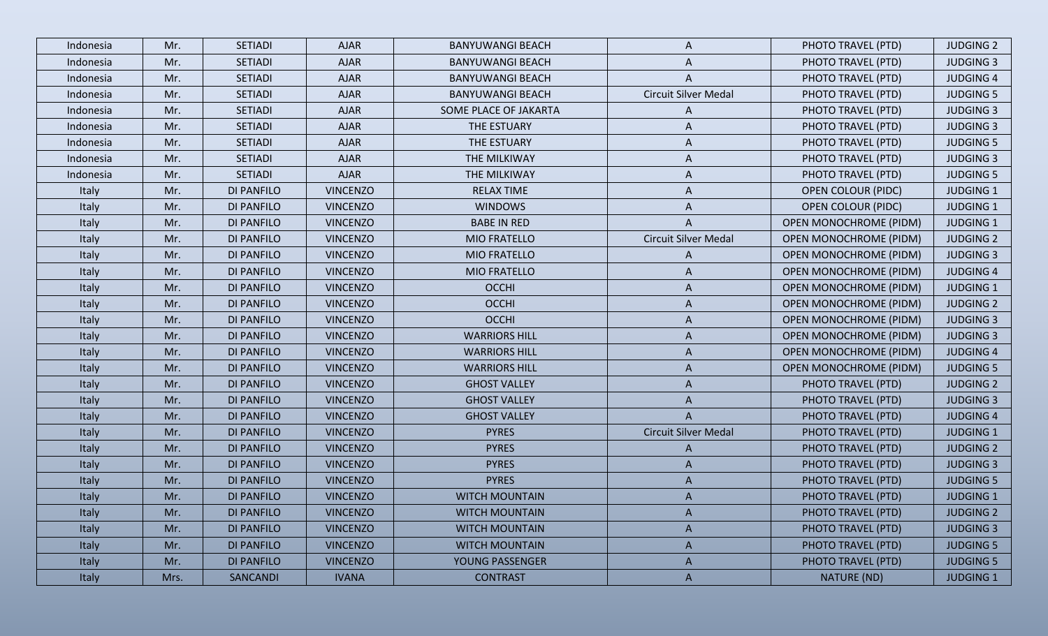| Indonesia | Mr. | SETIADI | AJAR | BANYUWANGI BEACH | A | PHOTO TRAVEL (PTD) | JUDGING 2 |
|---|---|---|---|---|---|---|---|
| Indonesia | Mr. | SETIADI | AJAR | BANYUWANGI BEACH | A | PHOTO TRAVEL (PTD) | JUDGING 3 |
| Indonesia | Mr. | SETIADI | AJAR | BANYUWANGI BEACH | A | PHOTO TRAVEL (PTD) | JUDGING 4 |
| Indonesia | Mr. | SETIADI | AJAR | BANYUWANGI BEACH | Circuit Silver Medal | PHOTO TRAVEL (PTD) | JUDGING 5 |
| Indonesia | Mr. | SETIADI | AJAR | SOME PLACE OF JAKARTA | A | PHOTO TRAVEL (PTD) | JUDGING 3 |
| Indonesia | Mr. | SETIADI | AJAR | THE ESTUARY | A | PHOTO TRAVEL (PTD) | JUDGING 3 |
| Indonesia | Mr. | SETIADI | AJAR | THE ESTUARY | A | PHOTO TRAVEL (PTD) | JUDGING 5 |
| Indonesia | Mr. | SETIADI | AJAR | THE MILKIWAY | A | PHOTO TRAVEL (PTD) | JUDGING 3 |
| Indonesia | Mr. | SETIADI | AJAR | THE MILKIWAY | A | PHOTO TRAVEL (PTD) | JUDGING 5 |
| Italy | Mr. | DI PANFILO | VINCENZO | RELAX TIME | A | OPEN COLOUR (PIDC) | JUDGING 1 |
| Italy | Mr. | DI PANFILO | VINCENZO | WINDOWS | A | OPEN COLOUR (PIDC) | JUDGING 1 |
| Italy | Mr. | DI PANFILO | VINCENZO | BABE IN RED | A | OPEN MONOCHROME (PIDM) | JUDGING 1 |
| Italy | Mr. | DI PANFILO | VINCENZO | MIO FRATELLO | Circuit Silver Medal | OPEN MONOCHROME (PIDM) | JUDGING 2 |
| Italy | Mr. | DI PANFILO | VINCENZO | MIO FRATELLO | A | OPEN MONOCHROME (PIDM) | JUDGING 3 |
| Italy | Mr. | DI PANFILO | VINCENZO | MIO FRATELLO | A | OPEN MONOCHROME (PIDM) | JUDGING 4 |
| Italy | Mr. | DI PANFILO | VINCENZO | OCCHI | A | OPEN MONOCHROME (PIDM) | JUDGING 1 |
| Italy | Mr. | DI PANFILO | VINCENZO | OCCHI | A | OPEN MONOCHROME (PIDM) | JUDGING 2 |
| Italy | Mr. | DI PANFILO | VINCENZO | OCCHI | A | OPEN MONOCHROME (PIDM) | JUDGING 3 |
| Italy | Mr. | DI PANFILO | VINCENZO | WARRIORS HILL | A | OPEN MONOCHROME (PIDM) | JUDGING 3 |
| Italy | Mr. | DI PANFILO | VINCENZO | WARRIORS HILL | A | OPEN MONOCHROME (PIDM) | JUDGING 4 |
| Italy | Mr. | DI PANFILO | VINCENZO | WARRIORS HILL | A | OPEN MONOCHROME (PIDM) | JUDGING 5 |
| Italy | Mr. | DI PANFILO | VINCENZO | GHOST VALLEY | A | PHOTO TRAVEL (PTD) | JUDGING 2 |
| Italy | Mr. | DI PANFILO | VINCENZO | GHOST VALLEY | A | PHOTO TRAVEL (PTD) | JUDGING 3 |
| Italy | Mr. | DI PANFILO | VINCENZO | GHOST VALLEY | A | PHOTO TRAVEL (PTD) | JUDGING 4 |
| Italy | Mr. | DI PANFILO | VINCENZO | PYRES | Circuit Silver Medal | PHOTO TRAVEL (PTD) | JUDGING 1 |
| Italy | Mr. | DI PANFILO | VINCENZO | PYRES | A | PHOTO TRAVEL (PTD) | JUDGING 2 |
| Italy | Mr. | DI PANFILO | VINCENZO | PYRES | A | PHOTO TRAVEL (PTD) | JUDGING 3 |
| Italy | Mr. | DI PANFILO | VINCENZO | PYRES | A | PHOTO TRAVEL (PTD) | JUDGING 5 |
| Italy | Mr. | DI PANFILO | VINCENZO | WITCH MOUNTAIN | A | PHOTO TRAVEL (PTD) | JUDGING 1 |
| Italy | Mr. | DI PANFILO | VINCENZO | WITCH MOUNTAIN | A | PHOTO TRAVEL (PTD) | JUDGING 2 |
| Italy | Mr. | DI PANFILO | VINCENZO | WITCH MOUNTAIN | A | PHOTO TRAVEL (PTD) | JUDGING 3 |
| Italy | Mr. | DI PANFILO | VINCENZO | WITCH MOUNTAIN | A | PHOTO TRAVEL (PTD) | JUDGING 5 |
| Italy | Mr. | DI PANFILO | VINCENZO | YOUNG PASSENGER | A | PHOTO TRAVEL (PTD) | JUDGING 5 |
| Italy | Mrs. | SANCANDI | IVANA | CONTRAST | A | NATURE (ND) | JUDGING 1 |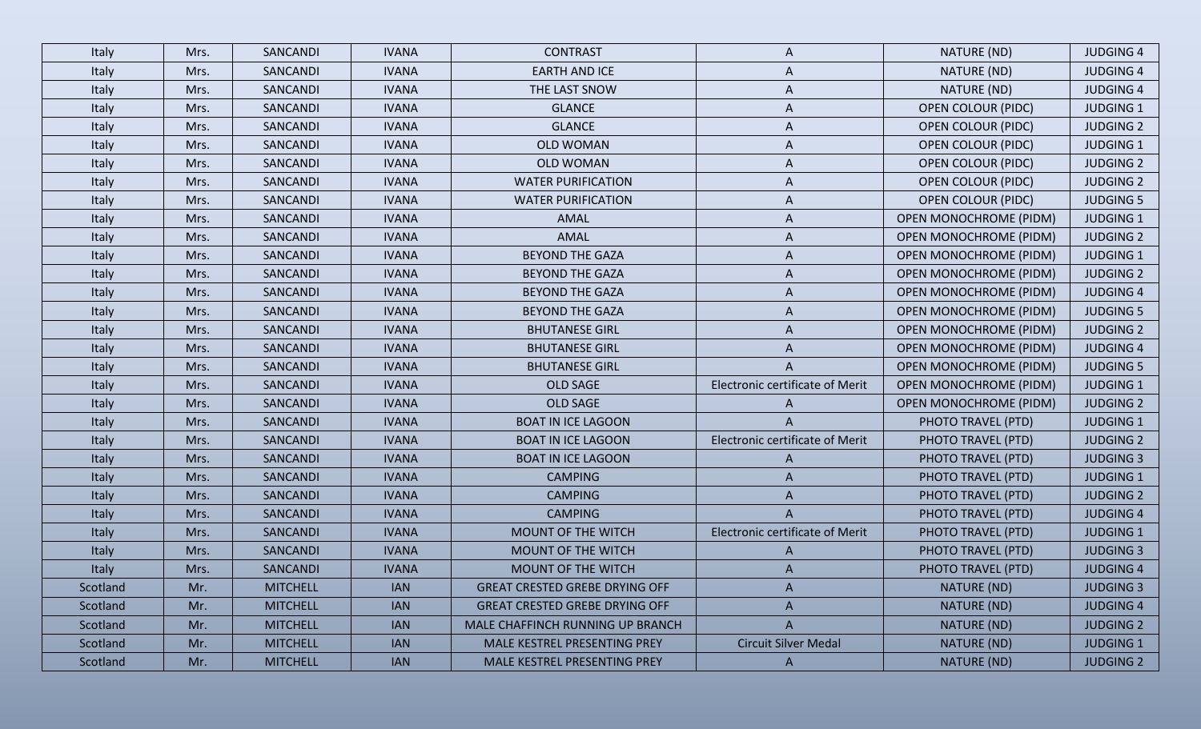| Italy | Mrs. | SANCANDI | IVANA | CONTRAST | A | NATURE (ND) | JUDGING 4 |
|---|---|---|---|---|---|---|---|
| Italy | Mrs. | SANCANDI | IVANA | EARTH AND ICE | A | NATURE (ND) | JUDGING 4 |
| Italy | Mrs. | SANCANDI | IVANA | THE LAST SNOW | A | NATURE (ND) | JUDGING 4 |
| Italy | Mrs. | SANCANDI | IVANA | GLANCE | A | OPEN COLOUR (PIDC) | JUDGING 1 |
| Italy | Mrs. | SANCANDI | IVANA | GLANCE | A | OPEN COLOUR (PIDC) | JUDGING 2 |
| Italy | Mrs. | SANCANDI | IVANA | OLD WOMAN | A | OPEN COLOUR (PIDC) | JUDGING 1 |
| Italy | Mrs. | SANCANDI | IVANA | OLD WOMAN | A | OPEN COLOUR (PIDC) | JUDGING 2 |
| Italy | Mrs. | SANCANDI | IVANA | WATER PURIFICATION | A | OPEN COLOUR (PIDC) | JUDGING 2 |
| Italy | Mrs. | SANCANDI | IVANA | WATER PURIFICATION | A | OPEN COLOUR (PIDC) | JUDGING 5 |
| Italy | Mrs. | SANCANDI | IVANA | AMAL | A | OPEN MONOCHROME (PIDM) | JUDGING 1 |
| Italy | Mrs. | SANCANDI | IVANA | AMAL | A | OPEN MONOCHROME (PIDM) | JUDGING 2 |
| Italy | Mrs. | SANCANDI | IVANA | BEYOND THE GAZA | A | OPEN MONOCHROME (PIDM) | JUDGING 1 |
| Italy | Mrs. | SANCANDI | IVANA | BEYOND THE GAZA | A | OPEN MONOCHROME (PIDM) | JUDGING 2 |
| Italy | Mrs. | SANCANDI | IVANA | BEYOND THE GAZA | A | OPEN MONOCHROME (PIDM) | JUDGING 4 |
| Italy | Mrs. | SANCANDI | IVANA | BEYOND THE GAZA | A | OPEN MONOCHROME (PIDM) | JUDGING 5 |
| Italy | Mrs. | SANCANDI | IVANA | BHUTANESE GIRL | A | OPEN MONOCHROME (PIDM) | JUDGING 2 |
| Italy | Mrs. | SANCANDI | IVANA | BHUTANESE GIRL | A | OPEN MONOCHROME (PIDM) | JUDGING 4 |
| Italy | Mrs. | SANCANDI | IVANA | BHUTANESE GIRL | A | OPEN MONOCHROME (PIDM) | JUDGING 5 |
| Italy | Mrs. | SANCANDI | IVANA | OLD SAGE | Electronic certificate of Merit | OPEN MONOCHROME (PIDM) | JUDGING 1 |
| Italy | Mrs. | SANCANDI | IVANA | OLD SAGE | A | OPEN MONOCHROME (PIDM) | JUDGING 2 |
| Italy | Mrs. | SANCANDI | IVANA | BOAT IN ICE LAGOON | A | PHOTO TRAVEL (PTD) | JUDGING 1 |
| Italy | Mrs. | SANCANDI | IVANA | BOAT IN ICE LAGOON | Electronic certificate of Merit | PHOTO TRAVEL (PTD) | JUDGING 2 |
| Italy | Mrs. | SANCANDI | IVANA | BOAT IN ICE LAGOON | A | PHOTO TRAVEL (PTD) | JUDGING 3 |
| Italy | Mrs. | SANCANDI | IVANA | CAMPING | A | PHOTO TRAVEL (PTD) | JUDGING 1 |
| Italy | Mrs. | SANCANDI | IVANA | CAMPING | A | PHOTO TRAVEL (PTD) | JUDGING 2 |
| Italy | Mrs. | SANCANDI | IVANA | CAMPING | A | PHOTO TRAVEL (PTD) | JUDGING 4 |
| Italy | Mrs. | SANCANDI | IVANA | MOUNT OF THE WITCH | Electronic certificate of Merit | PHOTO TRAVEL (PTD) | JUDGING 1 |
| Italy | Mrs. | SANCANDI | IVANA | MOUNT OF THE WITCH | A | PHOTO TRAVEL (PTD) | JUDGING 3 |
| Italy | Mrs. | SANCANDI | IVANA | MOUNT OF THE WITCH | A | PHOTO TRAVEL (PTD) | JUDGING 4 |
| Scotland | Mr. | MITCHELL | IAN | GREAT CRESTED GREBE DRYING OFF | A | NATURE (ND) | JUDGING 3 |
| Scotland | Mr. | MITCHELL | IAN | GREAT CRESTED GREBE DRYING OFF | A | NATURE (ND) | JUDGING 4 |
| Scotland | Mr. | MITCHELL | IAN | MALE CHAFFINCH RUNNING UP BRANCH | A | NATURE (ND) | JUDGING 2 |
| Scotland | Mr. | MITCHELL | IAN | MALE KESTREL PRESENTING PREY | Circuit Silver Medal | NATURE (ND) | JUDGING 1 |
| Scotland | Mr. | MITCHELL | IAN | MALE KESTREL PRESENTING PREY | A | NATURE (ND) | JUDGING 2 |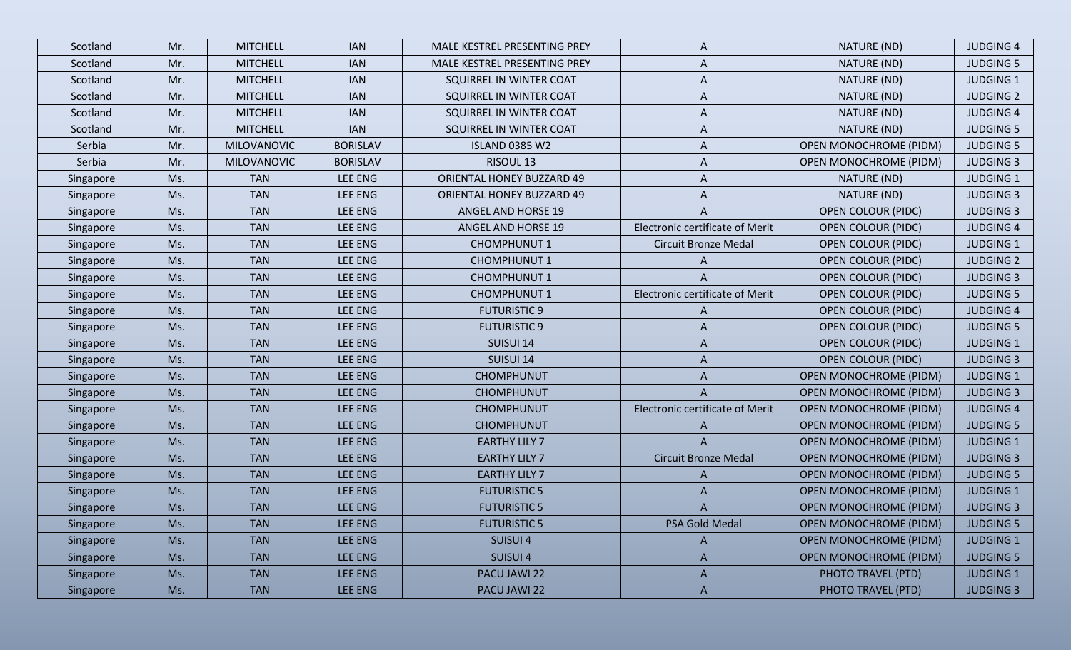| Scotland | Mr. | MITCHELL | IAN | MALE KESTREL PRESENTING PREY | A | NATURE (ND) | JUDGING 4 |
|---|---|---|---|---|---|---|---|
| Scotland | Mr. | MITCHELL | IAN | MALE KESTREL PRESENTING PREY | A | NATURE (ND) | JUDGING 5 |
| Scotland | Mr. | MITCHELL | IAN | SQUIRREL IN WINTER COAT | A | NATURE (ND) | JUDGING 1 |
| Scotland | Mr. | MITCHELL | IAN | SQUIRREL IN WINTER COAT | A | NATURE (ND) | JUDGING 2 |
| Scotland | Mr. | MITCHELL | IAN | SQUIRREL IN WINTER COAT | A | NATURE (ND) | JUDGING 4 |
| Scotland | Mr. | MITCHELL | IAN | SQUIRREL IN WINTER COAT | A | NATURE (ND) | JUDGING 5 |
| Serbia | Mr. | MILOVANOVIC | BORISLAV | ISLAND 0385 W2 | A | OPEN MONOCHROME (PIDM) | JUDGING 5 |
| Serbia | Mr. | MILOVANOVIC | BORISLAV | RISOUL 13 | A | OPEN MONOCHROME (PIDM) | JUDGING 3 |
| Singapore | Ms. | TAN | LEE ENG | ORIENTAL HONEY BUZZARD 49 | A | NATURE (ND) | JUDGING 1 |
| Singapore | Ms. | TAN | LEE ENG | ORIENTAL HONEY BUZZARD 49 | A | NATURE (ND) | JUDGING 3 |
| Singapore | Ms. | TAN | LEE ENG | ANGEL AND HORSE 19 | A | OPEN COLOUR (PIDC) | JUDGING 3 |
| Singapore | Ms. | TAN | LEE ENG | ANGEL AND HORSE 19 | Electronic certificate of Merit | OPEN COLOUR (PIDC) | JUDGING 4 |
| Singapore | Ms. | TAN | LEE ENG | CHOMPHUNUT 1 | Circuit Bronze Medal | OPEN COLOUR (PIDC) | JUDGING 1 |
| Singapore | Ms. | TAN | LEE ENG | CHOMPHUNUT 1 | A | OPEN COLOUR (PIDC) | JUDGING 2 |
| Singapore | Ms. | TAN | LEE ENG | CHOMPHUNUT 1 | A | OPEN COLOUR (PIDC) | JUDGING 3 |
| Singapore | Ms. | TAN | LEE ENG | CHOMPHUNUT 1 | Electronic certificate of Merit | OPEN COLOUR (PIDC) | JUDGING 5 |
| Singapore | Ms. | TAN | LEE ENG | FUTURISTIC 9 | A | OPEN COLOUR (PIDC) | JUDGING 4 |
| Singapore | Ms. | TAN | LEE ENG | FUTURISTIC 9 | A | OPEN COLOUR (PIDC) | JUDGING 5 |
| Singapore | Ms. | TAN | LEE ENG | SUISUI 14 | A | OPEN COLOUR (PIDC) | JUDGING 1 |
| Singapore | Ms. | TAN | LEE ENG | SUISUI 14 | A | OPEN COLOUR (PIDC) | JUDGING 3 |
| Singapore | Ms. | TAN | LEE ENG | CHOMPHUNUT | A | OPEN MONOCHROME (PIDM) | JUDGING 1 |
| Singapore | Ms. | TAN | LEE ENG | CHOMPHUNUT | A | OPEN MONOCHROME (PIDM) | JUDGING 3 |
| Singapore | Ms. | TAN | LEE ENG | CHOMPHUNUT | Electronic certificate of Merit | OPEN MONOCHROME (PIDM) | JUDGING 4 |
| Singapore | Ms. | TAN | LEE ENG | CHOMPHUNUT | A | OPEN MONOCHROME (PIDM) | JUDGING 5 |
| Singapore | Ms. | TAN | LEE ENG | EARTHY LILY 7 | A | OPEN MONOCHROME (PIDM) | JUDGING 1 |
| Singapore | Ms. | TAN | LEE ENG | EARTHY LILY 7 | Circuit Bronze Medal | OPEN MONOCHROME (PIDM) | JUDGING 3 |
| Singapore | Ms. | TAN | LEE ENG | EARTHY LILY 7 | A | OPEN MONOCHROME (PIDM) | JUDGING 5 |
| Singapore | Ms. | TAN | LEE ENG | FUTURISTIC 5 | A | OPEN MONOCHROME (PIDM) | JUDGING 1 |
| Singapore | Ms. | TAN | LEE ENG | FUTURISTIC 5 | A | OPEN MONOCHROME (PIDM) | JUDGING 3 |
| Singapore | Ms. | TAN | LEE ENG | FUTURISTIC 5 | PSA Gold Medal | OPEN MONOCHROME (PIDM) | JUDGING 5 |
| Singapore | Ms. | TAN | LEE ENG | SUISUI 4 | A | OPEN MONOCHROME (PIDM) | JUDGING 1 |
| Singapore | Ms. | TAN | LEE ENG | SUISUI 4 | A | OPEN MONOCHROME (PIDM) | JUDGING 5 |
| Singapore | Ms. | TAN | LEE ENG | PACU JAWI 22 | A | PHOTO TRAVEL (PTD) | JUDGING 1 |
| Singapore | Ms. | TAN | LEE ENG | PACU JAWI 22 | A | PHOTO TRAVEL (PTD) | JUDGING 3 |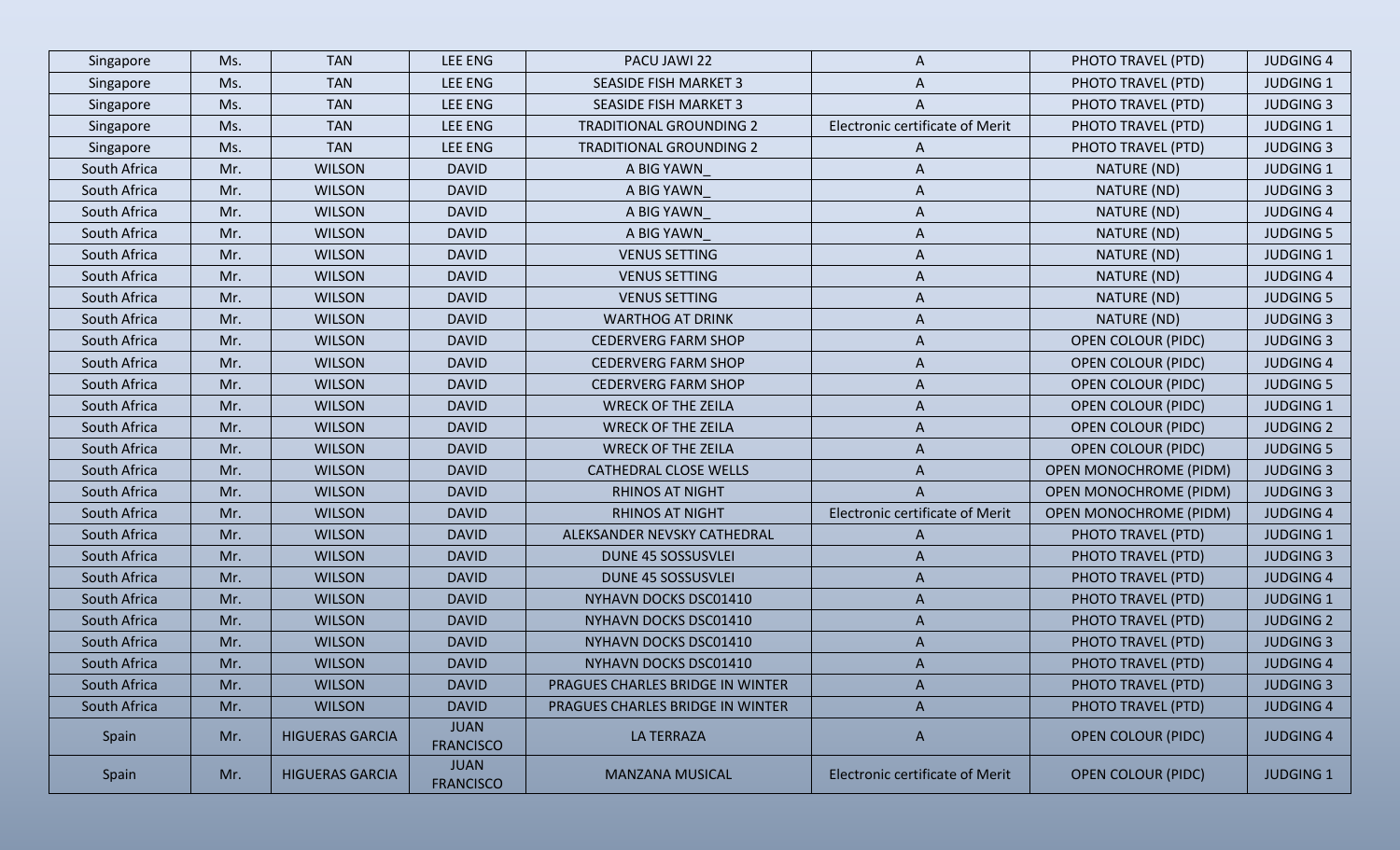| Singapore | Ms. | TAN | LEE ENG | PACU JAWI 22 | A | PHOTO TRAVEL (PTD) | JUDGING 4 |
|---|---|---|---|---|---|---|---|
| Singapore | Ms. | TAN | LEE ENG | SEASIDE FISH MARKET 3 | A | PHOTO TRAVEL (PTD) | JUDGING 1 |
| Singapore | Ms. | TAN | LEE ENG | SEASIDE FISH MARKET 3 | A | PHOTO TRAVEL (PTD) | JUDGING 3 |
| Singapore | Ms. | TAN | LEE ENG | TRADITIONAL GROUNDING 2 | Electronic certificate of Merit | PHOTO TRAVEL (PTD) | JUDGING 1 |
| Singapore | Ms. | TAN | LEE ENG | TRADITIONAL GROUNDING 2 | A | PHOTO TRAVEL (PTD) | JUDGING 3 |
| South Africa | Mr. | WILSON | DAVID | A BIG YAWN_ | A | NATURE (ND) | JUDGING 1 |
| South Africa | Mr. | WILSON | DAVID | A BIG YAWN_ | A | NATURE (ND) | JUDGING 3 |
| South Africa | Mr. | WILSON | DAVID | A BIG YAWN_ | A | NATURE (ND) | JUDGING 4 |
| South Africa | Mr. | WILSON | DAVID | A BIG YAWN_ | A | NATURE (ND) | JUDGING 5 |
| South Africa | Mr. | WILSON | DAVID | VENUS SETTING | A | NATURE (ND) | JUDGING 1 |
| South Africa | Mr. | WILSON | DAVID | VENUS SETTING | A | NATURE (ND) | JUDGING 4 |
| South Africa | Mr. | WILSON | DAVID | VENUS SETTING | A | NATURE (ND) | JUDGING 5 |
| South Africa | Mr. | WILSON | DAVID | WARTHOG AT DRINK | A | NATURE (ND) | JUDGING 3 |
| South Africa | Mr. | WILSON | DAVID | CEDERVERG FARM SHOP | A | OPEN COLOUR (PIDC) | JUDGING 3 |
| South Africa | Mr. | WILSON | DAVID | CEDERVERG FARM SHOP | A | OPEN COLOUR (PIDC) | JUDGING 4 |
| South Africa | Mr. | WILSON | DAVID | CEDERVERG FARM SHOP | A | OPEN COLOUR (PIDC) | JUDGING 5 |
| South Africa | Mr. | WILSON | DAVID | WRECK OF THE ZEILA | A | OPEN COLOUR (PIDC) | JUDGING 1 |
| South Africa | Mr. | WILSON | DAVID | WRECK OF THE ZEILA | A | OPEN COLOUR (PIDC) | JUDGING 2 |
| South Africa | Mr. | WILSON | DAVID | WRECK OF THE ZEILA | A | OPEN COLOUR (PIDC) | JUDGING 5 |
| South Africa | Mr. | WILSON | DAVID | CATHEDRAL CLOSE WELLS | A | OPEN MONOCHROME (PIDM) | JUDGING 3 |
| South Africa | Mr. | WILSON | DAVID | RHINOS AT NIGHT | A | OPEN MONOCHROME (PIDM) | JUDGING 3 |
| South Africa | Mr. | WILSON | DAVID | RHINOS AT NIGHT | Electronic certificate of Merit | OPEN MONOCHROME (PIDM) | JUDGING 4 |
| South Africa | Mr. | WILSON | DAVID | ALEKSANDER NEVSKY CATHEDRAL | A | PHOTO TRAVEL (PTD) | JUDGING 1 |
| South Africa | Mr. | WILSON | DAVID | DUNE 45 SOSSUSVLEI | A | PHOTO TRAVEL (PTD) | JUDGING 3 |
| South Africa | Mr. | WILSON | DAVID | DUNE 45 SOSSUSVLEI | A | PHOTO TRAVEL (PTD) | JUDGING 4 |
| South Africa | Mr. | WILSON | DAVID | NYHAVN DOCKS DSC01410 | A | PHOTO TRAVEL (PTD) | JUDGING 1 |
| South Africa | Mr. | WILSON | DAVID | NYHAVN DOCKS DSC01410 | A | PHOTO TRAVEL (PTD) | JUDGING 2 |
| South Africa | Mr. | WILSON | DAVID | NYHAVN DOCKS DSC01410 | A | PHOTO TRAVEL (PTD) | JUDGING 3 |
| South Africa | Mr. | WILSON | DAVID | NYHAVN DOCKS DSC01410 | A | PHOTO TRAVEL (PTD) | JUDGING 4 |
| South Africa | Mr. | WILSON | DAVID | PRAGUES CHARLES BRIDGE IN WINTER | A | PHOTO TRAVEL (PTD) | JUDGING 3 |
| South Africa | Mr. | WILSON | DAVID | PRAGUES CHARLES BRIDGE IN WINTER | A | PHOTO TRAVEL (PTD) | JUDGING 4 |
| Spain | Mr. | HIGUERAS GARCIA | JUAN FRANCISCO | LA TERRAZA | A | OPEN COLOUR (PIDC) | JUDGING 4 |
| Spain | Mr. | HIGUERAS GARCIA | JUAN FRANCISCO | MANZANA MUSICAL | Electronic certificate of Merit | OPEN COLOUR (PIDC) | JUDGING 1 |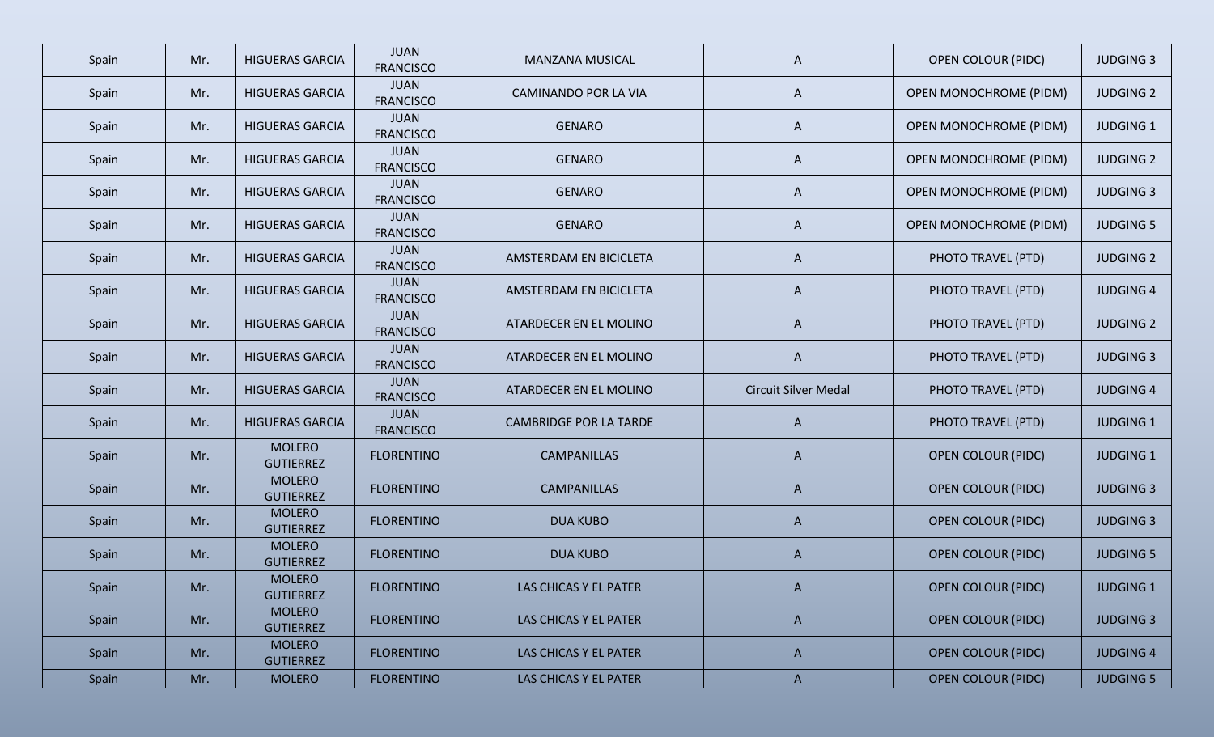| Spain | Mr. | HIGUERAS GARCIA | JUAN FRANCISCO | MANZANA MUSICAL | A | OPEN COLOUR (PIDC) | JUDGING 3 |
|---|---|---|---|---|---|---|---|
| Spain | Mr. | HIGUERAS GARCIA | JUAN FRANCISCO | CAMINANDO POR LA VIA | A | OPEN MONOCHROME (PIDM) | JUDGING 2 |
| Spain | Mr. | HIGUERAS GARCIA | JUAN FRANCISCO | GENARO | A | OPEN MONOCHROME (PIDM) | JUDGING 1 |
| Spain | Mr. | HIGUERAS GARCIA | JUAN FRANCISCO | GENARO | A | OPEN MONOCHROME (PIDM) | JUDGING 2 |
| Spain | Mr. | HIGUERAS GARCIA | JUAN FRANCISCO | GENARO | A | OPEN MONOCHROME (PIDM) | JUDGING 3 |
| Spain | Mr. | HIGUERAS GARCIA | JUAN FRANCISCO | GENARO | A | OPEN MONOCHROME (PIDM) | JUDGING 5 |
| Spain | Mr. | HIGUERAS GARCIA | JUAN FRANCISCO | AMSTERDAM EN BICICLETA | A | PHOTO TRAVEL (PTD) | JUDGING 2 |
| Spain | Mr. | HIGUERAS GARCIA | JUAN FRANCISCO | AMSTERDAM EN BICICLETA | A | PHOTO TRAVEL (PTD) | JUDGING 4 |
| Spain | Mr. | HIGUERAS GARCIA | JUAN FRANCISCO | ATARDECER EN EL MOLINO | A | PHOTO TRAVEL (PTD) | JUDGING 2 |
| Spain | Mr. | HIGUERAS GARCIA | JUAN FRANCISCO | ATARDECER EN EL MOLINO | A | PHOTO TRAVEL (PTD) | JUDGING 3 |
| Spain | Mr. | HIGUERAS GARCIA | JUAN FRANCISCO | ATARDECER EN EL MOLINO | Circuit Silver Medal | PHOTO TRAVEL (PTD) | JUDGING 4 |
| Spain | Mr. | HIGUERAS GARCIA | JUAN FRANCISCO | CAMBRIDGE POR LA TARDE | A | PHOTO TRAVEL (PTD) | JUDGING 1 |
| Spain | Mr. | MOLERO GUTIERREZ | FLORENTINO | CAMPANILLAS | A | OPEN COLOUR (PIDC) | JUDGING 1 |
| Spain | Mr. | MOLERO GUTIERREZ | FLORENTINO | CAMPANILLAS | A | OPEN COLOUR (PIDC) | JUDGING 3 |
| Spain | Mr. | MOLERO GUTIERREZ | FLORENTINO | DUA KUBO | A | OPEN COLOUR (PIDC) | JUDGING 3 |
| Spain | Mr. | MOLERO GUTIERREZ | FLORENTINO | DUA KUBO | A | OPEN COLOUR (PIDC) | JUDGING 5 |
| Spain | Mr. | MOLERO GUTIERREZ | FLORENTINO | LAS CHICAS Y EL PATER | A | OPEN COLOUR (PIDC) | JUDGING 1 |
| Spain | Mr. | MOLERO GUTIERREZ | FLORENTINO | LAS CHICAS Y EL PATER | A | OPEN COLOUR (PIDC) | JUDGING 3 |
| Spain | Mr. | MOLERO GUTIERREZ | FLORENTINO | LAS CHICAS Y EL PATER | A | OPEN COLOUR (PIDC) | JUDGING 4 |
| Spain | Mr. | MOLERO | FLORENTINO | LAS CHICAS Y EL PATER | A | OPEN COLOUR (PIDC) | JUDGING 5 |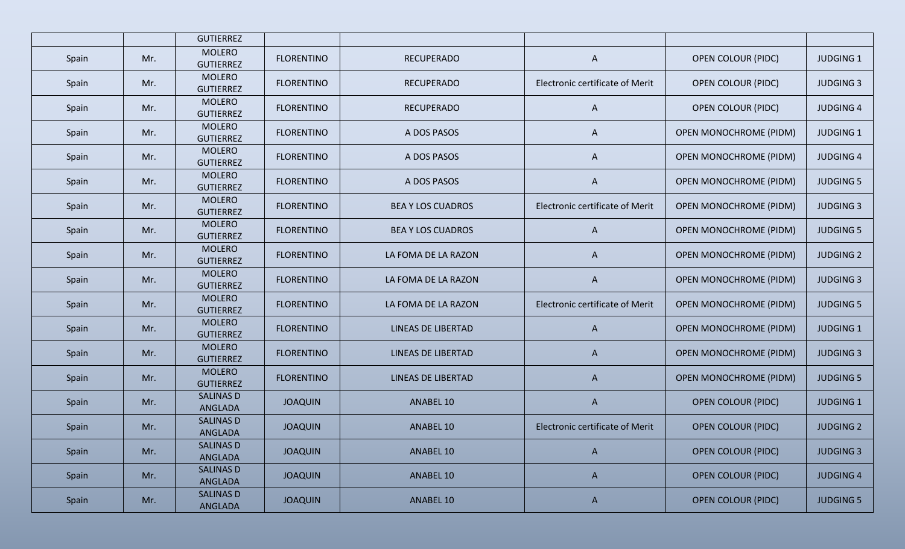| | | GUTIERREZ | | | | | |
|---|---|---|---|---|---|---|---|
| Spain | Mr. | MOLERO GUTIERREZ | FLORENTINO | RECUPERADO | A | OPEN COLOUR (PIDC) | JUDGING 1 |
| Spain | Mr. | MOLERO GUTIERREZ | FLORENTINO | RECUPERADO | Electronic certificate of Merit | OPEN COLOUR (PIDC) | JUDGING 3 |
| Spain | Mr. | MOLERO GUTIERREZ | FLORENTINO | RECUPERADO | A | OPEN COLOUR (PIDC) | JUDGING 4 |
| Spain | Mr. | MOLERO GUTIERREZ | FLORENTINO | A DOS PASOS | A | OPEN MONOCHROME (PIDM) | JUDGING 1 |
| Spain | Mr. | MOLERO GUTIERREZ | FLORENTINO | A DOS PASOS | A | OPEN MONOCHROME (PIDM) | JUDGING 4 |
| Spain | Mr. | MOLERO GUTIERREZ | FLORENTINO | A DOS PASOS | A | OPEN MONOCHROME (PIDM) | JUDGING 5 |
| Spain | Mr. | MOLERO GUTIERREZ | FLORENTINO | BEA Y LOS CUADROS | Electronic certificate of Merit | OPEN MONOCHROME (PIDM) | JUDGING 3 |
| Spain | Mr. | MOLERO GUTIERREZ | FLORENTINO | BEA Y LOS CUADROS | A | OPEN MONOCHROME (PIDM) | JUDGING 5 |
| Spain | Mr. | MOLERO GUTIERREZ | FLORENTINO | LA FOMA DE LA RAZON | A | OPEN MONOCHROME (PIDM) | JUDGING 2 |
| Spain | Mr. | MOLERO GUTIERREZ | FLORENTINO | LA FOMA DE LA RAZON | A | OPEN MONOCHROME (PIDM) | JUDGING 3 |
| Spain | Mr. | MOLERO GUTIERREZ | FLORENTINO | LA FOMA DE LA RAZON | Electronic certificate of Merit | OPEN MONOCHROME (PIDM) | JUDGING 5 |
| Spain | Mr. | MOLERO GUTIERREZ | FLORENTINO | LINEAS DE LIBERTAD | A | OPEN MONOCHROME (PIDM) | JUDGING 1 |
| Spain | Mr. | MOLERO GUTIERREZ | FLORENTINO | LINEAS DE LIBERTAD | A | OPEN MONOCHROME (PIDM) | JUDGING 3 |
| Spain | Mr. | MOLERO GUTIERREZ | FLORENTINO | LINEAS DE LIBERTAD | A | OPEN MONOCHROME (PIDM) | JUDGING 5 |
| Spain | Mr. | SALINAS D ANGLADA | JOAQUIN | ANABEL 10 | A | OPEN COLOUR (PIDC) | JUDGING 1 |
| Spain | Mr. | SALINAS D ANGLADA | JOAQUIN | ANABEL 10 | Electronic certificate of Merit | OPEN COLOUR (PIDC) | JUDGING 2 |
| Spain | Mr. | SALINAS D ANGLADA | JOAQUIN | ANABEL 10 | A | OPEN COLOUR (PIDC) | JUDGING 3 |
| Spain | Mr. | SALINAS D ANGLADA | JOAQUIN | ANABEL 10 | A | OPEN COLOUR (PIDC) | JUDGING 4 |
| Spain | Mr. | SALINAS D ANGLADA | JOAQUIN | ANABEL 10 | A | OPEN COLOUR (PIDC) | JUDGING 5 |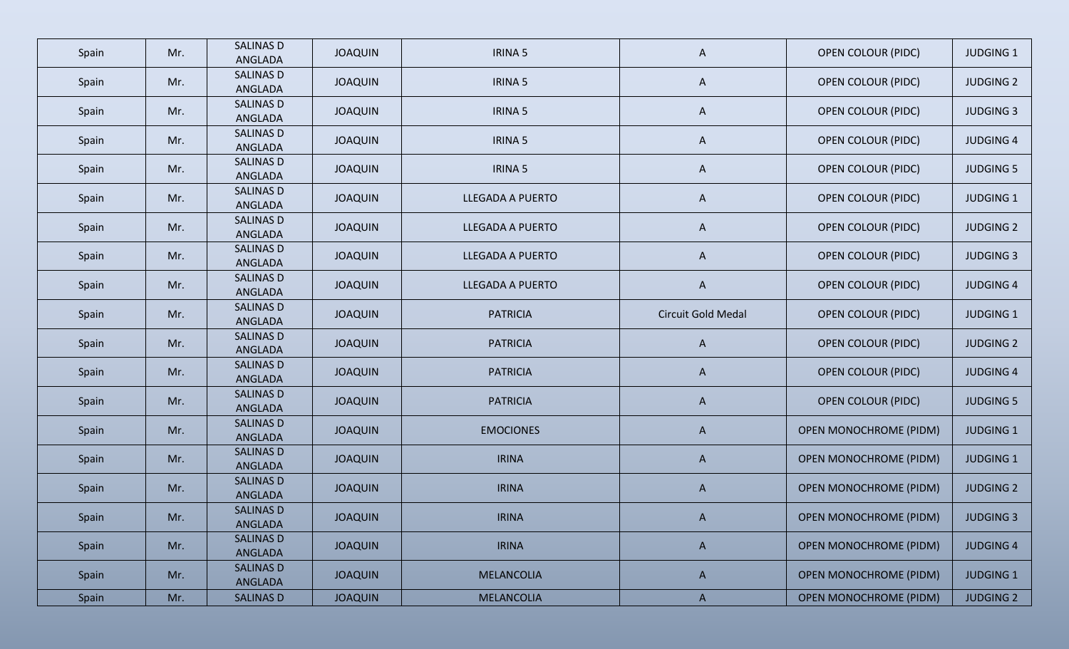| Spain | Mr. | SALINAS D ANGLADA | JOAQUIN | IRINA 5 | A | OPEN COLOUR (PIDC) | JUDGING 1 |
|---|---|---|---|---|---|---|---|
| Spain | Mr. | SALINAS D ANGLADA | JOAQUIN | IRINA 5 | A | OPEN COLOUR (PIDC) | JUDGING 2 |
| Spain | Mr. | SALINAS D ANGLADA | JOAQUIN | IRINA 5 | A | OPEN COLOUR (PIDC) | JUDGING 3 |
| Spain | Mr. | SALINAS D ANGLADA | JOAQUIN | IRINA 5 | A | OPEN COLOUR (PIDC) | JUDGING 4 |
| Spain | Mr. | SALINAS D ANGLADA | JOAQUIN | IRINA 5 | A | OPEN COLOUR (PIDC) | JUDGING 5 |
| Spain | Mr. | SALINAS D ANGLADA | JOAQUIN | LLEGADA A PUERTO | A | OPEN COLOUR (PIDC) | JUDGING 1 |
| Spain | Mr. | SALINAS D ANGLADA | JOAQUIN | LLEGADA A PUERTO | A | OPEN COLOUR (PIDC) | JUDGING 2 |
| Spain | Mr. | SALINAS D ANGLADA | JOAQUIN | LLEGADA A PUERTO | A | OPEN COLOUR (PIDC) | JUDGING 3 |
| Spain | Mr. | SALINAS D ANGLADA | JOAQUIN | LLEGADA A PUERTO | A | OPEN COLOUR (PIDC) | JUDGING 4 |
| Spain | Mr. | SALINAS D ANGLADA | JOAQUIN | PATRICIA | Circuit Gold Medal | OPEN COLOUR (PIDC) | JUDGING 1 |
| Spain | Mr. | SALINAS D ANGLADA | JOAQUIN | PATRICIA | A | OPEN COLOUR (PIDC) | JUDGING 2 |
| Spain | Mr. | SALINAS D ANGLADA | JOAQUIN | PATRICIA | A | OPEN COLOUR (PIDC) | JUDGING 4 |
| Spain | Mr. | SALINAS D ANGLADA | JOAQUIN | PATRICIA | A | OPEN COLOUR (PIDC) | JUDGING 5 |
| Spain | Mr. | SALINAS D ANGLADA | JOAQUIN | EMOCIONES | A | OPEN MONOCHROME (PIDM) | JUDGING 1 |
| Spain | Mr. | SALINAS D ANGLADA | JOAQUIN | IRINA | A | OPEN MONOCHROME (PIDM) | JUDGING 1 |
| Spain | Mr. | SALINAS D ANGLADA | JOAQUIN | IRINA | A | OPEN MONOCHROME (PIDM) | JUDGING 2 |
| Spain | Mr. | SALINAS D ANGLADA | JOAQUIN | IRINA | A | OPEN MONOCHROME (PIDM) | JUDGING 3 |
| Spain | Mr. | SALINAS D ANGLADA | JOAQUIN | IRINA | A | OPEN MONOCHROME (PIDM) | JUDGING 4 |
| Spain | Mr. | SALINAS D ANGLADA | JOAQUIN | MELANCOLIA | A | OPEN MONOCHROME (PIDM) | JUDGING 1 |
| Spain | Mr. | SALINAS D | JOAQUIN | MELANCOLIA | A | OPEN MONOCHROME (PIDM) | JUDGING 2 |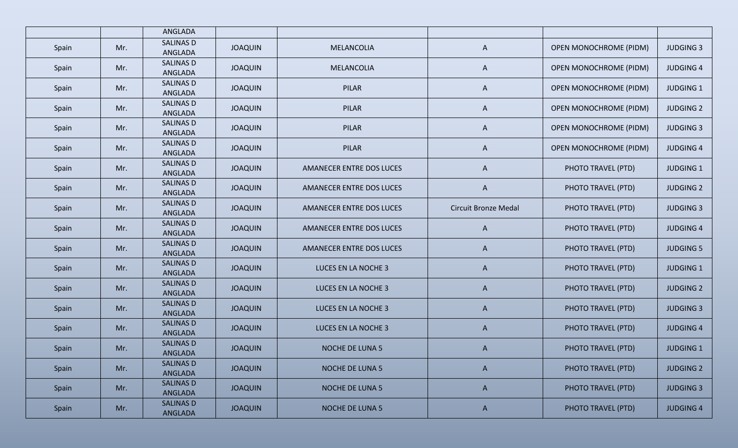| | | | | | | | |
|---|---|---|---|---|---|---|---|
| | | ANGLADA | | | | | |
| Spain | Mr. | SALINAS D ANGLADA | JOAQUIN | MELANCOLIA | A | OPEN MONOCHROME (PIDM) | JUDGING 3 |
| Spain | Mr. | SALINAS D ANGLADA | JOAQUIN | MELANCOLIA | A | OPEN MONOCHROME (PIDM) | JUDGING 4 |
| Spain | Mr. | SALINAS D ANGLADA | JOAQUIN | PILAR | A | OPEN MONOCHROME (PIDM) | JUDGING 1 |
| Spain | Mr. | SALINAS D ANGLADA | JOAQUIN | PILAR | A | OPEN MONOCHROME (PIDM) | JUDGING 2 |
| Spain | Mr. | SALINAS D ANGLADA | JOAQUIN | PILAR | A | OPEN MONOCHROME (PIDM) | JUDGING 3 |
| Spain | Mr. | SALINAS D ANGLADA | JOAQUIN | PILAR | A | OPEN MONOCHROME (PIDM) | JUDGING 4 |
| Spain | Mr. | SALINAS D ANGLADA | JOAQUIN | AMANECER ENTRE DOS LUCES | A | PHOTO TRAVEL (PTD) | JUDGING 1 |
| Spain | Mr. | SALINAS D ANGLADA | JOAQUIN | AMANECER ENTRE DOS LUCES | A | PHOTO TRAVEL (PTD) | JUDGING 2 |
| Spain | Mr. | SALINAS D ANGLADA | JOAQUIN | AMANECER ENTRE DOS LUCES | Circuit Bronze Medal | PHOTO TRAVEL (PTD) | JUDGING 3 |
| Spain | Mr. | SALINAS D ANGLADA | JOAQUIN | AMANECER ENTRE DOS LUCES | A | PHOTO TRAVEL (PTD) | JUDGING 4 |
| Spain | Mr. | SALINAS D ANGLADA | JOAQUIN | AMANECER ENTRE DOS LUCES | A | PHOTO TRAVEL (PTD) | JUDGING 5 |
| Spain | Mr. | SALINAS D ANGLADA | JOAQUIN | LUCES EN LA NOCHE 3 | A | PHOTO TRAVEL (PTD) | JUDGING 1 |
| Spain | Mr. | SALINAS D ANGLADA | JOAQUIN | LUCES EN LA NOCHE 3 | A | PHOTO TRAVEL (PTD) | JUDGING 2 |
| Spain | Mr. | SALINAS D ANGLADA | JOAQUIN | LUCES EN LA NOCHE 3 | A | PHOTO TRAVEL (PTD) | JUDGING 3 |
| Spain | Mr. | SALINAS D ANGLADA | JOAQUIN | LUCES EN LA NOCHE 3 | A | PHOTO TRAVEL (PTD) | JUDGING 4 |
| Spain | Mr. | SALINAS D ANGLADA | JOAQUIN | NOCHE DE LUNA 5 | A | PHOTO TRAVEL (PTD) | JUDGING 1 |
| Spain | Mr. | SALINAS D ANGLADA | JOAQUIN | NOCHE DE LUNA 5 | A | PHOTO TRAVEL (PTD) | JUDGING 2 |
| Spain | Mr. | SALINAS D ANGLADA | JOAQUIN | NOCHE DE LUNA 5 | A | PHOTO TRAVEL (PTD) | JUDGING 3 |
| Spain | Mr. | SALINAS D ANGLADA | JOAQUIN | NOCHE DE LUNA 5 | A | PHOTO TRAVEL (PTD) | JUDGING 4 |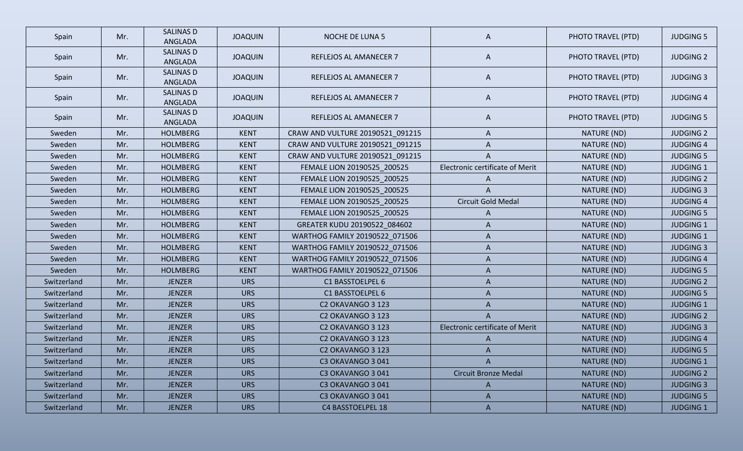| Spain | Mr. | SALINAS D ANGLADA | JOAQUIN | NOCHE DE LUNA 5 | A | PHOTO TRAVEL (PTD) | JUDGING 5 |
|---|---|---|---|---|---|---|---|
| Spain | Mr. | SALINAS D ANGLADA | JOAQUIN | REFLEJOS AL AMANECER 7 | A | PHOTO TRAVEL (PTD) | JUDGING 2 |
| Spain | Mr. | SALINAS D ANGLADA | JOAQUIN | REFLEJOS AL AMANECER 7 | A | PHOTO TRAVEL (PTD) | JUDGING 3 |
| Spain | Mr. | SALINAS D ANGLADA | JOAQUIN | REFLEJOS AL AMANECER 7 | A | PHOTO TRAVEL (PTD) | JUDGING 4 |
| Spain | Mr. | SALINAS D ANGLADA | JOAQUIN | REFLEJOS AL AMANECER 7 | A | PHOTO TRAVEL (PTD) | JUDGING 5 |
| Sweden | Mr. | HOLMBERG | KENT | CRAW AND VULTURE 20190521_091215 | A | NATURE (ND) | JUDGING 2 |
| Sweden | Mr. | HOLMBERG | KENT | CRAW AND VULTURE 20190521_091215 | A | NATURE (ND) | JUDGING 4 |
| Sweden | Mr. | HOLMBERG | KENT | CRAW AND VULTURE 20190521_091215 | A | NATURE (ND) | JUDGING 5 |
| Sweden | Mr. | HOLMBERG | KENT | FEMALE LION 20190525_200525 | Electronic certificate of Merit | NATURE (ND) | JUDGING 1 |
| Sweden | Mr. | HOLMBERG | KENT | FEMALE LION 20190525_200525 | A | NATURE (ND) | JUDGING 2 |
| Sweden | Mr. | HOLMBERG | KENT | FEMALE LION 20190525_200525 | A | NATURE (ND) | JUDGING 3 |
| Sweden | Mr. | HOLMBERG | KENT | FEMALE LION 20190525_200525 | Circuit Gold Medal | NATURE (ND) | JUDGING 4 |
| Sweden | Mr. | HOLMBERG | KENT | FEMALE LION 20190525_200525 | A | NATURE (ND) | JUDGING 5 |
| Sweden | Mr. | HOLMBERG | KENT | GREATER KUDU 20190522_084602 | A | NATURE (ND) | JUDGING 1 |
| Sweden | Mr. | HOLMBERG | KENT | WARTHOG FAMILY 20190522_071506 | A | NATURE (ND) | JUDGING 1 |
| Sweden | Mr. | HOLMBERG | KENT | WARTHOG FAMILY 20190522_071506 | A | NATURE (ND) | JUDGING 3 |
| Sweden | Mr. | HOLMBERG | KENT | WARTHOG FAMILY 20190522_071506 | A | NATURE (ND) | JUDGING 4 |
| Sweden | Mr. | HOLMBERG | KENT | WARTHOG FAMILY 20190522_071506 | A | NATURE (ND) | JUDGING 5 |
| Switzerland | Mr. | JENZER | URS | C1 BASSTOELPEL 6 | A | NATURE (ND) | JUDGING 2 |
| Switzerland | Mr. | JENZER | URS | C1 BASSTOELPEL 6 | A | NATURE (ND) | JUDGING 5 |
| Switzerland | Mr. | JENZER | URS | C2 OKAVANGO 3 123 | A | NATURE (ND) | JUDGING 1 |
| Switzerland | Mr. | JENZER | URS | C2 OKAVANGO 3 123 | A | NATURE (ND) | JUDGING 2 |
| Switzerland | Mr. | JENZER | URS | C2 OKAVANGO 3 123 | Electronic certificate of Merit | NATURE (ND) | JUDGING 3 |
| Switzerland | Mr. | JENZER | URS | C2 OKAVANGO 3 123 | A | NATURE (ND) | JUDGING 4 |
| Switzerland | Mr. | JENZER | URS | C2 OKAVANGO 3 123 | A | NATURE (ND) | JUDGING 5 |
| Switzerland | Mr. | JENZER | URS | C3 OKAVANGO 3 041 | A | NATURE (ND) | JUDGING 1 |
| Switzerland | Mr. | JENZER | URS | C3 OKAVANGO 3 041 | Circuit Bronze Medal | NATURE (ND) | JUDGING 2 |
| Switzerland | Mr. | JENZER | URS | C3 OKAVANGO 3 041 | A | NATURE (ND) | JUDGING 3 |
| Switzerland | Mr. | JENZER | URS | C3 OKAVANGO 3 041 | A | NATURE (ND) | JUDGING 5 |
| Switzerland | Mr. | JENZER | URS | C4 BASSTOELPEL 18 | A | NATURE (ND) | JUDGING 1 |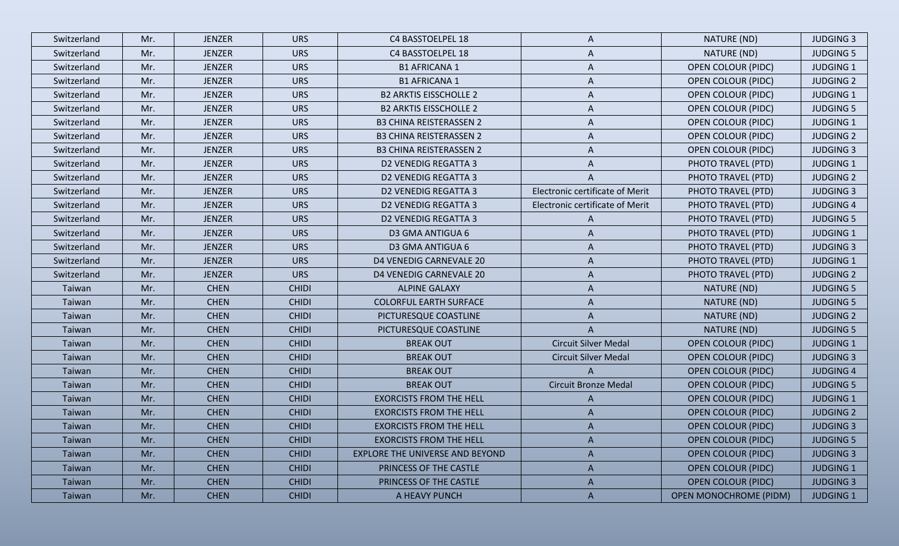| Switzerland | Mr. | JENZER | URS | C4 BASSTOELPEL 18 | A | NATURE (ND) | JUDGING 3 |
|---|---|---|---|---|---|---|---|
| Switzerland | Mr. | JENZER | URS | C4 BASSTOELPEL 18 | A | NATURE (ND) | JUDGING 5 |
| Switzerland | Mr. | JENZER | URS | B1 AFRICANA 1 | A | OPEN COLOUR (PIDC) | JUDGING 1 |
| Switzerland | Mr. | JENZER | URS | B1 AFRICANA 1 | A | OPEN COLOUR (PIDC) | JUDGING 2 |
| Switzerland | Mr. | JENZER | URS | B2 ARKTIS EISSCHOLLE 2 | A | OPEN COLOUR (PIDC) | JUDGING 1 |
| Switzerland | Mr. | JENZER | URS | B2 ARKTIS EISSCHOLLE 2 | A | OPEN COLOUR (PIDC) | JUDGING 5 |
| Switzerland | Mr. | JENZER | URS | B3 CHINA REISTERASSEN 2 | A | OPEN COLOUR (PIDC) | JUDGING 1 |
| Switzerland | Mr. | JENZER | URS | B3 CHINA REISTERASSEN 2 | A | OPEN COLOUR (PIDC) | JUDGING 2 |
| Switzerland | Mr. | JENZER | URS | B3 CHINA REISTERASSEN 2 | A | OPEN COLOUR (PIDC) | JUDGING 3 |
| Switzerland | Mr. | JENZER | URS | D2 VENEDIG REGATTA 3 | A | PHOTO TRAVEL (PTD) | JUDGING 1 |
| Switzerland | Mr. | JENZER | URS | D2 VENEDIG REGATTA 3 | A | PHOTO TRAVEL (PTD) | JUDGING 2 |
| Switzerland | Mr. | JENZER | URS | D2 VENEDIG REGATTA 3 | Electronic certificate of Merit | PHOTO TRAVEL (PTD) | JUDGING 3 |
| Switzerland | Mr. | JENZER | URS | D2 VENEDIG REGATTA 3 | Electronic certificate of Merit | PHOTO TRAVEL (PTD) | JUDGING 4 |
| Switzerland | Mr. | JENZER | URS | D2 VENEDIG REGATTA 3 | A | PHOTO TRAVEL (PTD) | JUDGING 5 |
| Switzerland | Mr. | JENZER | URS | D3 GMA ANTIGUA 6 | A | PHOTO TRAVEL (PTD) | JUDGING 1 |
| Switzerland | Mr. | JENZER | URS | D3 GMA ANTIGUA 6 | A | PHOTO TRAVEL (PTD) | JUDGING 3 |
| Switzerland | Mr. | JENZER | URS | D4 VENEDIG CARNEVALE 20 | A | PHOTO TRAVEL (PTD) | JUDGING 1 |
| Switzerland | Mr. | JENZER | URS | D4 VENEDIG CARNEVALE 20 | A | PHOTO TRAVEL (PTD) | JUDGING 2 |
| Taiwan | Mr. | CHEN | CHIDI | ALPINE GALAXY | A | NATURE (ND) | JUDGING 5 |
| Taiwan | Mr. | CHEN | CHIDI | COLORFUL EARTH SURFACE | A | NATURE (ND) | JUDGING 5 |
| Taiwan | Mr. | CHEN | CHIDI | PICTURESQUE COASTLINE | A | NATURE (ND) | JUDGING 2 |
| Taiwan | Mr. | CHEN | CHIDI | PICTURESQUE COASTLINE | A | NATURE (ND) | JUDGING 5 |
| Taiwan | Mr. | CHEN | CHIDI | BREAK OUT | Circuit Silver Medal | OPEN COLOUR (PIDC) | JUDGING 1 |
| Taiwan | Mr. | CHEN | CHIDI | BREAK OUT | Circuit Silver Medal | OPEN COLOUR (PIDC) | JUDGING 3 |
| Taiwan | Mr. | CHEN | CHIDI | BREAK OUT | A | OPEN COLOUR (PIDC) | JUDGING 4 |
| Taiwan | Mr. | CHEN | CHIDI | BREAK OUT | Circuit Bronze Medal | OPEN COLOUR (PIDC) | JUDGING 5 |
| Taiwan | Mr. | CHEN | CHIDI | EXORCISTS FROM THE HELL | A | OPEN COLOUR (PIDC) | JUDGING 1 |
| Taiwan | Mr. | CHEN | CHIDI | EXORCISTS FROM THE HELL | A | OPEN COLOUR (PIDC) | JUDGING 2 |
| Taiwan | Mr. | CHEN | CHIDI | EXORCISTS FROM THE HELL | A | OPEN COLOUR (PIDC) | JUDGING 3 |
| Taiwan | Mr. | CHEN | CHIDI | EXORCISTS FROM THE HELL | A | OPEN COLOUR (PIDC) | JUDGING 5 |
| Taiwan | Mr. | CHEN | CHIDI | EXPLORE THE UNIVERSE AND BEYOND | A | OPEN COLOUR (PIDC) | JUDGING 3 |
| Taiwan | Mr. | CHEN | CHIDI | PRINCESS OF THE CASTLE | A | OPEN COLOUR (PIDC) | JUDGING 1 |
| Taiwan | Mr. | CHEN | CHIDI | PRINCESS OF THE CASTLE | A | OPEN COLOUR (PIDC) | JUDGING 3 |
| Taiwan | Mr. | CHEN | CHIDI | A HEAVY PUNCH | A | OPEN MONOCHROME (PIDM) | JUDGING 1 |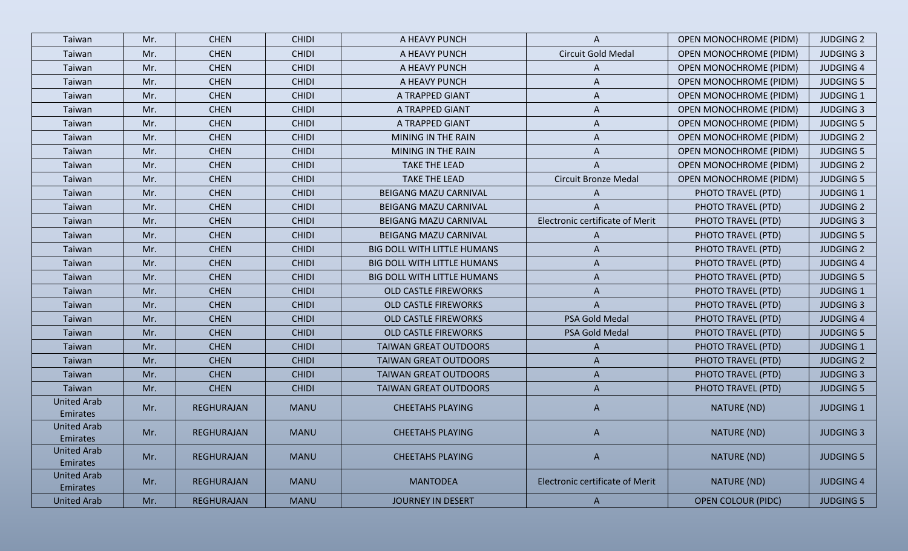| Taiwan | Mr. | CHEN | CHIDI | A HEAVY PUNCH | A | OPEN MONOCHROME (PIDM) | JUDGING 2 |
|---|---|---|---|---|---|---|---|
| Taiwan | Mr. | CHEN | CHIDI | A HEAVY PUNCH | Circuit Gold Medal | OPEN MONOCHROME (PIDM) | JUDGING 3 |
| Taiwan | Mr. | CHEN | CHIDI | A HEAVY PUNCH | A | OPEN MONOCHROME (PIDM) | JUDGING 4 |
| Taiwan | Mr. | CHEN | CHIDI | A HEAVY PUNCH | A | OPEN MONOCHROME (PIDM) | JUDGING 5 |
| Taiwan | Mr. | CHEN | CHIDI | A TRAPPED GIANT | A | OPEN MONOCHROME (PIDM) | JUDGING 1 |
| Taiwan | Mr. | CHEN | CHIDI | A TRAPPED GIANT | A | OPEN MONOCHROME (PIDM) | JUDGING 3 |
| Taiwan | Mr. | CHEN | CHIDI | A TRAPPED GIANT | A | OPEN MONOCHROME (PIDM) | JUDGING 5 |
| Taiwan | Mr. | CHEN | CHIDI | MINING IN THE RAIN | A | OPEN MONOCHROME (PIDM) | JUDGING 2 |
| Taiwan | Mr. | CHEN | CHIDI | MINING IN THE RAIN | A | OPEN MONOCHROME (PIDM) | JUDGING 5 |
| Taiwan | Mr. | CHEN | CHIDI | TAKE THE LEAD | A | OPEN MONOCHROME (PIDM) | JUDGING 2 |
| Taiwan | Mr. | CHEN | CHIDI | TAKE THE LEAD | Circuit Bronze Medal | OPEN MONOCHROME (PIDM) | JUDGING 5 |
| Taiwan | Mr. | CHEN | CHIDI | BEIGANG MAZU CARNIVAL | A | PHOTO TRAVEL (PTD) | JUDGING 1 |
| Taiwan | Mr. | CHEN | CHIDI | BEIGANG MAZU CARNIVAL | A | PHOTO TRAVEL (PTD) | JUDGING 2 |
| Taiwan | Mr. | CHEN | CHIDI | BEIGANG MAZU CARNIVAL | Electronic certificate of Merit | PHOTO TRAVEL (PTD) | JUDGING 3 |
| Taiwan | Mr. | CHEN | CHIDI | BEIGANG MAZU CARNIVAL | A | PHOTO TRAVEL (PTD) | JUDGING 5 |
| Taiwan | Mr. | CHEN | CHIDI | BIG DOLL WITH LITTLE HUMANS | A | PHOTO TRAVEL (PTD) | JUDGING 2 |
| Taiwan | Mr. | CHEN | CHIDI | BIG DOLL WITH LITTLE HUMANS | A | PHOTO TRAVEL (PTD) | JUDGING 4 |
| Taiwan | Mr. | CHEN | CHIDI | BIG DOLL WITH LITTLE HUMANS | A | PHOTO TRAVEL (PTD) | JUDGING 5 |
| Taiwan | Mr. | CHEN | CHIDI | OLD CASTLE FIREWORKS | A | PHOTO TRAVEL (PTD) | JUDGING 1 |
| Taiwan | Mr. | CHEN | CHIDI | OLD CASTLE FIREWORKS | A | PHOTO TRAVEL (PTD) | JUDGING 3 |
| Taiwan | Mr. | CHEN | CHIDI | OLD CASTLE FIREWORKS | PSA Gold Medal | PHOTO TRAVEL (PTD) | JUDGING 4 |
| Taiwan | Mr. | CHEN | CHIDI | OLD CASTLE FIREWORKS | PSA Gold Medal | PHOTO TRAVEL (PTD) | JUDGING 5 |
| Taiwan | Mr. | CHEN | CHIDI | TAIWAN GREAT OUTDOORS | A | PHOTO TRAVEL (PTD) | JUDGING 1 |
| Taiwan | Mr. | CHEN | CHIDI | TAIWAN GREAT OUTDOORS | A | PHOTO TRAVEL (PTD) | JUDGING 2 |
| Taiwan | Mr. | CHEN | CHIDI | TAIWAN GREAT OUTDOORS | A | PHOTO TRAVEL (PTD) | JUDGING 3 |
| Taiwan | Mr. | CHEN | CHIDI | TAIWAN GREAT OUTDOORS | A | PHOTO TRAVEL (PTD) | JUDGING 5 |
| United Arab Emirates | Mr. | REGHURAJAN | MANU | CHEETAHS PLAYING | A | NATURE (ND) | JUDGING 1 |
| United Arab Emirates | Mr. | REGHURAJAN | MANU | CHEETAHS PLAYING | A | NATURE (ND) | JUDGING 3 |
| United Arab Emirates | Mr. | REGHURAJAN | MANU | CHEETAHS PLAYING | A | NATURE (ND) | JUDGING 5 |
| United Arab Emirates | Mr. | REGHURAJAN | MANU | MANTODEA | Electronic certificate of Merit | NATURE (ND) | JUDGING 4 |
| United Arab | Mr. | REGHURAJAN | MANU | JOURNEY IN DESERT | A | OPEN COLOUR (PIDC) | JUDGING 5 |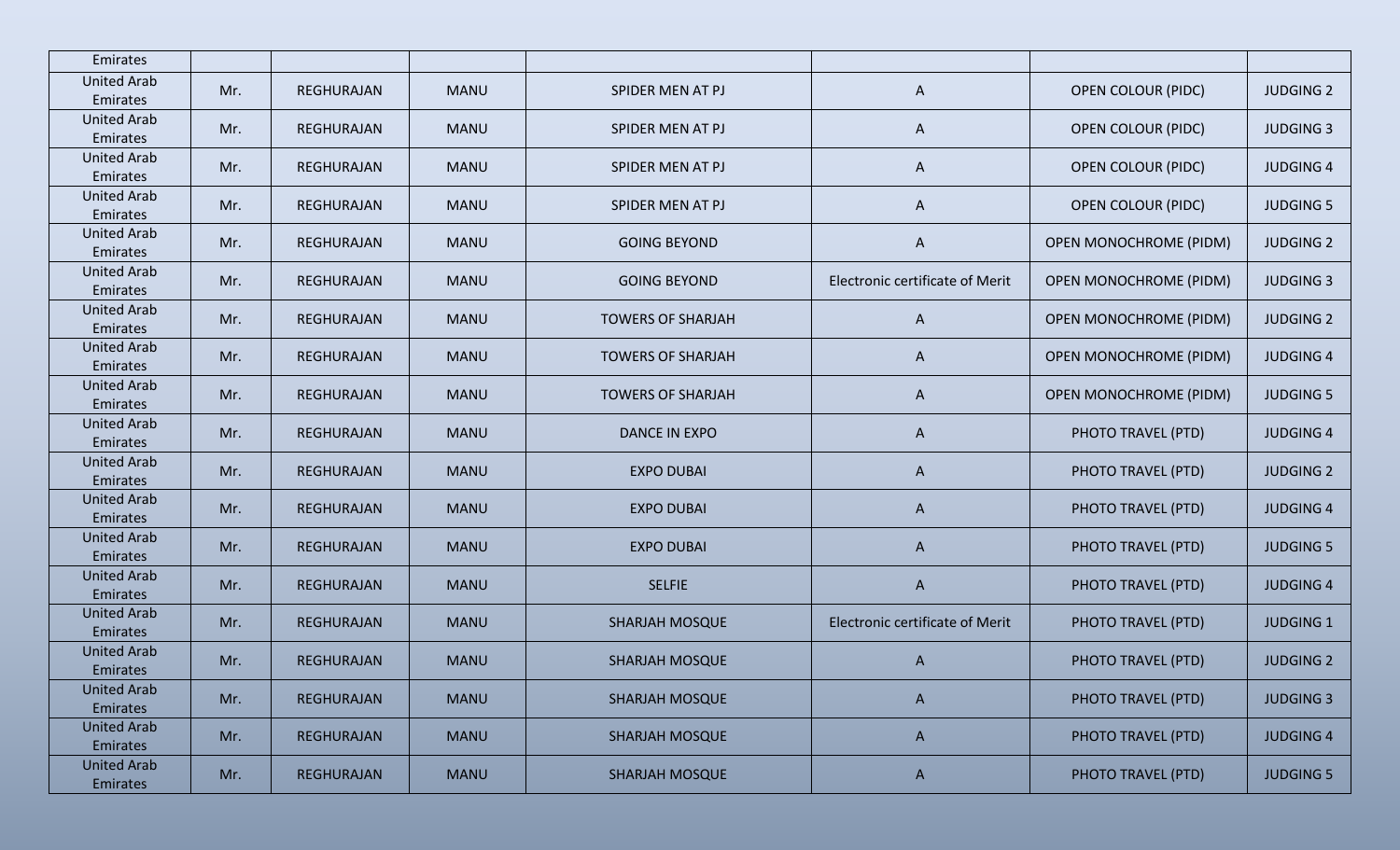| Emirates | | | | | | | |
|---|---|---|---|---|---|---|---|
| United Arab Emirates | Mr. | REGHURAJAN | MANU | SPIDER MEN AT PJ | A | OPEN COLOUR (PIDC) | JUDGING 2 |
| United Arab Emirates | Mr. | REGHURAJAN | MANU | SPIDER MEN AT PJ | A | OPEN COLOUR (PIDC) | JUDGING 3 |
| United Arab Emirates | Mr. | REGHURAJAN | MANU | SPIDER MEN AT PJ | A | OPEN COLOUR (PIDC) | JUDGING 4 |
| United Arab Emirates | Mr. | REGHURAJAN | MANU | SPIDER MEN AT PJ | A | OPEN COLOUR (PIDC) | JUDGING 5 |
| United Arab Emirates | Mr. | REGHURAJAN | MANU | GOING BEYOND | A | OPEN MONOCHROME (PIDM) | JUDGING 2 |
| United Arab Emirates | Mr. | REGHURAJAN | MANU | GOING BEYOND | Electronic certificate of Merit | OPEN MONOCHROME (PIDM) | JUDGING 3 |
| United Arab Emirates | Mr. | REGHURAJAN | MANU | TOWERS OF SHARJAH | A | OPEN MONOCHROME (PIDM) | JUDGING 2 |
| United Arab Emirates | Mr. | REGHURAJAN | MANU | TOWERS OF SHARJAH | A | OPEN MONOCHROME (PIDM) | JUDGING 4 |
| United Arab Emirates | Mr. | REGHURAJAN | MANU | TOWERS OF SHARJAH | A | OPEN MONOCHROME (PIDM) | JUDGING 5 |
| United Arab Emirates | Mr. | REGHURAJAN | MANU | DANCE IN EXPO | A | PHOTO TRAVEL (PTD) | JUDGING 4 |
| United Arab Emirates | Mr. | REGHURAJAN | MANU | EXPO DUBAI | A | PHOTO TRAVEL (PTD) | JUDGING 2 |
| United Arab Emirates | Mr. | REGHURAJAN | MANU | EXPO DUBAI | A | PHOTO TRAVEL (PTD) | JUDGING 4 |
| United Arab Emirates | Mr. | REGHURAJAN | MANU | EXPO DUBAI | A | PHOTO TRAVEL (PTD) | JUDGING 5 |
| United Arab Emirates | Mr. | REGHURAJAN | MANU | SELFIE | A | PHOTO TRAVEL (PTD) | JUDGING 4 |
| United Arab Emirates | Mr. | REGHURAJAN | MANU | SHARJAH MOSQUE | Electronic certificate of Merit | PHOTO TRAVEL (PTD) | JUDGING 1 |
| United Arab Emirates | Mr. | REGHURAJAN | MANU | SHARJAH MOSQUE | A | PHOTO TRAVEL (PTD) | JUDGING 2 |
| United Arab Emirates | Mr. | REGHURAJAN | MANU | SHARJAH MOSQUE | A | PHOTO TRAVEL (PTD) | JUDGING 3 |
| United Arab Emirates | Mr. | REGHURAJAN | MANU | SHARJAH MOSQUE | A | PHOTO TRAVEL (PTD) | JUDGING 4 |
| United Arab Emirates | Mr. | REGHURAJAN | MANU | SHARJAH MOSQUE | A | PHOTO TRAVEL (PTD) | JUDGING 5 |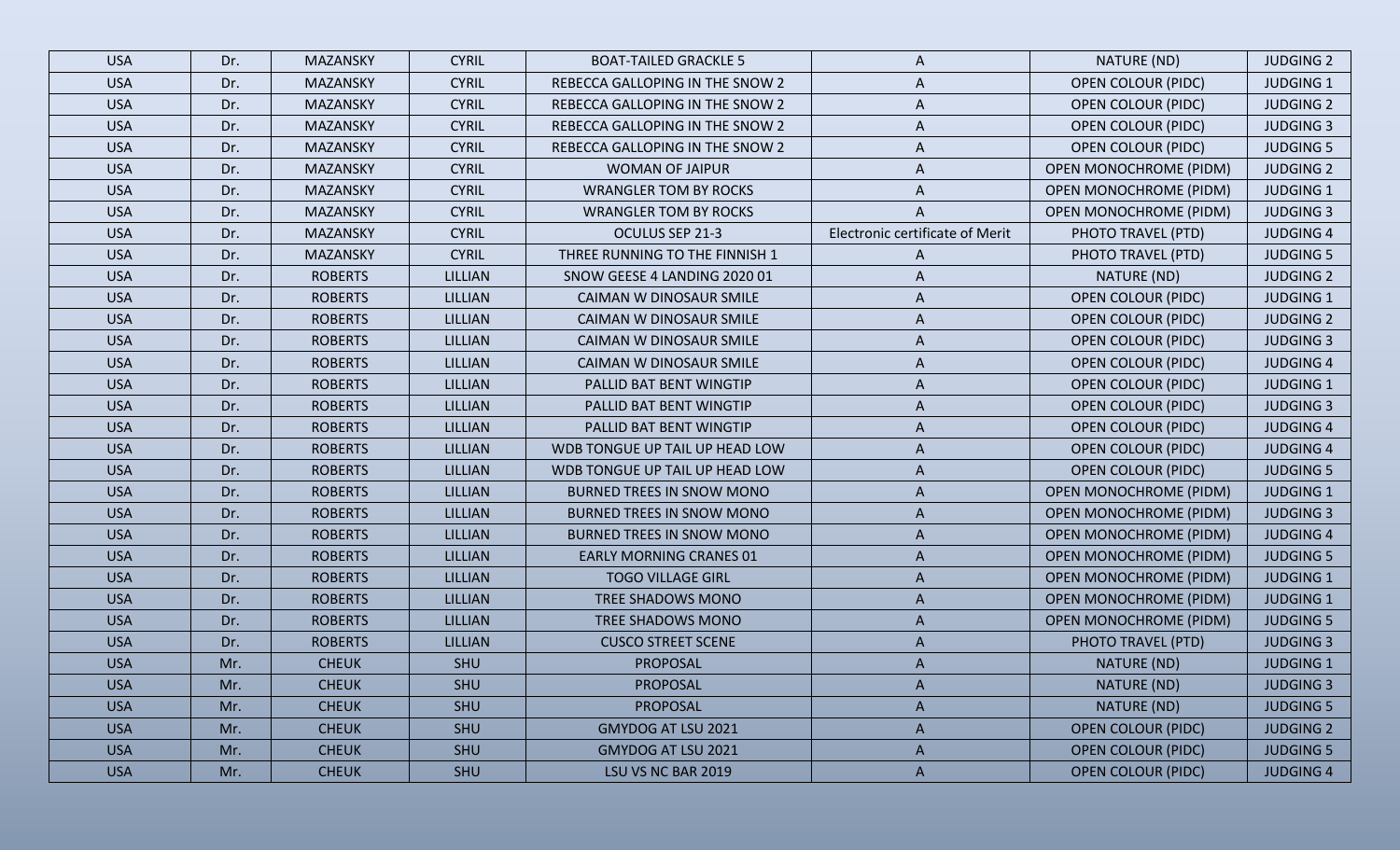| USA | Dr. | MAZANSKY | CYRIL | BOAT-TAILED GRACKLE 5 | A | NATURE (ND) | JUDGING 2 |
|---|---|---|---|---|---|---|---|
| USA | Dr. | MAZANSKY | CYRIL | REBECCA GALLOPING IN THE SNOW 2 | A | OPEN COLOUR (PIDC) | JUDGING 1 |
| USA | Dr. | MAZANSKY | CYRIL | REBECCA GALLOPING IN THE SNOW 2 | A | OPEN COLOUR (PIDC) | JUDGING 2 |
| USA | Dr. | MAZANSKY | CYRIL | REBECCA GALLOPING IN THE SNOW 2 | A | OPEN COLOUR (PIDC) | JUDGING 3 |
| USA | Dr. | MAZANSKY | CYRIL | REBECCA GALLOPING IN THE SNOW 2 | A | OPEN COLOUR (PIDC) | JUDGING 5 |
| USA | Dr. | MAZANSKY | CYRIL | WOMAN OF JAIPUR | A | OPEN MONOCHROME (PIDM) | JUDGING 2 |
| USA | Dr. | MAZANSKY | CYRIL | WRANGLER TOM BY ROCKS | A | OPEN MONOCHROME (PIDM) | JUDGING 1 |
| USA | Dr. | MAZANSKY | CYRIL | WRANGLER TOM BY ROCKS | A | OPEN MONOCHROME (PIDM) | JUDGING 3 |
| USA | Dr. | MAZANSKY | CYRIL | OCULUS SEP 21-3 | Electronic certificate of Merit | PHOTO TRAVEL (PTD) | JUDGING 4 |
| USA | Dr. | MAZANSKY | CYRIL | THREE RUNNING TO THE FINNISH 1 | A | PHOTO TRAVEL (PTD) | JUDGING 5 |
| USA | Dr. | ROBERTS | LILLIAN | SNOW GEESE 4 LANDING 2020 01 | A | NATURE (ND) | JUDGING 2 |
| USA | Dr. | ROBERTS | LILLIAN | CAIMAN W DINOSAUR SMILE | A | OPEN COLOUR (PIDC) | JUDGING 1 |
| USA | Dr. | ROBERTS | LILLIAN | CAIMAN W DINOSAUR SMILE | A | OPEN COLOUR (PIDC) | JUDGING 2 |
| USA | Dr. | ROBERTS | LILLIAN | CAIMAN W DINOSAUR SMILE | A | OPEN COLOUR (PIDC) | JUDGING 3 |
| USA | Dr. | ROBERTS | LILLIAN | CAIMAN W DINOSAUR SMILE | A | OPEN COLOUR (PIDC) | JUDGING 4 |
| USA | Dr. | ROBERTS | LILLIAN | PALLID BAT BENT WINGTIP | A | OPEN COLOUR (PIDC) | JUDGING 1 |
| USA | Dr. | ROBERTS | LILLIAN | PALLID BAT BENT WINGTIP | A | OPEN COLOUR (PIDC) | JUDGING 3 |
| USA | Dr. | ROBERTS | LILLIAN | PALLID BAT BENT WINGTIP | A | OPEN COLOUR (PIDC) | JUDGING 4 |
| USA | Dr. | ROBERTS | LILLIAN | WDB TONGUE UP TAIL UP HEAD LOW | A | OPEN COLOUR (PIDC) | JUDGING 4 |
| USA | Dr. | ROBERTS | LILLIAN | WDB TONGUE UP TAIL UP HEAD LOW | A | OPEN COLOUR (PIDC) | JUDGING 5 |
| USA | Dr. | ROBERTS | LILLIAN | BURNED TREES IN SNOW MONO | A | OPEN MONOCHROME (PIDM) | JUDGING 1 |
| USA | Dr. | ROBERTS | LILLIAN | BURNED TREES IN SNOW MONO | A | OPEN MONOCHROME (PIDM) | JUDGING 3 |
| USA | Dr. | ROBERTS | LILLIAN | BURNED TREES IN SNOW MONO | A | OPEN MONOCHROME (PIDM) | JUDGING 4 |
| USA | Dr. | ROBERTS | LILLIAN | EARLY MORNING CRANES 01 | A | OPEN MONOCHROME (PIDM) | JUDGING 5 |
| USA | Dr. | ROBERTS | LILLIAN | TOGO VILLAGE GIRL | A | OPEN MONOCHROME (PIDM) | JUDGING 1 |
| USA | Dr. | ROBERTS | LILLIAN | TREE SHADOWS MONO | A | OPEN MONOCHROME (PIDM) | JUDGING 1 |
| USA | Dr. | ROBERTS | LILLIAN | TREE SHADOWS MONO | A | OPEN MONOCHROME (PIDM) | JUDGING 5 |
| USA | Dr. | ROBERTS | LILLIAN | CUSCO STREET SCENE | A | PHOTO TRAVEL (PTD) | JUDGING 3 |
| USA | Mr. | CHEUK | SHU | PROPOSAL | A | NATURE (ND) | JUDGING 1 |
| USA | Mr. | CHEUK | SHU | PROPOSAL | A | NATURE (ND) | JUDGING 3 |
| USA | Mr. | CHEUK | SHU | PROPOSAL | A | NATURE (ND) | JUDGING 5 |
| USA | Mr. | CHEUK | SHU | GMYDOG AT LSU 2021 | A | OPEN COLOUR (PIDC) | JUDGING 2 |
| USA | Mr. | CHEUK | SHU | GMYDOG AT LSU 2021 | A | OPEN COLOUR (PIDC) | JUDGING 5 |
| USA | Mr. | CHEUK | SHU | LSU VS NC BAR 2019 | A | OPEN COLOUR (PIDC) | JUDGING 4 |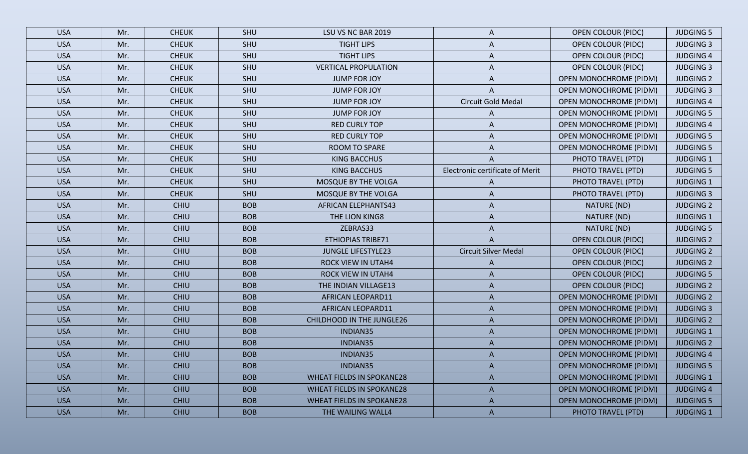| | | | | | | | |
|---|---|---|---|---|---|---|---|
| USA | Mr. | CHEUK | SHU | LSU VS NC BAR 2019 | A | OPEN COLOUR (PIDC) | JUDGING 5 |
| USA | Mr. | CHEUK | SHU | TIGHT LIPS | A | OPEN COLOUR (PIDC) | JUDGING 3 |
| USA | Mr. | CHEUK | SHU | TIGHT LIPS | A | OPEN COLOUR (PIDC) | JUDGING 4 |
| USA | Mr. | CHEUK | SHU | VERTICAL PROPULATION | A | OPEN COLOUR (PIDC) | JUDGING 3 |
| USA | Mr. | CHEUK | SHU | JUMP FOR JOY | A | OPEN MONOCHROME (PIDM) | JUDGING 2 |
| USA | Mr. | CHEUK | SHU | JUMP FOR JOY | A | OPEN MONOCHROME (PIDM) | JUDGING 3 |
| USA | Mr. | CHEUK | SHU | JUMP FOR JOY | Circuit Gold Medal | OPEN MONOCHROME (PIDM) | JUDGING 4 |
| USA | Mr. | CHEUK | SHU | JUMP FOR JOY | A | OPEN MONOCHROME (PIDM) | JUDGING 5 |
| USA | Mr. | CHEUK | SHU | RED CURLY TOP | A | OPEN MONOCHROME (PIDM) | JUDGING 4 |
| USA | Mr. | CHEUK | SHU | RED CURLY TOP | A | OPEN MONOCHROME (PIDM) | JUDGING 5 |
| USA | Mr. | CHEUK | SHU | ROOM TO SPARE | A | OPEN MONOCHROME (PIDM) | JUDGING 5 |
| USA | Mr. | CHEUK | SHU | KING BACCHUS | A | PHOTO TRAVEL (PTD) | JUDGING 1 |
| USA | Mr. | CHEUK | SHU | KING BACCHUS | Electronic certificate of Merit | PHOTO TRAVEL (PTD) | JUDGING 5 |
| USA | Mr. | CHEUK | SHU | MOSQUE BY THE VOLGA | A | PHOTO TRAVEL (PTD) | JUDGING 1 |
| USA | Mr. | CHEUK | SHU | MOSQUE BY THE VOLGA | A | PHOTO TRAVEL (PTD) | JUDGING 3 |
| USA | Mr. | CHIU | BOB | AFRICAN ELEPHANTS43 | A | NATURE (ND) | JUDGING 2 |
| USA | Mr. | CHIU | BOB | THE LION KING8 | A | NATURE (ND) | JUDGING 1 |
| USA | Mr. | CHIU | BOB | ZEBRAS33 | A | NATURE (ND) | JUDGING 5 |
| USA | Mr. | CHIU | BOB | ETHIOPIAS TRIBE71 | A | OPEN COLOUR (PIDC) | JUDGING 2 |
| USA | Mr. | CHIU | BOB | JUNGLE LIFESTYLE23 | Circuit Silver Medal | OPEN COLOUR (PIDC) | JUDGING 2 |
| USA | Mr. | CHIU | BOB | ROCK VIEW IN UTAH4 | A | OPEN COLOUR (PIDC) | JUDGING 2 |
| USA | Mr. | CHIU | BOB | ROCK VIEW IN UTAH4 | A | OPEN COLOUR (PIDC) | JUDGING 5 |
| USA | Mr. | CHIU | BOB | THE INDIAN VILLAGE13 | A | OPEN COLOUR (PIDC) | JUDGING 2 |
| USA | Mr. | CHIU | BOB | AFRICAN LEOPARD11 | A | OPEN MONOCHROME (PIDM) | JUDGING 2 |
| USA | Mr. | CHIU | BOB | AFRICAN LEOPARD11 | A | OPEN MONOCHROME (PIDM) | JUDGING 3 |
| USA | Mr. | CHIU | BOB | CHILDHOOD IN THE JUNGLE26 | A | OPEN MONOCHROME (PIDM) | JUDGING 2 |
| USA | Mr. | CHIU | BOB | INDIAN35 | A | OPEN MONOCHROME (PIDM) | JUDGING 1 |
| USA | Mr. | CHIU | BOB | INDIAN35 | A | OPEN MONOCHROME (PIDM) | JUDGING 2 |
| USA | Mr. | CHIU | BOB | INDIAN35 | A | OPEN MONOCHROME (PIDM) | JUDGING 4 |
| USA | Mr. | CHIU | BOB | INDIAN35 | A | OPEN MONOCHROME (PIDM) | JUDGING 5 |
| USA | Mr. | CHIU | BOB | WHEAT FIELDS IN SPOKANE28 | A | OPEN MONOCHROME (PIDM) | JUDGING 1 |
| USA | Mr. | CHIU | BOB | WHEAT FIELDS IN SPOKANE28 | A | OPEN MONOCHROME (PIDM) | JUDGING 4 |
| USA | Mr. | CHIU | BOB | WHEAT FIELDS IN SPOKANE28 | A | OPEN MONOCHROME (PIDM) | JUDGING 5 |
| USA | Mr. | CHIU | BOB | THE WAILING WALL4 | A | PHOTO TRAVEL (PTD) | JUDGING 1 |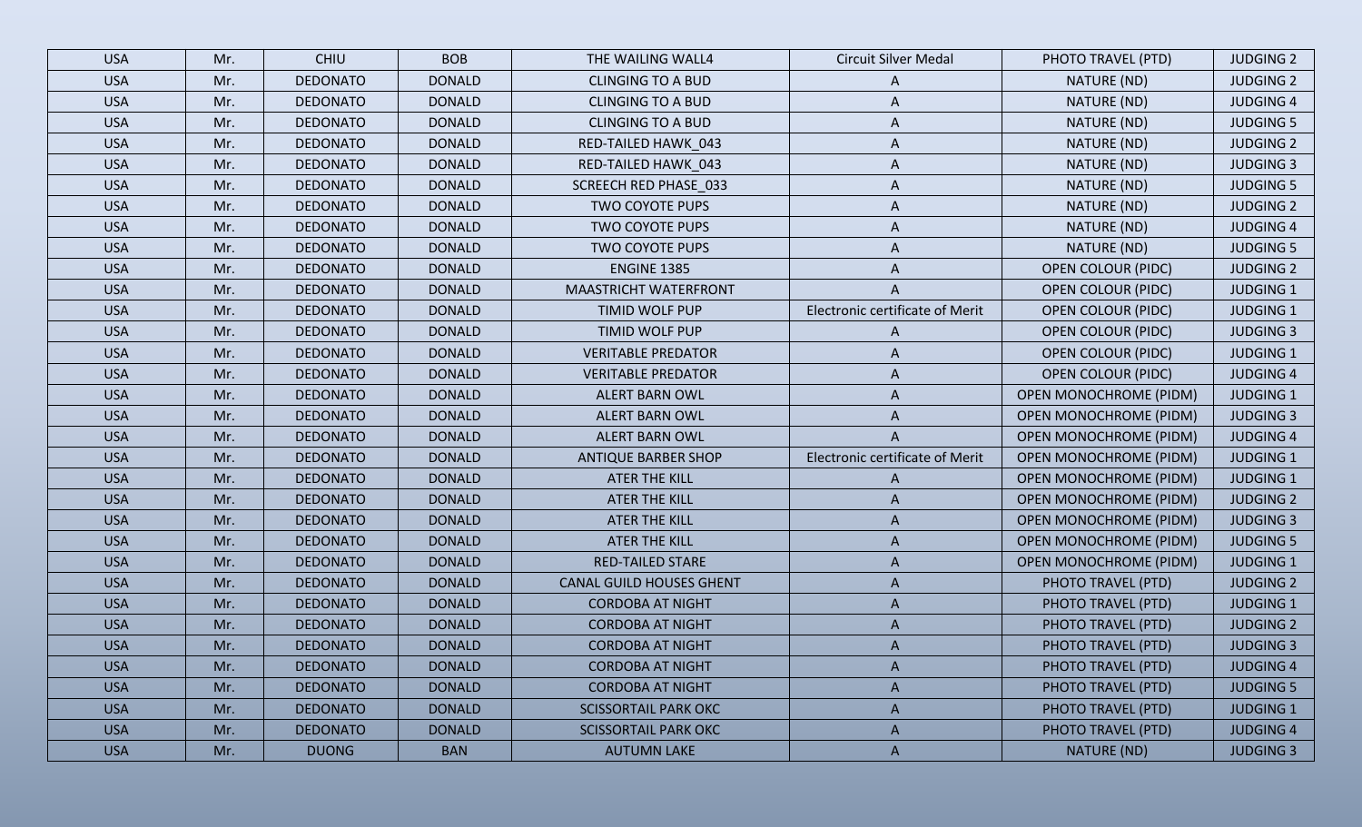| | | | | | | | |
|---|---|---|---|---|---|---|---|
| USA | Mr. | CHIU | BOB | THE WAILING WALL4 | Circuit Silver Medal | PHOTO TRAVEL (PTD) | JUDGING 2 |
| USA | Mr. | DEDONATO | DONALD | CLINGING TO A BUD | A | NATURE (ND) | JUDGING 2 |
| USA | Mr. | DEDONATO | DONALD | CLINGING TO A BUD | A | NATURE (ND) | JUDGING 4 |
| USA | Mr. | DEDONATO | DONALD | CLINGING TO A BUD | A | NATURE (ND) | JUDGING 5 |
| USA | Mr. | DEDONATO | DONALD | RED-TAILED HAWK_043 | A | NATURE (ND) | JUDGING 2 |
| USA | Mr. | DEDONATO | DONALD | RED-TAILED HAWK_043 | A | NATURE (ND) | JUDGING 3 |
| USA | Mr. | DEDONATO | DONALD | SCREECH RED PHASE_033 | A | NATURE (ND) | JUDGING 5 |
| USA | Mr. | DEDONATO | DONALD | TWO COYOTE PUPS | A | NATURE (ND) | JUDGING 2 |
| USA | Mr. | DEDONATO | DONALD | TWO COYOTE PUPS | A | NATURE (ND) | JUDGING 4 |
| USA | Mr. | DEDONATO | DONALD | TWO COYOTE PUPS | A | NATURE (ND) | JUDGING 5 |
| USA | Mr. | DEDONATO | DONALD | ENGINE 1385 | A | OPEN COLOUR (PIDC) | JUDGING 2 |
| USA | Mr. | DEDONATO | DONALD | MAASTRICHT WATERFRONT | A | OPEN COLOUR (PIDC) | JUDGING 1 |
| USA | Mr. | DEDONATO | DONALD | TIMID WOLF PUP | Electronic certificate of Merit | OPEN COLOUR (PIDC) | JUDGING 1 |
| USA | Mr. | DEDONATO | DONALD | TIMID WOLF PUP | A | OPEN COLOUR (PIDC) | JUDGING 3 |
| USA | Mr. | DEDONATO | DONALD | VERITABLE PREDATOR | A | OPEN COLOUR (PIDC) | JUDGING 1 |
| USA | Mr. | DEDONATO | DONALD | VERITABLE PREDATOR | A | OPEN COLOUR (PIDC) | JUDGING 4 |
| USA | Mr. | DEDONATO | DONALD | ALERT BARN OWL | A | OPEN MONOCHROME (PIDM) | JUDGING 1 |
| USA | Mr. | DEDONATO | DONALD | ALERT BARN OWL | A | OPEN MONOCHROME (PIDM) | JUDGING 3 |
| USA | Mr. | DEDONATO | DONALD | ALERT BARN OWL | A | OPEN MONOCHROME (PIDM) | JUDGING 4 |
| USA | Mr. | DEDONATO | DONALD | ANTIQUE BARBER SHOP | Electronic certificate of Merit | OPEN MONOCHROME (PIDM) | JUDGING 1 |
| USA | Mr. | DEDONATO | DONALD | ATER THE KILL | A | OPEN MONOCHROME (PIDM) | JUDGING 1 |
| USA | Mr. | DEDONATO | DONALD | ATER THE KILL | A | OPEN MONOCHROME (PIDM) | JUDGING 2 |
| USA | Mr. | DEDONATO | DONALD | ATER THE KILL | A | OPEN MONOCHROME (PIDM) | JUDGING 3 |
| USA | Mr. | DEDONATO | DONALD | ATER THE KILL | A | OPEN MONOCHROME (PIDM) | JUDGING 5 |
| USA | Mr. | DEDONATO | DONALD | RED-TAILED STARE | A | OPEN MONOCHROME (PIDM) | JUDGING 1 |
| USA | Mr. | DEDONATO | DONALD | CANAL GUILD HOUSES GHENT | A | PHOTO TRAVEL (PTD) | JUDGING 2 |
| USA | Mr. | DEDONATO | DONALD | CORDOBA AT NIGHT | A | PHOTO TRAVEL (PTD) | JUDGING 1 |
| USA | Mr. | DEDONATO | DONALD | CORDOBA AT NIGHT | A | PHOTO TRAVEL (PTD) | JUDGING 2 |
| USA | Mr. | DEDONATO | DONALD | CORDOBA AT NIGHT | A | PHOTO TRAVEL (PTD) | JUDGING 3 |
| USA | Mr. | DEDONATO | DONALD | CORDOBA AT NIGHT | A | PHOTO TRAVEL (PTD) | JUDGING 4 |
| USA | Mr. | DEDONATO | DONALD | CORDOBA AT NIGHT | A | PHOTO TRAVEL (PTD) | JUDGING 5 |
| USA | Mr. | DEDONATO | DONALD | SCISSORTAIL PARK OKC | A | PHOTO TRAVEL (PTD) | JUDGING 1 |
| USA | Mr. | DEDONATO | DONALD | SCISSORTAIL PARK OKC | A | PHOTO TRAVEL (PTD) | JUDGING 4 |
| USA | Mr. | DUONG | BAN | AUTUMN LAKE | A | NATURE (ND) | JUDGING 3 |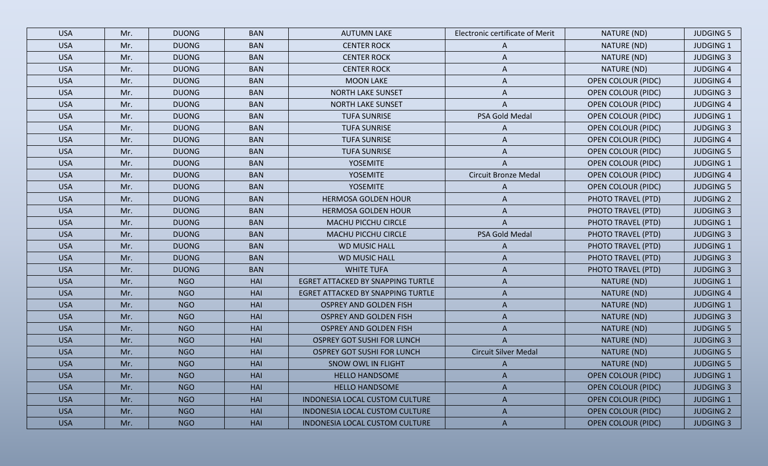| USA | Mr. | DUONG | BAN | AUTUMN LAKE | Electronic certificate of Merit | NATURE (ND) | JUDGING 5 |
|---|---|---|---|---|---|---|---|
| USA | Mr. | DUONG | BAN | CENTER ROCK | A | NATURE (ND) | JUDGING 1 |
| USA | Mr. | DUONG | BAN | CENTER ROCK | A | NATURE (ND) | JUDGING 3 |
| USA | Mr. | DUONG | BAN | CENTER ROCK | A | NATURE (ND) | JUDGING 4 |
| USA | Mr. | DUONG | BAN | MOON LAKE | A | OPEN COLOUR (PIDC) | JUDGING 4 |
| USA | Mr. | DUONG | BAN | NORTH LAKE SUNSET | A | OPEN COLOUR (PIDC) | JUDGING 3 |
| USA | Mr. | DUONG | BAN | NORTH LAKE SUNSET | A | OPEN COLOUR (PIDC) | JUDGING 4 |
| USA | Mr. | DUONG | BAN | TUFA SUNRISE | PSA Gold Medal | OPEN COLOUR (PIDC) | JUDGING 1 |
| USA | Mr. | DUONG | BAN | TUFA SUNRISE | A | OPEN COLOUR (PIDC) | JUDGING 3 |
| USA | Mr. | DUONG | BAN | TUFA SUNRISE | A | OPEN COLOUR (PIDC) | JUDGING 4 |
| USA | Mr. | DUONG | BAN | TUFA SUNRISE | A | OPEN COLOUR (PIDC) | JUDGING 5 |
| USA | Mr. | DUONG | BAN | YOSEMITE | A | OPEN COLOUR (PIDC) | JUDGING 1 |
| USA | Mr. | DUONG | BAN | YOSEMITE | Circuit Bronze Medal | OPEN COLOUR (PIDC) | JUDGING 4 |
| USA | Mr. | DUONG | BAN | YOSEMITE | A | OPEN COLOUR (PIDC) | JUDGING 5 |
| USA | Mr. | DUONG | BAN | HERMOSA GOLDEN HOUR | A | PHOTO TRAVEL (PTD) | JUDGING 2 |
| USA | Mr. | DUONG | BAN | HERMOSA GOLDEN HOUR | A | PHOTO TRAVEL (PTD) | JUDGING 3 |
| USA | Mr. | DUONG | BAN | MACHU PICCHU CIRCLE | A | PHOTO TRAVEL (PTD) | JUDGING 1 |
| USA | Mr. | DUONG | BAN | MACHU PICCHU CIRCLE | PSA Gold Medal | PHOTO TRAVEL (PTD) | JUDGING 3 |
| USA | Mr. | DUONG | BAN | WD MUSIC HALL | A | PHOTO TRAVEL (PTD) | JUDGING 1 |
| USA | Mr. | DUONG | BAN | WD MUSIC HALL | A | PHOTO TRAVEL (PTD) | JUDGING 3 |
| USA | Mr. | DUONG | BAN | WHITE TUFA | A | PHOTO TRAVEL (PTD) | JUDGING 3 |
| USA | Mr. | NGO | HAI | EGRET ATTACKED BY SNAPPING TURTLE | A | NATURE (ND) | JUDGING 1 |
| USA | Mr. | NGO | HAI | EGRET ATTACKED BY SNAPPING TURTLE | A | NATURE (ND) | JUDGING 4 |
| USA | Mr. | NGO | HAI | OSPREY AND GOLDEN FISH | A | NATURE (ND) | JUDGING 1 |
| USA | Mr. | NGO | HAI | OSPREY AND GOLDEN FISH | A | NATURE (ND) | JUDGING 3 |
| USA | Mr. | NGO | HAI | OSPREY AND GOLDEN FISH | A | NATURE (ND) | JUDGING 5 |
| USA | Mr. | NGO | HAI | OSPREY GOT SUSHI FOR LUNCH | A | NATURE (ND) | JUDGING 3 |
| USA | Mr. | NGO | HAI | OSPREY GOT SUSHI FOR LUNCH | Circuit Silver Medal | NATURE (ND) | JUDGING 5 |
| USA | Mr. | NGO | HAI | SNOW OWL IN FLIGHT | A | NATURE (ND) | JUDGING 5 |
| USA | Mr. | NGO | HAI | HELLO HANDSOME | A | OPEN COLOUR (PIDC) | JUDGING 1 |
| USA | Mr. | NGO | HAI | HELLO HANDSOME | A | OPEN COLOUR (PIDC) | JUDGING 3 |
| USA | Mr. | NGO | HAI | INDONESIA LOCAL CUSTOM CULTURE | A | OPEN COLOUR (PIDC) | JUDGING 1 |
| USA | Mr. | NGO | HAI | INDONESIA LOCAL CUSTOM CULTURE | A | OPEN COLOUR (PIDC) | JUDGING 2 |
| USA | Mr. | NGO | HAI | INDONESIA LOCAL CUSTOM CULTURE | A | OPEN COLOUR (PIDC) | JUDGING 3 |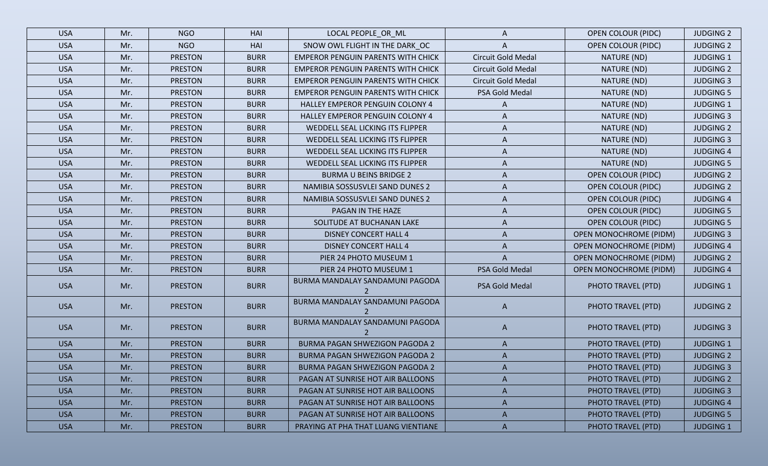| USA | Mr. | NGO | HAI | LOCAL PEOPLE_OR_ML | A | OPEN COLOUR (PIDC) | JUDGING 2 |
|---|---|---|---|---|---|---|---|
| USA | Mr. | NGO | HAI | SNOW OWL FLIGHT IN THE DARK_OC | A | OPEN COLOUR (PIDC) | JUDGING 2 |
| USA | Mr. | PRESTON | BURR | EMPEROR PENGUIN PARENTS WITH CHICK | Circuit Gold Medal | NATURE (ND) | JUDGING 1 |
| USA | Mr. | PRESTON | BURR | EMPEROR PENGUIN PARENTS WITH CHICK | Circuit Gold Medal | NATURE (ND) | JUDGING 2 |
| USA | Mr. | PRESTON | BURR | EMPEROR PENGUIN PARENTS WITH CHICK | Circuit Gold Medal | NATURE (ND) | JUDGING 3 |
| USA | Mr. | PRESTON | BURR | EMPEROR PENGUIN PARENTS WITH CHICK | PSA Gold Medal | NATURE (ND) | JUDGING 5 |
| USA | Mr. | PRESTON | BURR | HALLEY EMPEROR PENGUIN COLONY 4 | A | NATURE (ND) | JUDGING 1 |
| USA | Mr. | PRESTON | BURR | HALLEY EMPEROR PENGUIN COLONY 4 | A | NATURE (ND) | JUDGING 3 |
| USA | Mr. | PRESTON | BURR | WEDDELL SEAL LICKING ITS FLIPPER | A | NATURE (ND) | JUDGING 2 |
| USA | Mr. | PRESTON | BURR | WEDDELL SEAL LICKING ITS FLIPPER | A | NATURE (ND) | JUDGING 3 |
| USA | Mr. | PRESTON | BURR | WEDDELL SEAL LICKING ITS FLIPPER | A | NATURE (ND) | JUDGING 4 |
| USA | Mr. | PRESTON | BURR | WEDDELL SEAL LICKING ITS FLIPPER | A | NATURE (ND) | JUDGING 5 |
| USA | Mr. | PRESTON | BURR | BURMA U BEINS BRIDGE 2 | A | OPEN COLOUR (PIDC) | JUDGING 2 |
| USA | Mr. | PRESTON | BURR | NAMIBIA SOSSUSVLEI SAND DUNES 2 | A | OPEN COLOUR (PIDC) | JUDGING 2 |
| USA | Mr. | PRESTON | BURR | NAMIBIA SOSSUSVLEI SAND DUNES 2 | A | OPEN COLOUR (PIDC) | JUDGING 4 |
| USA | Mr. | PRESTON | BURR | PAGAN IN THE HAZE | A | OPEN COLOUR (PIDC) | JUDGING 5 |
| USA | Mr. | PRESTON | BURR | SOLITUDE AT BUCHANAN LAKE | A | OPEN COLOUR (PIDC) | JUDGING 5 |
| USA | Mr. | PRESTON | BURR | DISNEY CONCERT HALL 4 | A | OPEN MONOCHROME (PIDM) | JUDGING 3 |
| USA | Mr. | PRESTON | BURR | DISNEY CONCERT HALL 4 | A | OPEN MONOCHROME (PIDM) | JUDGING 4 |
| USA | Mr. | PRESTON | BURR | PIER 24 PHOTO MUSEUM 1 | A | OPEN MONOCHROME (PIDM) | JUDGING 2 |
| USA | Mr. | PRESTON | BURR | PIER 24 PHOTO MUSEUM 1 | PSA Gold Medal | OPEN MONOCHROME (PIDM) | JUDGING 4 |
| USA | Mr. | PRESTON | BURR | BURMA MANDALAY SANDAMUNI PAGODA 2 | PSA Gold Medal | PHOTO TRAVEL (PTD) | JUDGING 1 |
| USA | Mr. | PRESTON | BURR | BURMA MANDALAY SANDAMUNI PAGODA 2 | A | PHOTO TRAVEL (PTD) | JUDGING 2 |
| USA | Mr. | PRESTON | BURR | BURMA MANDALAY SANDAMUNI PAGODA 2 | A | PHOTO TRAVEL (PTD) | JUDGING 3 |
| USA | Mr. | PRESTON | BURR | BURMA PAGAN SHWEZIGON PAGODA 2 | A | PHOTO TRAVEL (PTD) | JUDGING 1 |
| USA | Mr. | PRESTON | BURR | BURMA PAGAN SHWEZIGON PAGODA 2 | A | PHOTO TRAVEL (PTD) | JUDGING 2 |
| USA | Mr. | PRESTON | BURR | BURMA PAGAN SHWEZIGON PAGODA 2 | A | PHOTO TRAVEL (PTD) | JUDGING 3 |
| USA | Mr. | PRESTON | BURR | PAGAN AT SUNRISE HOT AIR BALLOONS | A | PHOTO TRAVEL (PTD) | JUDGING 2 |
| USA | Mr. | PRESTON | BURR | PAGAN AT SUNRISE HOT AIR BALLOONS | A | PHOTO TRAVEL (PTD) | JUDGING 3 |
| USA | Mr. | PRESTON | BURR | PAGAN AT SUNRISE HOT AIR BALLOONS | A | PHOTO TRAVEL (PTD) | JUDGING 4 |
| USA | Mr. | PRESTON | BURR | PAGAN AT SUNRISE HOT AIR BALLOONS | A | PHOTO TRAVEL (PTD) | JUDGING 5 |
| USA | Mr. | PRESTON | BURR | PRAYING AT PHA THAT LUANG VIENTIANE | A | PHOTO TRAVEL (PTD) | JUDGING 1 |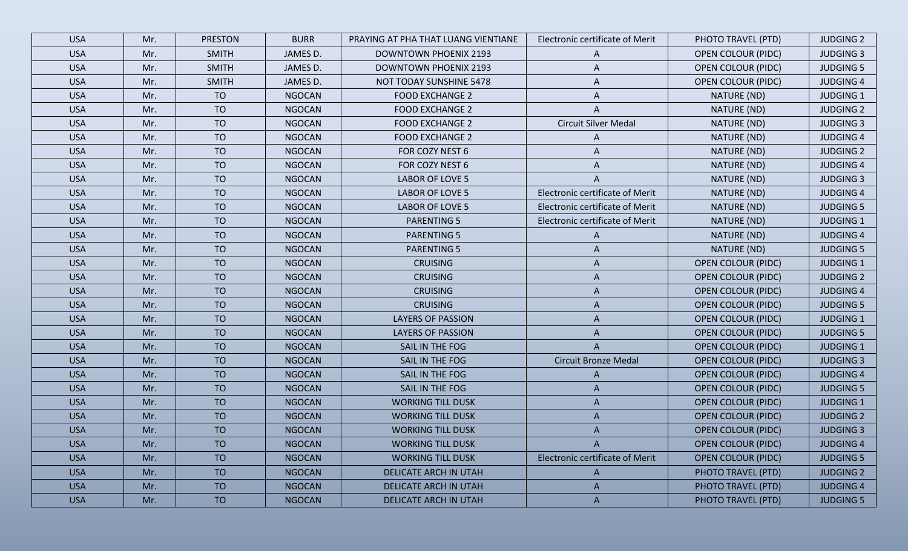| USA | Mr. | PRESTON | BURR | PRAYING AT PHA THAT LUANG VIENTIANE | Electronic certificate of Merit | PHOTO TRAVEL (PTD) | JUDGING 2 |
|---|---|---|---|---|---|---|---|
| USA | Mr. | SMITH | JAMES D. | DOWNTOWN PHOENIX 2193 | A | OPEN COLOUR (PIDC) | JUDGING 3 |
| USA | Mr. | SMITH | JAMES D. | DOWNTOWN PHOENIX 2193 | A | OPEN COLOUR (PIDC) | JUDGING 5 |
| USA | Mr. | SMITH | JAMES D. | NOT TODAY SUNSHINE 5478 | A | OPEN COLOUR (PIDC) | JUDGING 4 |
| USA | Mr. | TO | NGOCAN | FOOD EXCHANGE 2 | A | NATURE (ND) | JUDGING 1 |
| USA | Mr. | TO | NGOCAN | FOOD EXCHANGE 2 | A | NATURE (ND) | JUDGING 2 |
| USA | Mr. | TO | NGOCAN | FOOD EXCHANGE 2 | Circuit Silver Medal | NATURE (ND) | JUDGING 3 |
| USA | Mr. | TO | NGOCAN | FOOD EXCHANGE 2 | A | NATURE (ND) | JUDGING 4 |
| USA | Mr. | TO | NGOCAN | FOR COZY NEST 6 | A | NATURE (ND) | JUDGING 2 |
| USA | Mr. | TO | NGOCAN | FOR COZY NEST 6 | A | NATURE (ND) | JUDGING 4 |
| USA | Mr. | TO | NGOCAN | LABOR OF LOVE 5 | A | NATURE (ND) | JUDGING 3 |
| USA | Mr. | TO | NGOCAN | LABOR OF LOVE 5 | Electronic certificate of Merit | NATURE (ND) | JUDGING 4 |
| USA | Mr. | TO | NGOCAN | LABOR OF LOVE 5 | Electronic certificate of Merit | NATURE (ND) | JUDGING 5 |
| USA | Mr. | TO | NGOCAN | PARENTING 5 | Electronic certificate of Merit | NATURE (ND) | JUDGING 1 |
| USA | Mr. | TO | NGOCAN | PARENTING 5 | A | NATURE (ND) | JUDGING 4 |
| USA | Mr. | TO | NGOCAN | PARENTING 5 | A | NATURE (ND) | JUDGING 5 |
| USA | Mr. | TO | NGOCAN | CRUISING | A | OPEN COLOUR (PIDC) | JUDGING 1 |
| USA | Mr. | TO | NGOCAN | CRUISING | A | OPEN COLOUR (PIDC) | JUDGING 2 |
| USA | Mr. | TO | NGOCAN | CRUISING | A | OPEN COLOUR (PIDC) | JUDGING 4 |
| USA | Mr. | TO | NGOCAN | CRUISING | A | OPEN COLOUR (PIDC) | JUDGING 5 |
| USA | Mr. | TO | NGOCAN | LAYERS OF PASSION | A | OPEN COLOUR (PIDC) | JUDGING 1 |
| USA | Mr. | TO | NGOCAN | LAYERS OF PASSION | A | OPEN COLOUR (PIDC) | JUDGING 5 |
| USA | Mr. | TO | NGOCAN | SAIL IN THE FOG | A | OPEN COLOUR (PIDC) | JUDGING 1 |
| USA | Mr. | TO | NGOCAN | SAIL IN THE FOG | Circuit Bronze Medal | OPEN COLOUR (PIDC) | JUDGING 3 |
| USA | Mr. | TO | NGOCAN | SAIL IN THE FOG | A | OPEN COLOUR (PIDC) | JUDGING 4 |
| USA | Mr. | TO | NGOCAN | SAIL IN THE FOG | A | OPEN COLOUR (PIDC) | JUDGING 5 |
| USA | Mr. | TO | NGOCAN | WORKING TILL DUSK | A | OPEN COLOUR (PIDC) | JUDGING 1 |
| USA | Mr. | TO | NGOCAN | WORKING TILL DUSK | A | OPEN COLOUR (PIDC) | JUDGING 2 |
| USA | Mr. | TO | NGOCAN | WORKING TILL DUSK | A | OPEN COLOUR (PIDC) | JUDGING 3 |
| USA | Mr. | TO | NGOCAN | WORKING TILL DUSK | A | OPEN COLOUR (PIDC) | JUDGING 4 |
| USA | Mr. | TO | NGOCAN | WORKING TILL DUSK | Electronic certificate of Merit | OPEN COLOUR (PIDC) | JUDGING 5 |
| USA | Mr. | TO | NGOCAN | DELICATE ARCH IN UTAH | A | PHOTO TRAVEL (PTD) | JUDGING 2 |
| USA | Mr. | TO | NGOCAN | DELICATE ARCH IN UTAH | A | PHOTO TRAVEL (PTD) | JUDGING 4 |
| USA | Mr. | TO | NGOCAN | DELICATE ARCH IN UTAH | A | PHOTO TRAVEL (PTD) | JUDGING 5 |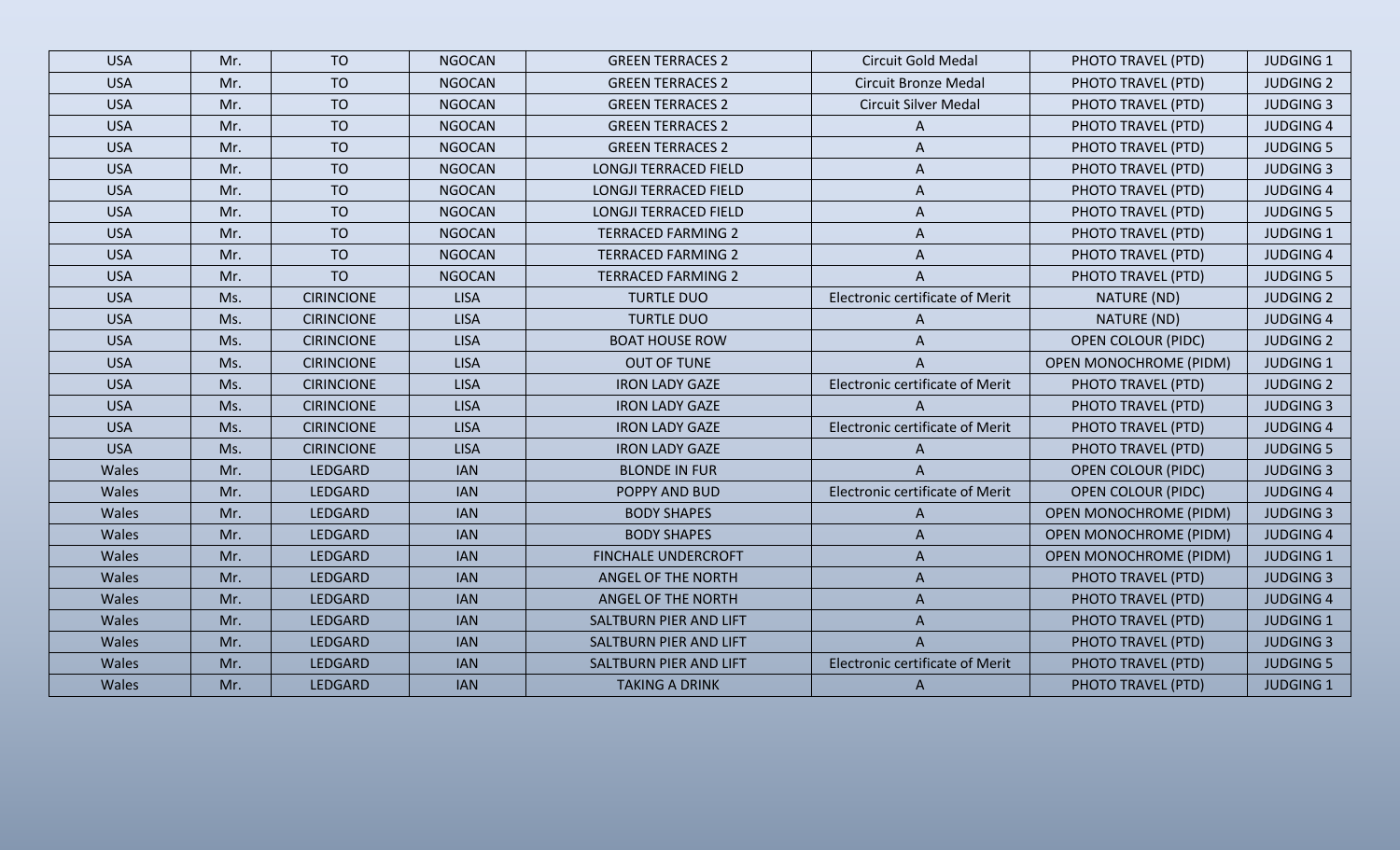| | | | | | | | |
|---|---|---|---|---|---|---|---|
| USA | Mr. | TO | NGOCAN | GREEN TERRACES 2 | Circuit Gold Medal | PHOTO TRAVEL (PTD) | JUDGING 1 |
| USA | Mr. | TO | NGOCAN | GREEN TERRACES 2 | Circuit Bronze Medal | PHOTO TRAVEL (PTD) | JUDGING 2 |
| USA | Mr. | TO | NGOCAN | GREEN TERRACES 2 | Circuit Silver Medal | PHOTO TRAVEL (PTD) | JUDGING 3 |
| USA | Mr. | TO | NGOCAN | GREEN TERRACES 2 | A | PHOTO TRAVEL (PTD) | JUDGING 4 |
| USA | Mr. | TO | NGOCAN | GREEN TERRACES 2 | A | PHOTO TRAVEL (PTD) | JUDGING 5 |
| USA | Mr. | TO | NGOCAN | LONGJI TERRACED FIELD | A | PHOTO TRAVEL (PTD) | JUDGING 3 |
| USA | Mr. | TO | NGOCAN | LONGJI TERRACED FIELD | A | PHOTO TRAVEL (PTD) | JUDGING 4 |
| USA | Mr. | TO | NGOCAN | LONGJI TERRACED FIELD | A | PHOTO TRAVEL (PTD) | JUDGING 5 |
| USA | Mr. | TO | NGOCAN | TERRACED FARMING 2 | A | PHOTO TRAVEL (PTD) | JUDGING 1 |
| USA | Mr. | TO | NGOCAN | TERRACED FARMING 2 | A | PHOTO TRAVEL (PTD) | JUDGING 4 |
| USA | Mr. | TO | NGOCAN | TERRACED FARMING 2 | A | PHOTO TRAVEL (PTD) | JUDGING 5 |
| USA | Ms. | CIRINCIONE | LISA | TURTLE DUO | Electronic certificate of Merit | NATURE (ND) | JUDGING 2 |
| USA | Ms. | CIRINCIONE | LISA | TURTLE DUO | A | NATURE (ND) | JUDGING 4 |
| USA | Ms. | CIRINCIONE | LISA | BOAT HOUSE ROW | A | OPEN COLOUR (PIDC) | JUDGING 2 |
| USA | Ms. | CIRINCIONE | LISA | OUT OF TUNE | A | OPEN MONOCHROME (PIDM) | JUDGING 1 |
| USA | Ms. | CIRINCIONE | LISA | IRON LADY GAZE | Electronic certificate of Merit | PHOTO TRAVEL (PTD) | JUDGING 2 |
| USA | Ms. | CIRINCIONE | LISA | IRON LADY GAZE | A | PHOTO TRAVEL (PTD) | JUDGING 3 |
| USA | Ms. | CIRINCIONE | LISA | IRON LADY GAZE | Electronic certificate of Merit | PHOTO TRAVEL (PTD) | JUDGING 4 |
| USA | Ms. | CIRINCIONE | LISA | IRON LADY GAZE | A | PHOTO TRAVEL (PTD) | JUDGING 5 |
| Wales | Mr. | LEDGARD | IAN | BLONDE IN FUR | A | OPEN COLOUR (PIDC) | JUDGING 3 |
| Wales | Mr. | LEDGARD | IAN | POPPY AND BUD | Electronic certificate of Merit | OPEN COLOUR (PIDC) | JUDGING 4 |
| Wales | Mr. | LEDGARD | IAN | BODY SHAPES | A | OPEN MONOCHROME (PIDM) | JUDGING 3 |
| Wales | Mr. | LEDGARD | IAN | BODY SHAPES | A | OPEN MONOCHROME (PIDM) | JUDGING 4 |
| Wales | Mr. | LEDGARD | IAN | FINCHALE UNDERCROFT | A | OPEN MONOCHROME (PIDM) | JUDGING 1 |
| Wales | Mr. | LEDGARD | IAN | ANGEL OF THE NORTH | A | PHOTO TRAVEL (PTD) | JUDGING 3 |
| Wales | Mr. | LEDGARD | IAN | ANGEL OF THE NORTH | A | PHOTO TRAVEL (PTD) | JUDGING 4 |
| Wales | Mr. | LEDGARD | IAN | SALTBURN PIER AND LIFT | A | PHOTO TRAVEL (PTD) | JUDGING 1 |
| Wales | Mr. | LEDGARD | IAN | SALTBURN PIER AND LIFT | A | PHOTO TRAVEL (PTD) | JUDGING 3 |
| Wales | Mr. | LEDGARD | IAN | SALTBURN PIER AND LIFT | Electronic certificate of Merit | PHOTO TRAVEL (PTD) | JUDGING 5 |
| Wales | Mr. | LEDGARD | IAN | TAKING A DRINK | A | PHOTO TRAVEL (PTD) | JUDGING 1 |